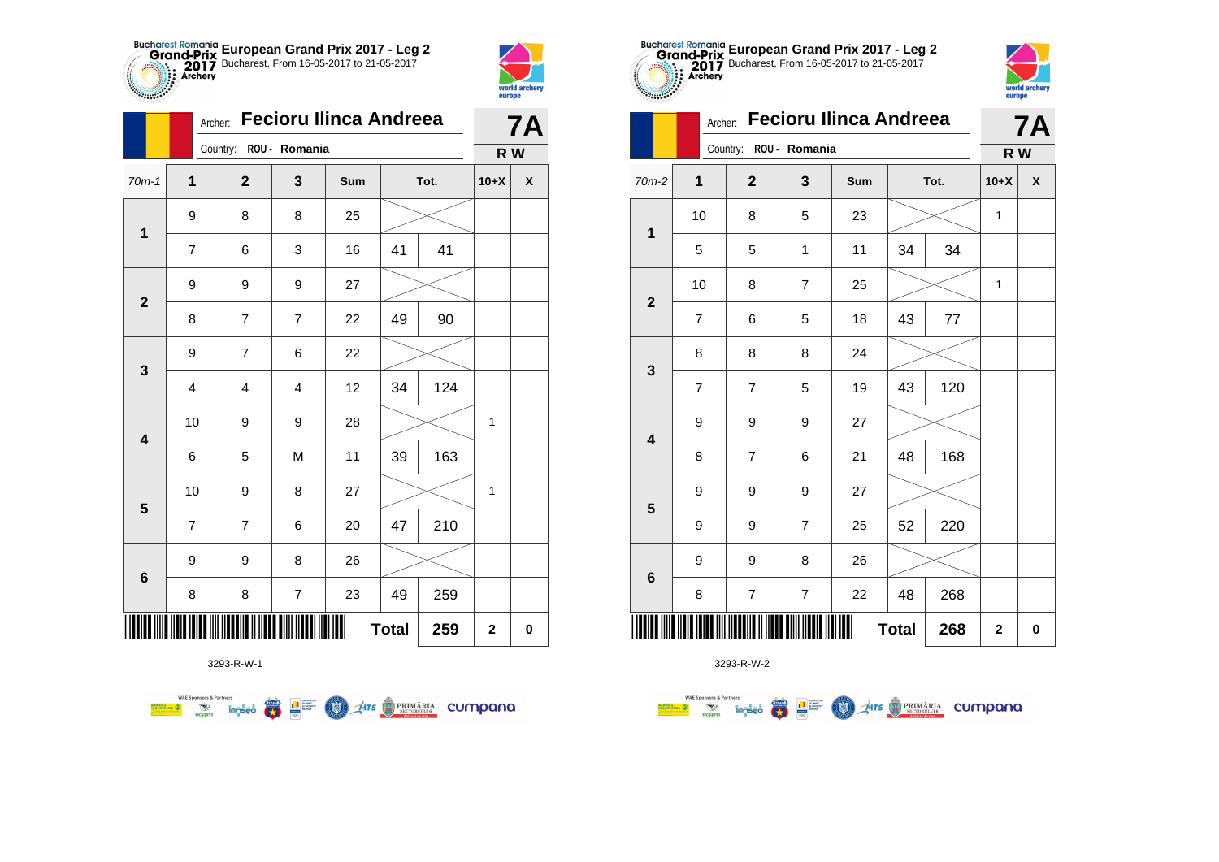**European Grand Prix 2017 - Leg 2**
Bucharest, From 16-05-2017 to 21-05-2017

Archer: **Fecioru Ilinca Andreea** — **7A**

Country: ROU - Romania — **R W**

| 70m-1 | 1 | 2 | 3 | Sum | Tot. | | 10+X | X |
|---|---|---|---|---|---|---|---|---|
| 1 | 9 | 8 | 8 | 25 | | | | |
| | 7 | 6 | 3 | 16 | 41 | 41 | | |
| 2 | 9 | 9 | 9 | 27 | | | | |
| | 8 | 7 | 7 | 22 | 49 | 90 | | |
| 3 | 9 | 7 | 6 | 22 | | | | |
| | 4 | 4 | 4 | 12 | 34 | 124 | | |
| 4 | 10 | 9 | 9 | 28 | | | 1 | |
| | 6 | 5 | M | 11 | 39 | 163 | | |
| 5 | 10 | 9 | 8 | 27 | | | 1 | |
| | 7 | 7 | 6 | 20 | 47 | 210 | | |
| 6 | 9 | 9 | 8 | 26 | | | | |
| | 8 | 8 | 7 | 23 | 49 | 259 | | |
| | | | | | Total | 259 | 2 | 0 |

3293-R-W-1

**European Grand Prix 2017 - Leg 2**
Bucharest, From 16-05-2017 to 21-05-2017

Archer: **Fecioru Ilinca Andreea** — **7A**

Country: ROU - Romania — **R W**

| 70m-2 | 1 | 2 | 3 | Sum | Tot. | | 10+X | X |
|---|---|---|---|---|---|---|---|---|
| 1 | 10 | 8 | 5 | 23 | | | 1 | |
| | 5 | 5 | 1 | 11 | 34 | 34 | | |
| 2 | 10 | 8 | 7 | 25 | | | 1 | |
| | 7 | 6 | 5 | 18 | 43 | 77 | | |
| 3 | 8 | 8 | 8 | 24 | | | | |
| | 7 | 7 | 5 | 19 | 43 | 120 | | |
| 4 | 9 | 9 | 9 | 27 | | | | |
| | 8 | 7 | 6 | 21 | 48 | 168 | | |
| 5 | 9 | 9 | 9 | 27 | | | | |
| | 9 | 9 | 7 | 25 | 52 | 220 | | |
| 6 | 9 | 9 | 8 | 26 | | | | |
| | 8 | 7 | 7 | 22 | 48 | 268 | | |
| | | | | | Total | 268 | 2 | 0 |

3293-R-W-2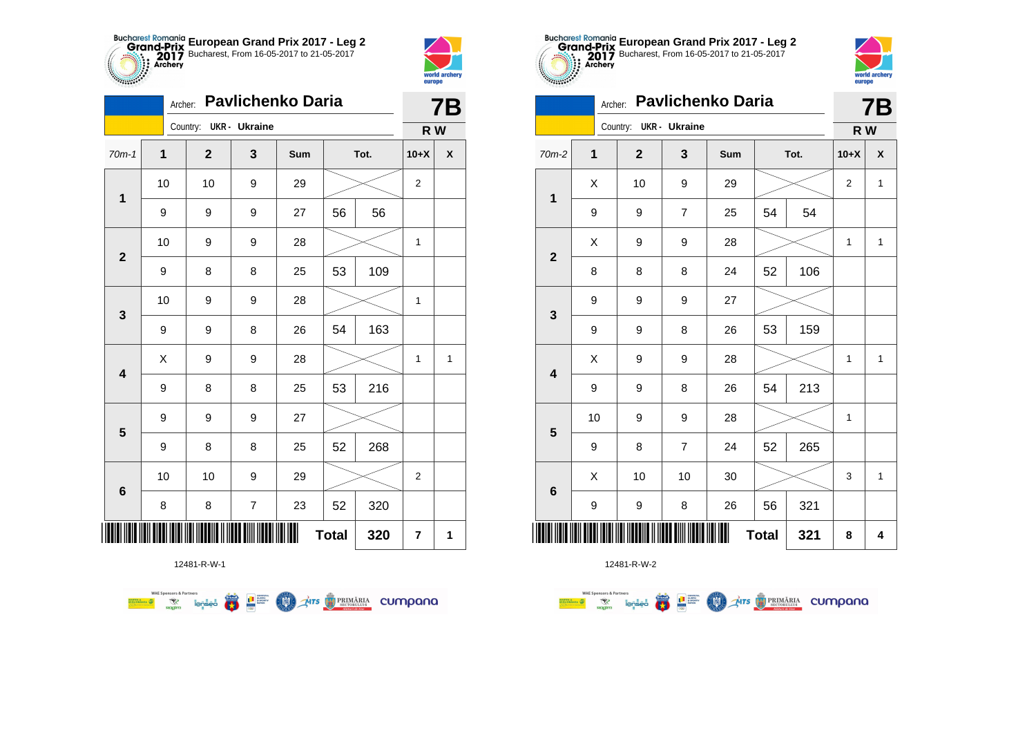**European Grand Prix 2017 - Leg 2**
Bucharest, From 16-05-2017 to 21-05-2017

Archer: **Pavlichenko Daria**
Country: UKR - Ukraine

**7B**
**R W**

| 70m-1 | 1 | 2 | 3 | Sum | Tot. | | 10+X | X |
|---|---|---|---|---|---|---|---|---|
| 1 | 10 | 10 | 9 | 29 | | | 2 | |
| | 9 | 9 | 9 | 27 | 56 | 56 | | |
| 2 | 10 | 9 | 9 | 28 | | | 1 | |
| | 9 | 8 | 8 | 25 | 53 | 109 | | |
| 3 | 10 | 9 | 9 | 28 | | | 1 | |
| | 9 | 9 | 8 | 26 | 54 | 163 | | |
| 4 | X | 9 | 9 | 28 | | | 1 | 1 |
| | 9 | 8 | 8 | 25 | 53 | 216 | | |
| 5 | 9 | 9 | 9 | 27 | | | | |
| | 9 | 8 | 8 | 25 | 52 | 268 | | |
| 6 | 10 | 10 | 9 | 29 | | | 2 | |
| | 8 | 8 | 7 | 23 | 52 | 320 | | |
| | | | | | **Total** | **320** | **7** | **1** |

12481-R-W-1

**European Grand Prix 2017 - Leg 2**
Bucharest, From 16-05-2017 to 21-05-2017

Archer: **Pavlichenko Daria**
Country: UKR - Ukraine

**7B**
**R W**

| 70m-2 | 1 | 2 | 3 | Sum | Tot. | | 10+X | X |
|---|---|---|---|---|---|---|---|---|
| 1 | X | 10 | 9 | 29 | | | 2 | 1 |
| | 9 | 9 | 7 | 25 | 54 | 54 | | |
| 2 | X | 9 | 9 | 28 | | | 1 | 1 |
| | 8 | 8 | 8 | 24 | 52 | 106 | | |
| 3 | 9 | 9 | 9 | 27 | | | | |
| | 9 | 9 | 8 | 26 | 53 | 159 | | |
| 4 | X | 9 | 9 | 28 | | | 1 | 1 |
| | 9 | 9 | 8 | 26 | 54 | 213 | | |
| 5 | 10 | 9 | 9 | 28 | | | 1 | |
| | 9 | 8 | 7 | 24 | 52 | 265 | | |
| 6 | X | 10 | 10 | 30 | | | 3 | 1 |
| | 9 | 9 | 8 | 26 | 56 | 321 | | |
| | | | | | **Total** | **321** | **8** | **4** |

12481-R-W-2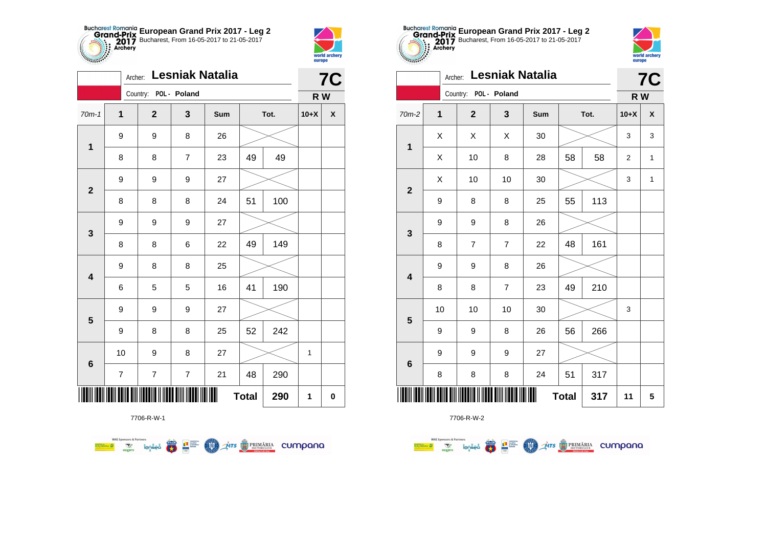**Bucharest Romania Grand-Prix 2017 Archery** European Grand Prix 2017 - Leg 2
Bucharest, From 16-05-2017 to 21-05-2017

Archer: **Lesniak Natalia**
Country: POL - Poland

**7C**
**R W**

| 70m-1 | 1 | 2 | 3 | Sum | Tot. | | 10+X | X |
|---|---|---|---|---|---|---|---|---|
| 1 | 9 | 9 | 8 | 26 | | | | |
| | 8 | 8 | 7 | 23 | 49 | 49 | | |
| 2 | 9 | 9 | 9 | 27 | | | | |
| | 8 | 8 | 8 | 24 | 51 | 100 | | |
| 3 | 9 | 9 | 9 | 27 | | | | |
| | 8 | 8 | 6 | 22 | 49 | 149 | | |
| 4 | 9 | 8 | 8 | 25 | | | | |
| | 6 | 5 | 5 | 16 | 41 | 190 | | |
| 5 | 9 | 9 | 9 | 27 | | | | |
| | 9 | 8 | 8 | 25 | 52 | 242 | | |
| 6 | 10 | 9 | 8 | 27 | | | 1 | |
| | 7 | 7 | 7 | 21 | 48 | 290 | | |
| | | | | | **Total** | **290** | **1** | **0** |

7706-R-W-1

**Bucharest Romania Grand-Prix 2017 Archery** European Grand Prix 2017 - Leg 2
Bucharest, From 16-05-2017 to 21-05-2017

Archer: **Lesniak Natalia**
Country: POL - Poland

**7C**
**R W**

| 70m-2 | 1 | 2 | 3 | Sum | Tot. | | 10+X | X |
|---|---|---|---|---|---|---|---|---|
| 1 | X | X | X | 30 | | | 3 | 3 |
| | X | 10 | 8 | 28 | 58 | 58 | 2 | 1 |
| 2 | X | 10 | 10 | 30 | | | 3 | 1 |
| | 9 | 8 | 8 | 25 | 55 | 113 | | |
| 3 | 9 | 9 | 8 | 26 | | | | |
| | 8 | 7 | 7 | 22 | 48 | 161 | | |
| 4 | 9 | 9 | 8 | 26 | | | | |
| | 8 | 8 | 7 | 23 | 49 | 210 | | |
| 5 | 10 | 10 | 10 | 30 | | | 3 | |
| | 9 | 9 | 8 | 26 | 56 | 266 | | |
| 6 | 9 | 9 | 9 | 27 | | | | |
| | 8 | 8 | 8 | 24 | 51 | 317 | | |
| | | | | | **Total** | **317** | **11** | **5** |

7706-R-W-2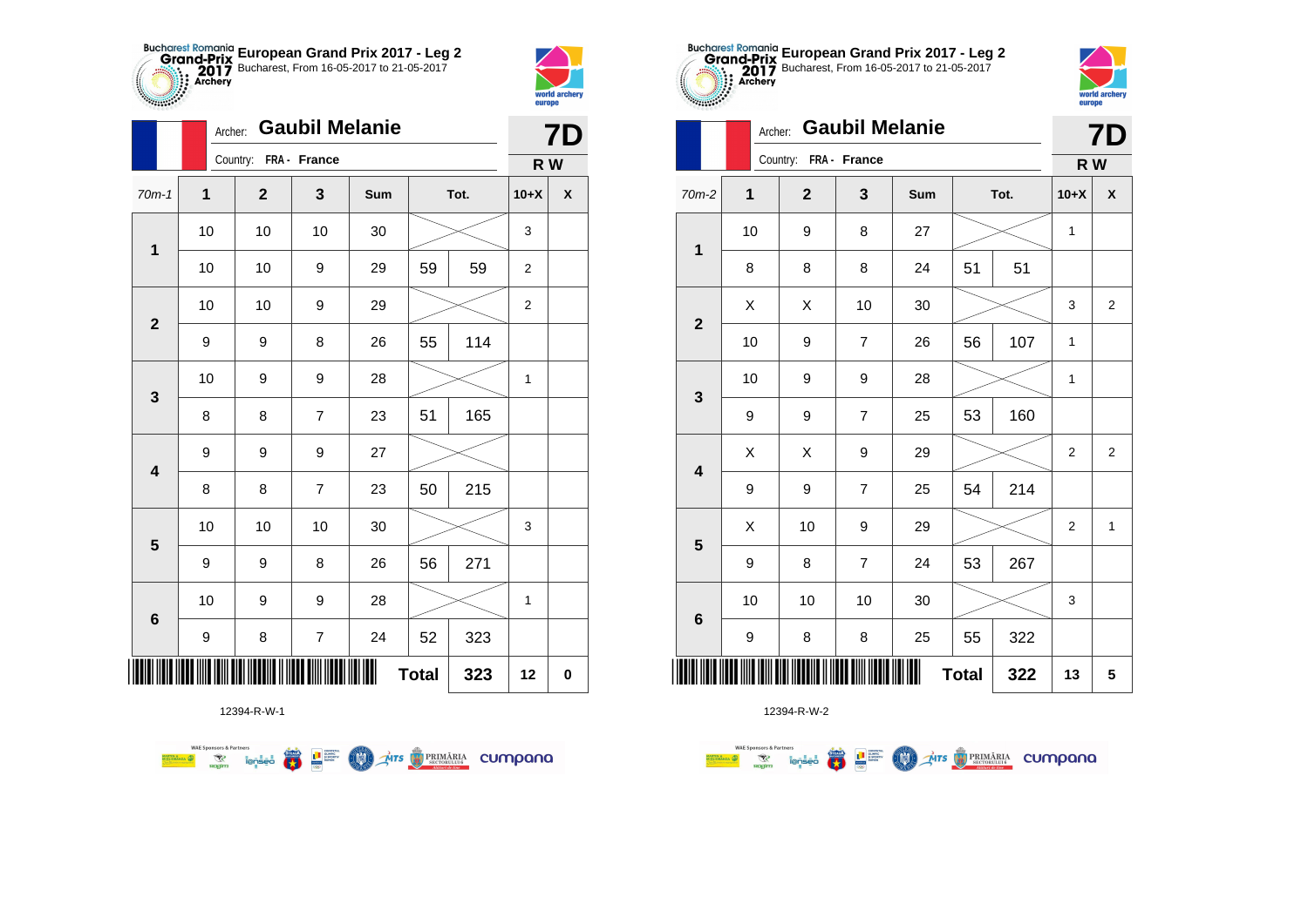# European Grand Prix 2017 - Leg 2

Bucharest, From 16-05-2017 to 21-05-2017

Archer: **Gaubil Melanie**

Country: FRA - France

**7D**

**R W**

| 70m-1 | 1 | 2 | 3 | Sum | Tot. | | 10+X | X |
|---|---|---|---|---|---|---|---|---|
| 1 | 10 | 10 | 10 | 30 | | | 3 | |
| | 10 | 10 | 9 | 29 | 59 | 59 | 2 | |
| 2 | 10 | 10 | 9 | 29 | | | 2 | |
| | 9 | 9 | 8 | 26 | 55 | 114 | | |
| 3 | 10 | 9 | 9 | 28 | | | 1 | |
| | 8 | 8 | 7 | 23 | 51 | 165 | | |
| 4 | 9 | 9 | 9 | 27 | | | | |
| | 8 | 8 | 7 | 23 | 50 | 215 | | |
| 5 | 10 | 10 | 10 | 30 | | | 3 | |
| | 9 | 9 | 8 | 26 | 56 | 271 | | |
| 6 | 10 | 9 | 9 | 28 | | | 1 | |
| | 9 | 8 | 7 | 24 | 52 | 323 | | |
| | | | | | **Total** | **323** | **12** | **0** |

12394-R-W-1

# European Grand Prix 2017 - Leg 2

Bucharest, From 16-05-2017 to 21-05-2017

Archer: **Gaubil Melanie**

Country: FRA - France

**7D**

**R W**

| 70m-2 | 1 | 2 | 3 | Sum | Tot. | | 10+X | X |
|---|---|---|---|---|---|---|---|---|
| 1 | 10 | 9 | 8 | 27 | | | 1 | |
| | 8 | 8 | 8 | 24 | 51 | 51 | | |
| 2 | X | X | 10 | 30 | | | 3 | 2 |
| | 10 | 9 | 7 | 26 | 56 | 107 | 1 | |
| 3 | 10 | 9 | 9 | 28 | | | 1 | |
| | 9 | 9 | 7 | 25 | 53 | 160 | | |
| 4 | X | X | 9 | 29 | | | 2 | 2 |
| | 9 | 9 | 7 | 25 | 54 | 214 | | |
| 5 | X | 10 | 9 | 29 | | | 2 | 1 |
| | 9 | 8 | 7 | 24 | 53 | 267 | | |
| 6 | 10 | 10 | 10 | 30 | | | 3 | |
| | 9 | 8 | 8 | 25 | 55 | 322 | | |
| | | | | | **Total** | **322** | **13** | **5** |

12394-R-W-2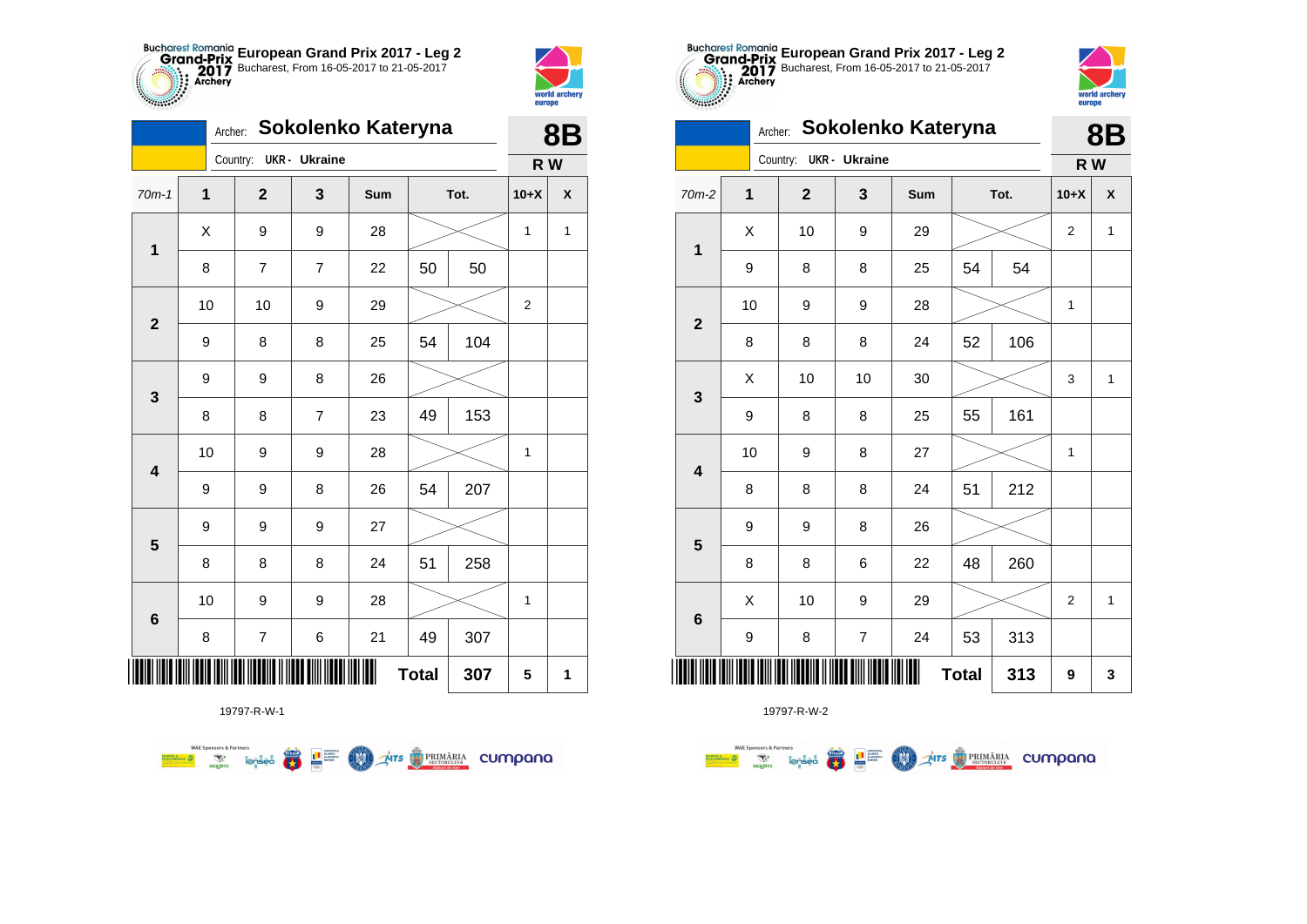# European Grand Prix 2017 - Leg 2

Bucharest, From 16-05-2017 to 21-05-2017

Archer: **Sokolenko Kateryna**

Country: UKR - Ukraine

**8B**

**R W**

| 70m-1 | 1 | 2 | 3 | Sum | Tot. | | 10+X | X |
|---|---|---|---|---|---|---|---|---|
| 1 | X | 9 | 9 | 28 | | | 1 | 1 |
| | 8 | 7 | 7 | 22 | 50 | 50 | | |
| 2 | 10 | 10 | 9 | 29 | | | 2 | |
| | 9 | 8 | 8 | 25 | 54 | 104 | | |
| 3 | 9 | 9 | 8 | 26 | | | | |
| | 8 | 8 | 7 | 23 | 49 | 153 | | |
| 4 | 10 | 9 | 9 | 28 | | | 1 | |
| | 9 | 9 | 8 | 26 | 54 | 207 | | |
| 5 | 9 | 9 | 9 | 27 | | | | |
| | 8 | 8 | 8 | 24 | 51 | 258 | | |
| 6 | 10 | 9 | 9 | 28 | | | 1 | |
| | 8 | 7 | 6 | 21 | 49 | 307 | | |
| | | | | | **Total** | **307** | **5** | **1** |

19797-R-W-1

# European Grand Prix 2017 - Leg 2

Bucharest, From 16-05-2017 to 21-05-2017

Archer: **Sokolenko Kateryna**

Country: UKR - Ukraine

**8B**

**R W**

| 70m-2 | 1 | 2 | 3 | Sum | Tot. | | 10+X | X |
|---|---|---|---|---|---|---|---|---|
| 1 | X | 10 | 9 | 29 | | | 2 | 1 |
| | 9 | 8 | 8 | 25 | 54 | 54 | | |
| 2 | 10 | 9 | 9 | 28 | | | 1 | |
| | 8 | 8 | 8 | 24 | 52 | 106 | | |
| 3 | X | 10 | 10 | 30 | | | 3 | 1 |
| | 9 | 8 | 8 | 25 | 55 | 161 | | |
| 4 | 10 | 9 | 8 | 27 | | | 1 | |
| | 8 | 8 | 8 | 24 | 51 | 212 | | |
| 5 | 9 | 9 | 8 | 26 | | | | |
| | 8 | 8 | 6 | 22 | 48 | 260 | | |
| 6 | X | 10 | 9 | 29 | | | 2 | 1 |
| | 9 | 8 | 7 | 24 | 53 | 313 | | |
| | | | | | **Total** | **313** | **9** | **3** |

19797-R-W-2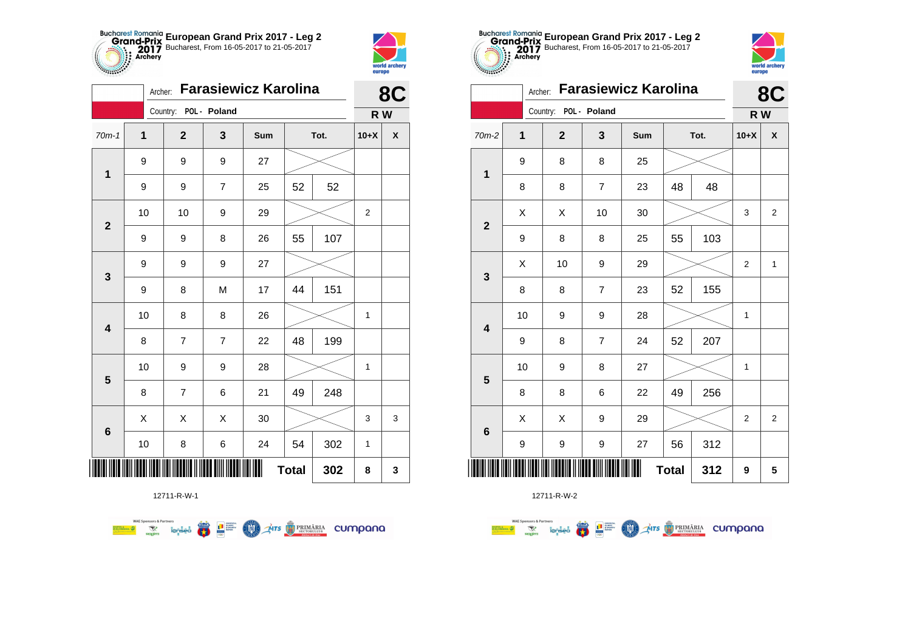## European Grand Prix 2017 - Leg 2

Bucharest, From 16-05-2017 to 21-05-2017

Archer: **Farasiewicz Karolina**

Country: POL - Poland

**8C** | **R W**

| 70m-1 | 1 | 2 | 3 | Sum | Tot. | | 10+X | X |
|---|---|---|---|---|---|---|---|---|
| 1 | 9 | 9 | 9 | 27 | | | | |
| | 9 | 9 | 7 | 25 | 52 | 52 | | |
| 2 | 10 | 10 | 9 | 29 | | | 2 | |
| | 9 | 9 | 8 | 26 | 55 | 107 | | |
| 3 | 9 | 9 | 9 | 27 | | | | |
| | 9 | 8 | M | 17 | 44 | 151 | | |
| 4 | 10 | 8 | 8 | 26 | | | 1 | |
| | 8 | 7 | 7 | 22 | 48 | 199 | | |
| 5 | 10 | 9 | 9 | 28 | | | 1 | |
| | 8 | 7 | 6 | 21 | 49 | 248 | | |
| 6 | X | X | X | 30 | | | 3 | 3 |
| | 10 | 8 | 6 | 24 | 54 | 302 | 1 | |
| | | | | | **Total** | **302** | **8** | **3** |

12711-R-W-1

## European Grand Prix 2017 - Leg 2

Bucharest, From 16-05-2017 to 21-05-2017

Archer: **Farasiewicz Karolina**

Country: POL - Poland

**8C** | **R W**

| 70m-2 | 1 | 2 | 3 | Sum | Tot. | | 10+X | X |
|---|---|---|---|---|---|---|---|---|
| 1 | 9 | 8 | 8 | 25 | | | | |
| | 8 | 8 | 7 | 23 | 48 | 48 | | |
| 2 | X | X | 10 | 30 | | | 3 | 2 |
| | 9 | 8 | 8 | 25 | 55 | 103 | | |
| 3 | X | 10 | 9 | 29 | | | 2 | 1 |
| | 8 | 8 | 7 | 23 | 52 | 155 | | |
| 4 | 10 | 9 | 9 | 28 | | | 1 | |
| | 9 | 8 | 7 | 24 | 52 | 207 | | |
| 5 | 10 | 9 | 8 | 27 | | | 1 | |
| | 8 | 8 | 6 | 22 | 49 | 256 | | |
| 6 | X | X | 9 | 29 | | | 2 | 2 |
| | 9 | 9 | 9 | 27 | 56 | 312 | | |
| | | | | | **Total** | **312** | **9** | **5** |

12711-R-W-2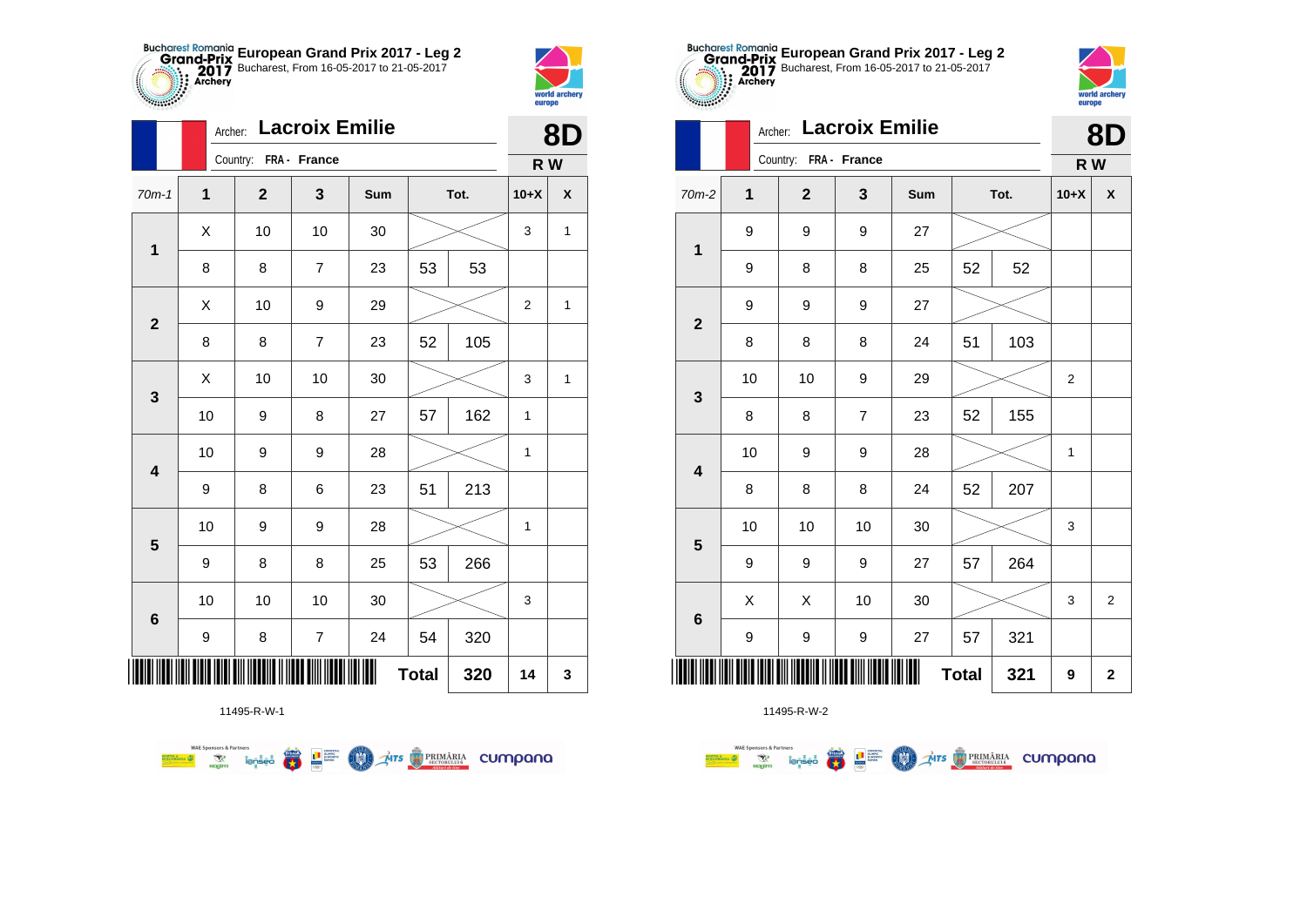## European Grand Prix 2017 - Leg 2

Bucharest, From 16-05-2017 to 21-05-2017

Archer: **Lacroix Emilie**

Country: **FRA - France**

**8D**

**R W**

| 70m-1 | 1 | 2 | 3 | Sum | Tot. | | 10+X | X |
|---|---|---|---|---|---|---|---|---|
| **1** | X | 10 | 10 | 30 | | | 3 | 1 |
| | 8 | 8 | 7 | 23 | 53 | 53 | | |
| **2** | X | 10 | 9 | 29 | | | 2 | 1 |
| | 8 | 8 | 7 | 23 | 52 | 105 | | |
| **3** | X | 10 | 10 | 30 | | | 3 | 1 |
| | 10 | 9 | 8 | 27 | 57 | 162 | 1 | |
| **4** | 10 | 9 | 9 | 28 | | | 1 | |
| | 9 | 8 | 6 | 23 | 51 | 213 | | |
| **5** | 10 | 9 | 9 | 28 | | | 1 | |
| | 9 | 8 | 8 | 25 | 53 | 266 | | |
| **6** | 10 | 10 | 10 | 30 | | | 3 | |
| | 9 | 8 | 7 | 24 | 54 | 320 | | |
| | | | | | **Total** | **320** | **14** | **3** |

11495-R-W-1

## European Grand Prix 2017 - Leg 2

Bucharest, From 16-05-2017 to 21-05-2017

Archer: **Lacroix Emilie**

Country: **FRA - France**

**8D**

**R W**

| 70m-2 | 1 | 2 | 3 | Sum | Tot. | | 10+X | X |
|---|---|---|---|---|---|---|---|---|
| **1** | 9 | 9 | 9 | 27 | | | | |
| | 9 | 8 | 8 | 25 | 52 | 52 | | |
| **2** | 9 | 9 | 9 | 27 | | | | |
| | 8 | 8 | 8 | 24 | 51 | 103 | | |
| **3** | 10 | 10 | 9 | 29 | | | 2 | |
| | 8 | 8 | 7 | 23 | 52 | 155 | | |
| **4** | 10 | 9 | 9 | 28 | | | 1 | |
| | 8 | 8 | 8 | 24 | 52 | 207 | | |
| **5** | 10 | 10 | 10 | 30 | | | 3 | |
| | 9 | 9 | 9 | 27 | 57 | 264 | | |
| **6** | X | X | 10 | 30 | | | 3 | 2 |
| | 9 | 9 | 9 | 27 | 57 | 321 | | |
| | | | | | **Total** | **321** | **9** | **2** |

11495-R-W-2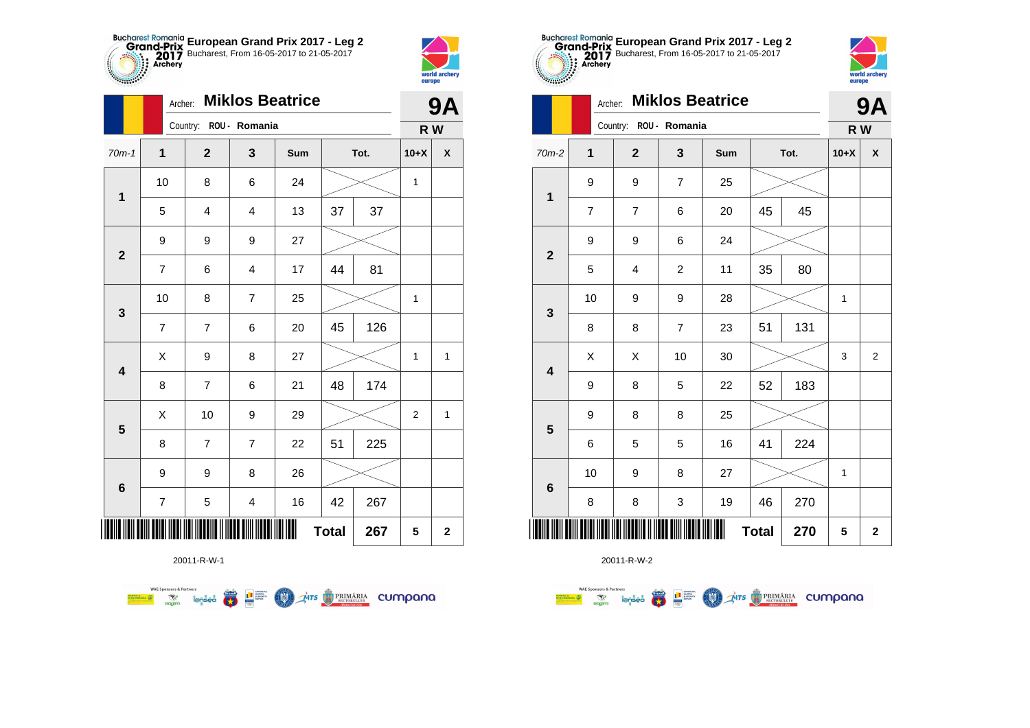## European Grand Prix 2017 - Leg 2

Bucharest, From 16-05-2017 to 21-05-2017

Archer: **Miklos Beatrice**

Country: ROU - Romania

**9A**

**R W**

| 70m-1 | 1 | 2 | 3 | Sum | Tot. | | 10+X | X |
|---|---|---|---|---|---|---|---|---|
| 1 | 10 | 8 | 6 | 24 | | | 1 | |
| | 5 | 4 | 4 | 13 | 37 | 37 | | |
| 2 | 9 | 9 | 9 | 27 | | | | |
| | 7 | 6 | 4 | 17 | 44 | 81 | | |
| 3 | 10 | 8 | 7 | 25 | | | 1 | |
| | 7 | 7 | 6 | 20 | 45 | 126 | | |
| 4 | X | 9 | 8 | 27 | | | 1 | 1 |
| | 8 | 7 | 6 | 21 | 48 | 174 | | |
| 5 | X | 10 | 9 | 29 | | | 2 | 1 |
| | 8 | 7 | 7 | 22 | 51 | 225 | | |
| 6 | 9 | 9 | 8 | 26 | | | | |
| | 7 | 5 | 4 | 16 | 42 | 267 | | |
| | | | | | **Total** | **267** | **5** | **2** |

20011-R-W-1

## European Grand Prix 2017 - Leg 2

Bucharest, From 16-05-2017 to 21-05-2017

Archer: **Miklos Beatrice**

Country: ROU - Romania

**9A**

**R W**

| 70m-2 | 1 | 2 | 3 | Sum | Tot. | | 10+X | X |
|---|---|---|---|---|---|---|---|---|
| 1 | 9 | 9 | 7 | 25 | | | | |
| | 7 | 7 | 6 | 20 | 45 | 45 | | |
| 2 | 9 | 9 | 6 | 24 | | | | |
| | 5 | 4 | 2 | 11 | 35 | 80 | | |
| 3 | 10 | 9 | 9 | 28 | | | 1 | |
| | 8 | 8 | 7 | 23 | 51 | 131 | | |
| 4 | X | X | 10 | 30 | | | 3 | 2 |
| | 9 | 8 | 5 | 22 | 52 | 183 | | |
| 5 | 9 | 8 | 8 | 25 | | | | |
| | 6 | 5 | 5 | 16 | 41 | 224 | | |
| 6 | 10 | 9 | 8 | 27 | | | 1 | |
| | 8 | 8 | 3 | 19 | 46 | 270 | | |
| | | | | | **Total** | **270** | **5** | **2** |

20011-R-W-2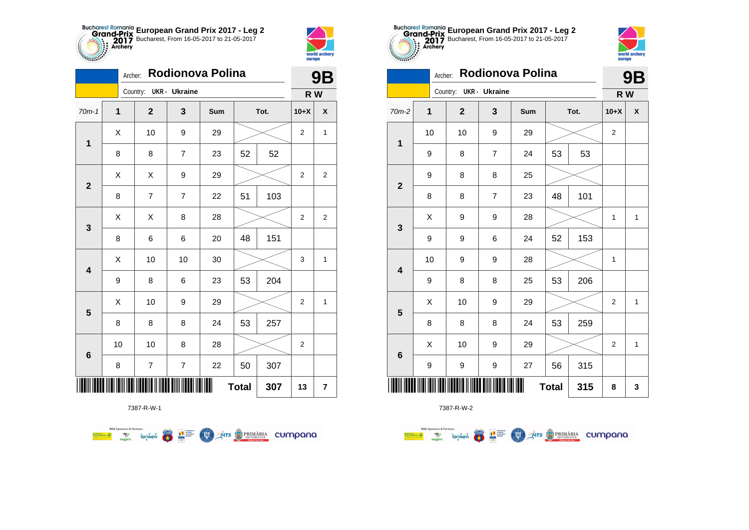# European Grand Prix 2017 - Leg 2

Bucharest, From 16-05-2017 to 21-05-2017

Archer: **Rodionova Polina**

Country: UKR - Ukraine

**9B** — R W

| 70m-1 | 1 | 2 | 3 | Sum | Tot. | | 10+X | X |
|---|---|---|---|---|---|---|---|---|
| 1 | X | 10 | 9 | 29 | | | 2 | 1 |
| | 8 | 8 | 7 | 23 | 52 | 52 | | |
| 2 | X | X | 9 | 29 | | | 2 | 2 |
| | 8 | 7 | 7 | 22 | 51 | 103 | | |
| 3 | X | X | 8 | 28 | | | 2 | 2 |
| | 8 | 6 | 6 | 20 | 48 | 151 | | |
| 4 | X | 10 | 10 | 30 | | | 3 | 1 |
| | 9 | 8 | 6 | 23 | 53 | 204 | | |
| 5 | X | 10 | 9 | 29 | | | 2 | 1 |
| | 8 | 8 | 8 | 24 | 53 | 257 | | |
| 6 | 10 | 10 | 8 | 28 | | | 2 | |
| | 8 | 7 | 7 | 22 | 50 | 307 | | |
| | | | | | **Total** | **307** | **13** | **7** |

7387-R-W-1

# European Grand Prix 2017 - Leg 2

Bucharest, From 16-05-2017 to 21-05-2017

Archer: **Rodionova Polina**

Country: UKR - Ukraine

**9B** — R W

| 70m-2 | 1 | 2 | 3 | Sum | Tot. | | 10+X | X |
|---|---|---|---|---|---|---|---|---|
| 1 | 10 | 10 | 9 | 29 | | | 2 | |
| | 9 | 8 | 7 | 24 | 53 | 53 | | |
| 2 | 9 | 8 | 8 | 25 | | | | |
| | 8 | 8 | 7 | 23 | 48 | 101 | | |
| 3 | X | 9 | 9 | 28 | | | 1 | 1 |
| | 9 | 9 | 6 | 24 | 52 | 153 | | |
| 4 | 10 | 9 | 9 | 28 | | | 1 | |
| | 9 | 8 | 8 | 25 | 53 | 206 | | |
| 5 | X | 10 | 9 | 29 | | | 2 | 1 |
| | 8 | 8 | 8 | 24 | 53 | 259 | | |
| 6 | X | 10 | 9 | 29 | | | 2 | 1 |
| | 9 | 9 | 9 | 27 | 56 | 315 | | |
| | | | | | **Total** | **315** | **8** | **3** |

7387-R-W-2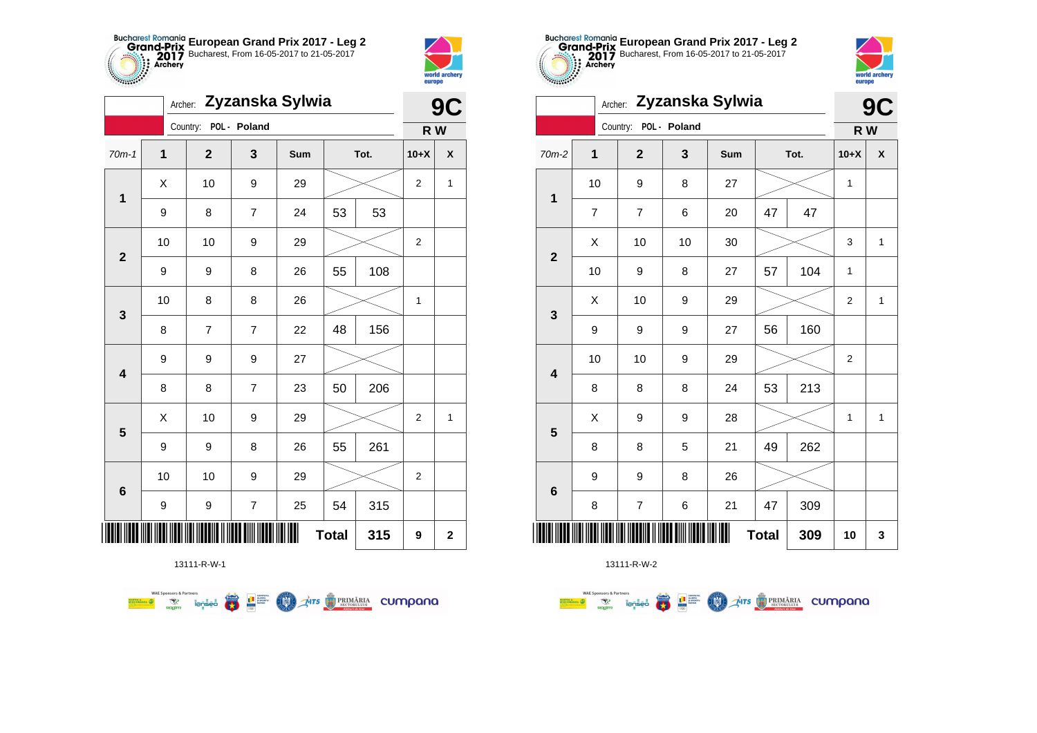**European Grand Prix 2017 - Leg 2**
Bucharest, From 16-05-2017 to 21-05-2017

Archer: **Zyzanska Sylwia**
Country: POL - Poland

**9C**
**R W**

| 70m-1 | 1 | 2 | 3 | Sum | Tot. | | 10+X | X |
|---|---|---|---|---|---|---|---|---|
| 1 | X | 10 | 9 | 29 | | | 2 | 1 |
| | 9 | 8 | 7 | 24 | 53 | 53 | | |
| 2 | 10 | 10 | 9 | 29 | | | 2 | |
| | 9 | 9 | 8 | 26 | 55 | 108 | | |
| 3 | 10 | 8 | 8 | 26 | | | 1 | |
| | 8 | 7 | 7 | 22 | 48 | 156 | | |
| 4 | 9 | 9 | 9 | 27 | | | | |
| | 8 | 8 | 7 | 23 | 50 | 206 | | |
| 5 | X | 10 | 9 | 29 | | | 2 | 1 |
| | 9 | 9 | 8 | 26 | 55 | 261 | | |
| 6 | 10 | 10 | 9 | 29 | | | 2 | |
| | 9 | 9 | 7 | 25 | 54 | 315 | | |
| | | | | | **Total** | **315** | **9** | **2** |

13111-R-W-1

**European Grand Prix 2017 - Leg 2**
Bucharest, From 16-05-2017 to 21-05-2017

Archer: **Zyzanska Sylwia**
Country: POL - Poland

**9C**
**R W**

| 70m-2 | 1 | 2 | 3 | Sum | Tot. | | 10+X | X |
|---|---|---|---|---|---|---|---|---|
| 1 | 10 | 9 | 8 | 27 | | | 1 | |
| | 7 | 7 | 6 | 20 | 47 | 47 | | |
| 2 | X | 10 | 10 | 30 | | | 3 | 1 |
| | 10 | 9 | 8 | 27 | 57 | 104 | 1 | |
| 3 | X | 10 | 9 | 29 | | | 2 | 1 |
| | 9 | 9 | 9 | 27 | 56 | 160 | | |
| 4 | 10 | 10 | 9 | 29 | | | 2 | |
| | 8 | 8 | 8 | 24 | 53 | 213 | | |
| 5 | X | 9 | 9 | 28 | | | 1 | 1 |
| | 8 | 8 | 5 | 21 | 49 | 262 | | |
| 6 | 9 | 9 | 8 | 26 | | | | |
| | 8 | 7 | 6 | 21 | 47 | 309 | | |
| | | | | | **Total** | **309** | **10** | **3** |

13111-R-W-2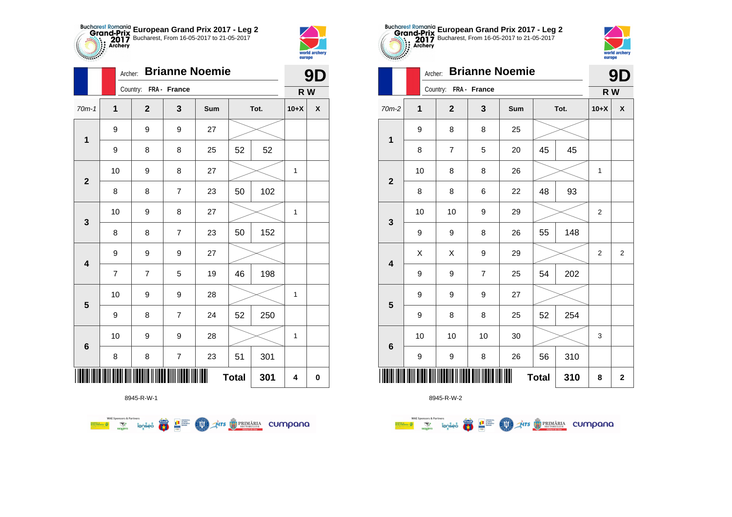## European Grand Prix 2017 - Leg 2

Bucharest, From 16-05-2017 to 21-05-2017

Archer: **Brianne Noemie**

Country: **FRA - France**

**9D**

**R W**

| 70m-1 | 1 | 2 | 3 | Sum | Tot. | | 10+X | X |
|---|---|---|---|---|---|---|---|---|
| 1 | 9 | 9 | 9 | 27 | | | | |
| | 9 | 8 | 8 | 25 | 52 | 52 | | |
| 2 | 10 | 9 | 8 | 27 | | | 1 | |
| | 8 | 8 | 7 | 23 | 50 | 102 | | |
| 3 | 10 | 9 | 8 | 27 | | | 1 | |
| | 8 | 8 | 7 | 23 | 50 | 152 | | |
| 4 | 9 | 9 | 9 | 27 | | | | |
| | 7 | 7 | 5 | 19 | 46 | 198 | | |
| 5 | 10 | 9 | 9 | 28 | | | 1 | |
| | 9 | 8 | 7 | 24 | 52 | 250 | | |
| 6 | 10 | 9 | 9 | 28 | | | 1 | |
| | 8 | 8 | 7 | 23 | 51 | 301 | | |
| | | | | | **Total** | **301** | **4** | **0** |

8945-R-W-1

## European Grand Prix 2017 - Leg 2

Bucharest, From 16-05-2017 to 21-05-2017

Archer: **Brianne Noemie**

Country: **FRA - France**

**9D**

**R W**

| 70m-2 | 1 | 2 | 3 | Sum | Tot. | | 10+X | X |
|---|---|---|---|---|---|---|---|---|
| 1 | 9 | 8 | 8 | 25 | | | | |
| | 8 | 7 | 5 | 20 | 45 | 45 | | |
| 2 | 10 | 8 | 8 | 26 | | | 1 | |
| | 8 | 8 | 6 | 22 | 48 | 93 | | |
| 3 | 10 | 10 | 9 | 29 | | | 2 | |
| | 9 | 9 | 8 | 26 | 55 | 148 | | |
| 4 | X | X | 9 | 29 | | | 2 | 2 |
| | 9 | 9 | 7 | 25 | 54 | 202 | | |
| 5 | 9 | 9 | 9 | 27 | | | | |
| | 9 | 8 | 8 | 25 | 52 | 254 | | |
| 6 | 10 | 10 | 10 | 30 | | | 3 | |
| | 9 | 9 | 8 | 26 | 56 | 310 | | |
| | | | | | **Total** | **310** | **8** | **2** |

8945-R-W-2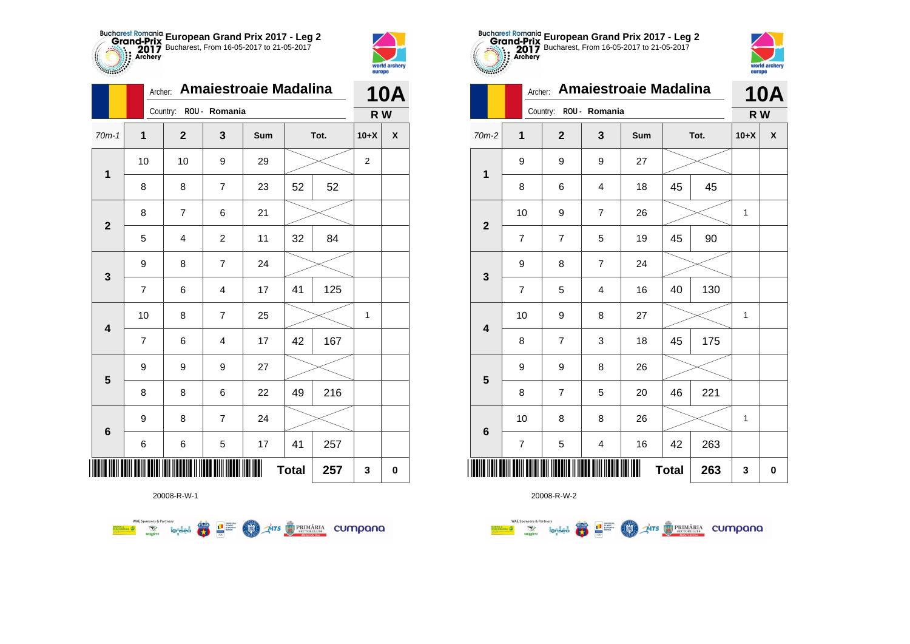**European Grand Prix 2017 - Leg 2**
Bucharest, From 16-05-2017 to 21-05-2017

Archer: **Amaiestroaie Madalina**
Country: ROU - Romania

**10A**
**R W**

| 70m-1 | 1 | 2 | 3 | Sum | Tot. | | 10+X | X |
|---|---|---|---|---|---|---|---|---|
| 1 | 10 | 10 | 9 | 29 | | | 2 | |
| | 8 | 8 | 7 | 23 | 52 | 52 | | |
| 2 | 8 | 7 | 6 | 21 | | | | |
| | 5 | 4 | 2 | 11 | 32 | 84 | | |
| 3 | 9 | 8 | 7 | 24 | | | | |
| | 7 | 6 | 4 | 17 | 41 | 125 | | |
| 4 | 10 | 8 | 7 | 25 | | | 1 | |
| | 7 | 6 | 4 | 17 | 42 | 167 | | |
| 5 | 9 | 9 | 9 | 27 | | | | |
| | 8 | 8 | 6 | 22 | 49 | 216 | | |
| 6 | 9 | 8 | 7 | 24 | | | | |
| | 6 | 6 | 5 | 17 | 41 | 257 | | |
| | | | | | **Total** | **257** | **3** | **0** |

20008-R-W-1

**European Grand Prix 2017 - Leg 2**
Bucharest, From 16-05-2017 to 21-05-2017

Archer: **Amaiestroaie Madalina**
Country: ROU - Romania

**10A**
**R W**

| 70m-2 | 1 | 2 | 3 | Sum | Tot. | | 10+X | X |
|---|---|---|---|---|---|---|---|---|
| 1 | 9 | 9 | 9 | 27 | | | | |
| | 8 | 6 | 4 | 18 | 45 | 45 | | |
| 2 | 10 | 9 | 7 | 26 | | | 1 | |
| | 7 | 7 | 5 | 19 | 45 | 90 | | |
| 3 | 9 | 8 | 7 | 24 | | | | |
| | 7 | 5 | 4 | 16 | 40 | 130 | | |
| 4 | 10 | 9 | 8 | 27 | | | 1 | |
| | 8 | 7 | 3 | 18 | 45 | 175 | | |
| 5 | 9 | 9 | 8 | 26 | | | | |
| | 8 | 7 | 5 | 20 | 46 | 221 | | |
| 6 | 10 | 8 | 8 | 26 | | | 1 | |
| | 7 | 5 | 4 | 16 | 42 | 263 | | |
| | | | | | **Total** | **263** | **3** | **0** |

20008-R-W-2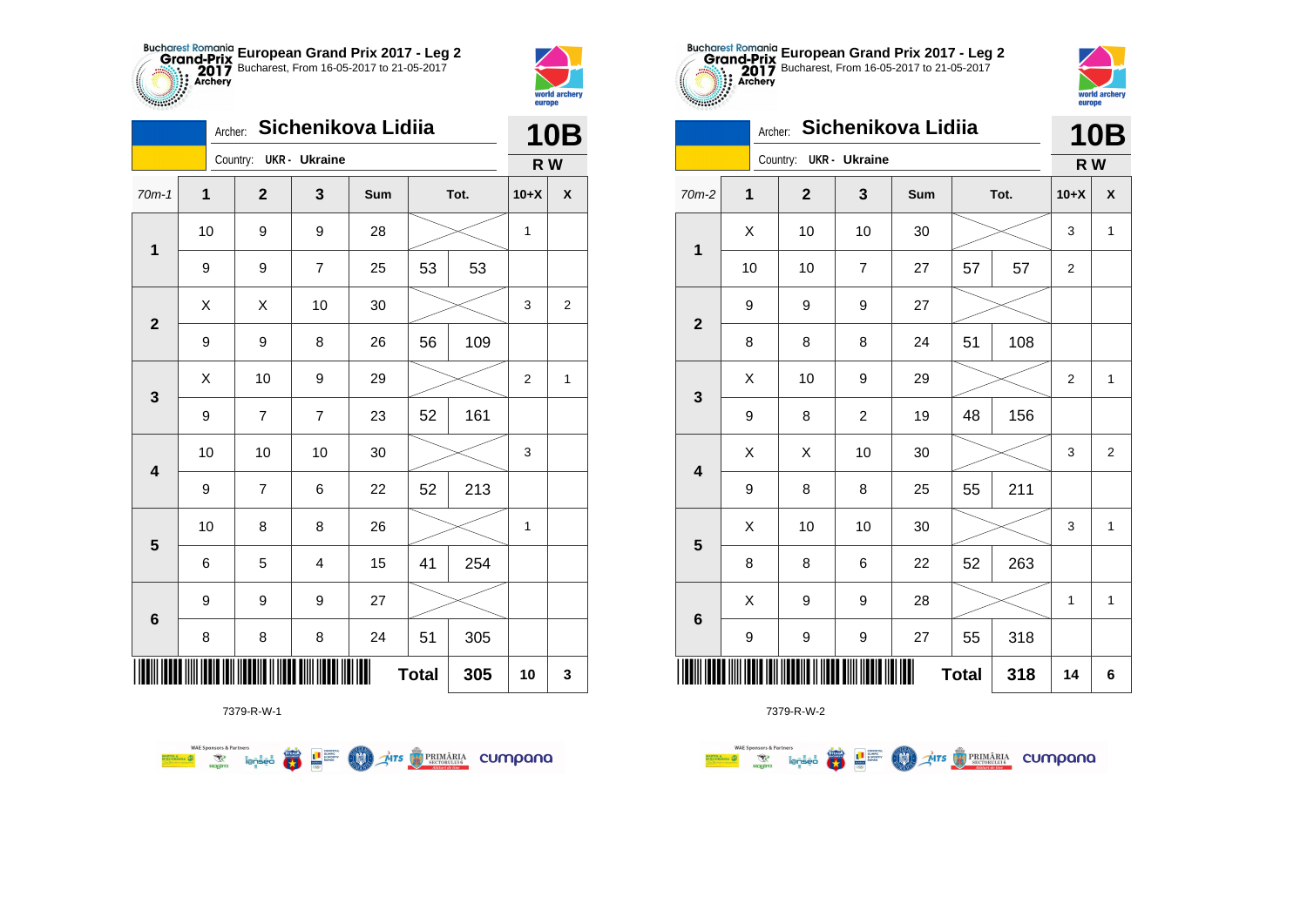**European Grand Prix 2017 - Leg 2**
Bucharest, From 16-05-2017 to 21-05-2017

Archer: **Sichenikova Lidiia**
Country: UKR - Ukraine

**10B**
**R W**

| 70m-1 | 1 | 2 | 3 | Sum | Tot. | | 10+X | X |
|---|---|---|---|---|---|---|---|---|
| 1 | 10 | 9 | 9 | 28 | | | 1 | |
| | 9 | 9 | 7 | 25 | 53 | 53 | | |
| 2 | X | X | 10 | 30 | | | 3 | 2 |
| | 9 | 9 | 8 | 26 | 56 | 109 | | |
| 3 | X | 10 | 9 | 29 | | | 2 | 1 |
| | 9 | 7 | 7 | 23 | 52 | 161 | | |
| 4 | 10 | 10 | 10 | 30 | | | 3 | |
| | 9 | 7 | 6 | 22 | 52 | 213 | | |
| 5 | 10 | 8 | 8 | 26 | | | 1 | |
| | 6 | 5 | 4 | 15 | 41 | 254 | | |
| 6 | 9 | 9 | 9 | 27 | | | | |
| | 8 | 8 | 8 | 24 | 51 | 305 | | |
| | | | | | Total | 305 | 10 | 3 |

7379-R-W-1

**European Grand Prix 2017 - Leg 2**
Bucharest, From 16-05-2017 to 21-05-2017

Archer: **Sichenikova Lidiia**
Country: UKR - Ukraine

**10B**
**R W**

| 70m-2 | 1 | 2 | 3 | Sum | Tot. | | 10+X | X |
|---|---|---|---|---|---|---|---|---|
| 1 | X | 10 | 10 | 30 | | | 3 | 1 |
| | 10 | 10 | 7 | 27 | 57 | 57 | 2 | |
| 2 | 9 | 9 | 9 | 27 | | | | |
| | 8 | 8 | 8 | 24 | 51 | 108 | | |
| 3 | X | 10 | 9 | 29 | | | 2 | 1 |
| | 9 | 8 | 2 | 19 | 48 | 156 | | |
| 4 | X | X | 10 | 30 | | | 3 | 2 |
| | 9 | 8 | 8 | 25 | 55 | 211 | | |
| 5 | X | 10 | 10 | 30 | | | 3 | 1 |
| | 8 | 8 | 6 | 22 | 52 | 263 | | |
| 6 | X | 9 | 9 | 28 | | | 1 | 1 |
| | 9 | 9 | 9 | 27 | 55 | 318 | | |
| | | | | | Total | 318 | 14 | 6 |

7379-R-W-2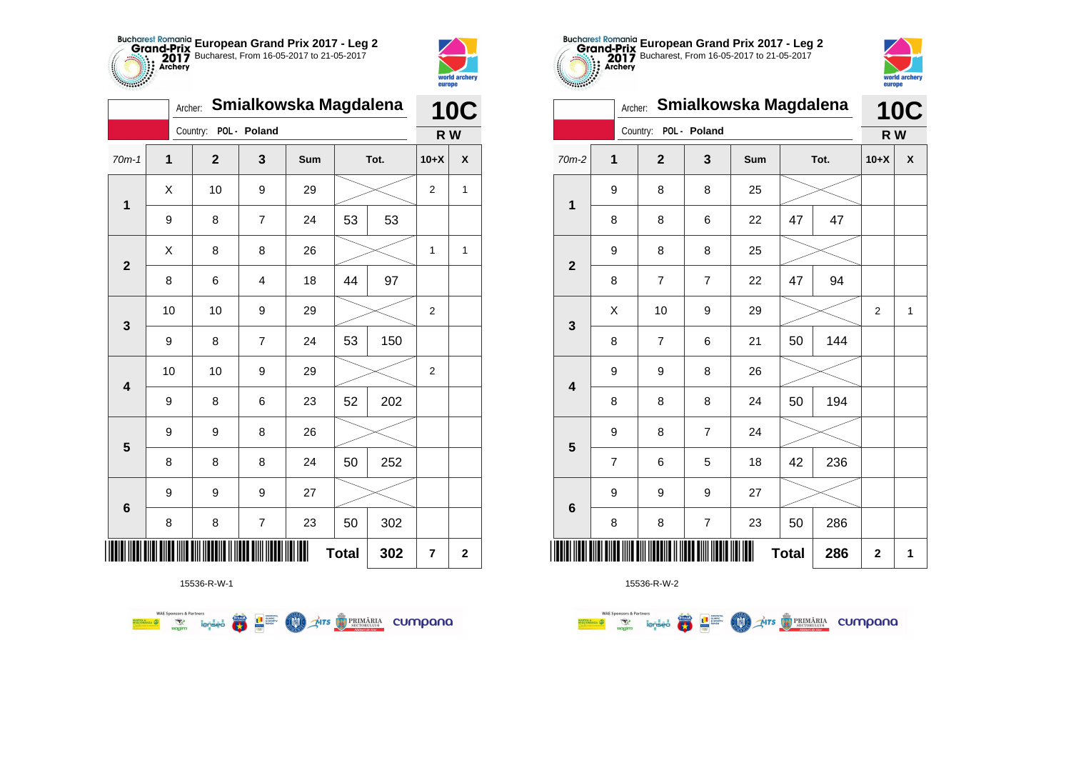## European Grand Prix 2017 - Leg 2

Bucharest, From 16-05-2017 to 21-05-2017

Archer: **Smialkowska Magdalena** — **10C**

Country: POL - Poland — **R W**

| 70m-1 | 1 | 2 | 3 | Sum | Tot. | | 10+X | X |
|---|---|---|---|---|---|---|---|---|
| 1 | X | 10 | 9 | 29 | | | 2 | 1 |
| | 9 | 8 | 7 | 24 | 53 | 53 | | |
| 2 | X | 8 | 8 | 26 | | | 1 | 1 |
| | 8 | 6 | 4 | 18 | 44 | 97 | | |
| 3 | 10 | 10 | 9 | 29 | | | 2 | |
| | 9 | 8 | 7 | 24 | 53 | 150 | | |
| 4 | 10 | 10 | 9 | 29 | | | 2 | |
| | 9 | 8 | 6 | 23 | 52 | 202 | | |
| 5 | 9 | 9 | 8 | 26 | | | | |
| | 8 | 8 | 8 | 24 | 50 | 252 | | |
| 6 | 9 | 9 | 9 | 27 | | | | |
| | 8 | 8 | 7 | 23 | 50 | 302 | | |
| | | | | | **Total** | **302** | **7** | **2** |

15536-R-W-1

## European Grand Prix 2017 - Leg 2

Bucharest, From 16-05-2017 to 21-05-2017

Archer: **Smialkowska Magdalena** — **10C**

Country: POL - Poland — **R W**

| 70m-2 | 1 | 2 | 3 | Sum | Tot. | | 10+X | X |
|---|---|---|---|---|---|---|---|---|
| 1 | 9 | 8 | 8 | 25 | | | | |
| | 8 | 8 | 6 | 22 | 47 | 47 | | |
| 2 | 9 | 8 | 8 | 25 | | | | |
| | 8 | 7 | 7 | 22 | 47 | 94 | | |
| 3 | X | 10 | 9 | 29 | | | 2 | 1 |
| | 8 | 7 | 6 | 21 | 50 | 144 | | |
| 4 | 9 | 9 | 8 | 26 | | | | |
| | 8 | 8 | 8 | 24 | 50 | 194 | | |
| 5 | 9 | 8 | 7 | 24 | | | | |
| | 7 | 6 | 5 | 18 | 42 | 236 | | |
| 6 | 9 | 9 | 9 | 27 | | | | |
| | 8 | 8 | 7 | 23 | 50 | 286 | | |
| | | | | | **Total** | **286** | **2** | **1** |

15536-R-W-2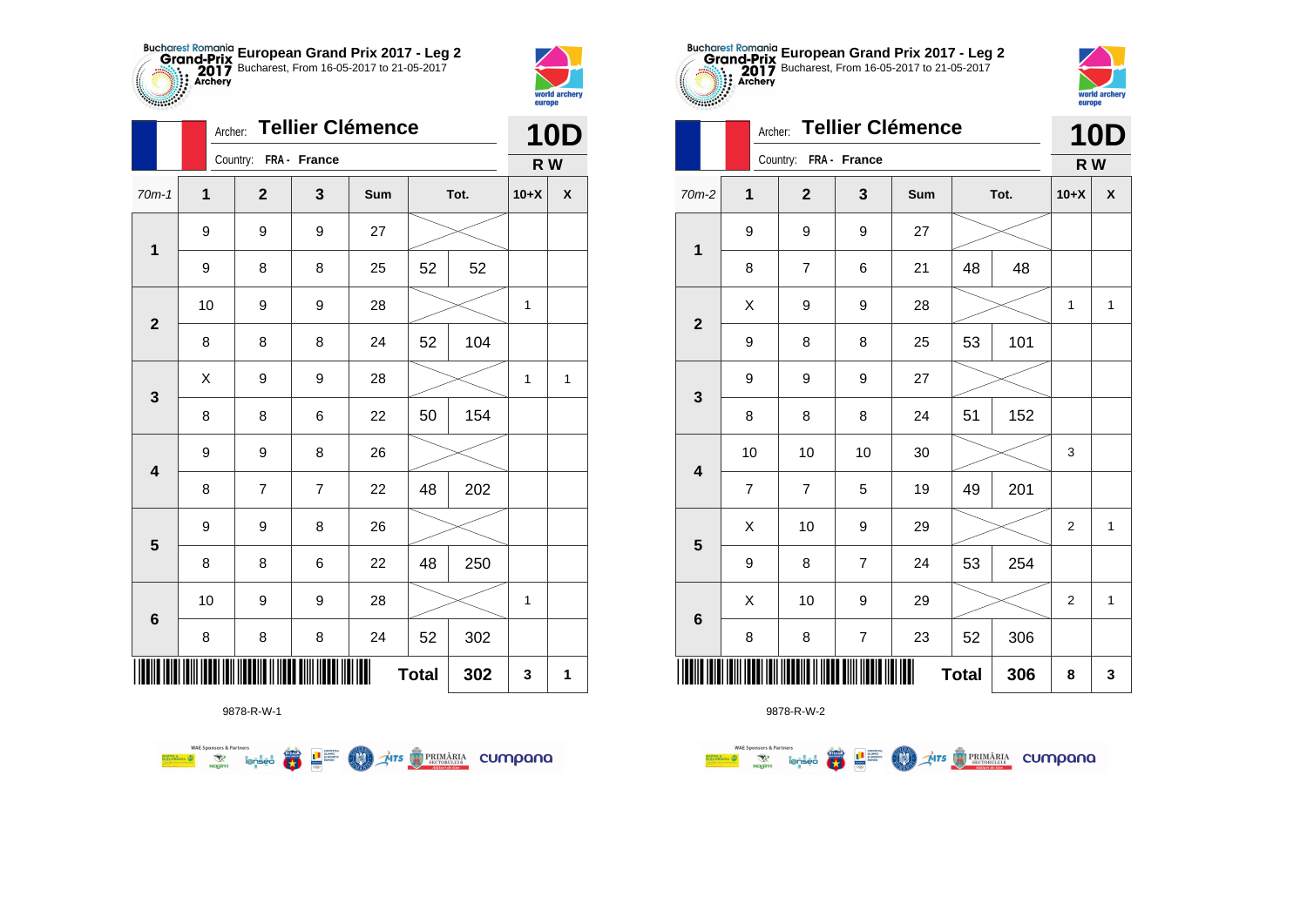## European Grand Prix 2017 - Leg 2

Bucharest, From 16-05-2017 to 21-05-2017

Archer: **Tellier Clémence**

Country: **FRA - France**

**10D**

**R W**

| 70m-1 | 1 | 2 | 3 | Sum | Tot. | | 10+X | X |
|---|---|---|---|---|---|---|---|---|
| **1** | 9 | 9 | 9 | 27 | | | | |
| | 9 | 8 | 8 | 25 | 52 | 52 | | |
| **2** | 10 | 9 | 9 | 28 | | | 1 | |
| | 8 | 8 | 8 | 24 | 52 | 104 | | |
| **3** | X | 9 | 9 | 28 | | | 1 | 1 |
| | 8 | 8 | 6 | 22 | 50 | 154 | | |
| **4** | 9 | 9 | 8 | 26 | | | | |
| | 8 | 7 | 7 | 22 | 48 | 202 | | |
| **5** | 9 | 9 | 8 | 26 | | | | |
| | 8 | 8 | 6 | 22 | 48 | 250 | | |
| **6** | 10 | 9 | 9 | 28 | | | 1 | |
| | 8 | 8 | 8 | 24 | 52 | 302 | | |
| | | | | | **Total** | **302** | **3** | **1** |

9878-R-W-1

## European Grand Prix 2017 - Leg 2

Bucharest, From 16-05-2017 to 21-05-2017

Archer: **Tellier Clémence**

Country: **FRA - France**

**10D**

**R W**

| 70m-2 | 1 | 2 | 3 | Sum | Tot. | | 10+X | X |
|---|---|---|---|---|---|---|---|---|
| **1** | 9 | 9 | 9 | 27 | | | | |
| | 8 | 7 | 6 | 21 | 48 | 48 | | |
| **2** | X | 9 | 9 | 28 | | | 1 | 1 |
| | 9 | 8 | 8 | 25 | 53 | 101 | | |
| **3** | 9 | 9 | 9 | 27 | | | | |
| | 8 | 8 | 8 | 24 | 51 | 152 | | |
| **4** | 10 | 10 | 10 | 30 | | | 3 | |
| | 7 | 7 | 5 | 19 | 49 | 201 | | |
| **5** | X | 10 | 9 | 29 | | | 2 | 1 |
| | 9 | 8 | 7 | 24 | 53 | 254 | | |
| **6** | X | 10 | 9 | 29 | | | 2 | 1 |
| | 8 | 8 | 7 | 23 | 52 | 306 | | |
| | | | | | **Total** | **306** | **8** | **3** |

9878-R-W-2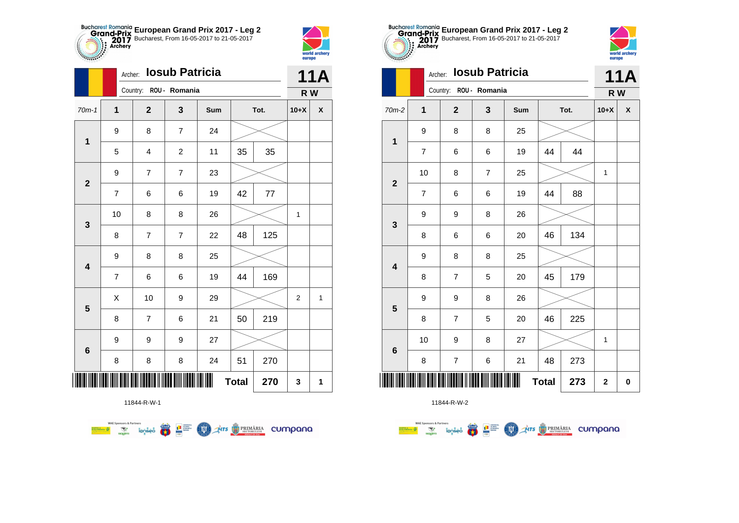# European Grand Prix 2017 - Leg 2

Bucharest, From 16-05-2017 to 21-05-2017

Archer: **Iosub Patricia**

Country: ROU - Romania

**11A**

**R W**

| 70m-1 | 1 | 2 | 3 | Sum | Tot. | | 10+X | X |
|---|---|---|---|---|---|---|---|---|
| 1 | 9 | 8 | 7 | 24 | | | | |
| | 5 | 4 | 2 | 11 | 35 | 35 | | |
| 2 | 9 | 7 | 7 | 23 | | | | |
| | 7 | 6 | 6 | 19 | 42 | 77 | | |
| 3 | 10 | 8 | 8 | 26 | | | 1 | |
| | 8 | 7 | 7 | 22 | 48 | 125 | | |
| 4 | 9 | 8 | 8 | 25 | | | | |
| | 7 | 6 | 6 | 19 | 44 | 169 | | |
| 5 | X | 10 | 9 | 29 | | | 2 | 1 |
| | 8 | 7 | 6 | 21 | 50 | 219 | | |
| 6 | 9 | 9 | 9 | 27 | | | | |
| | 8 | 8 | 8 | 24 | 51 | 270 | | |
| | | | | | **Total** | **270** | **3** | **1** |

11844-R-W-1

# European Grand Prix 2017 - Leg 2

Bucharest, From 16-05-2017 to 21-05-2017

Archer: **Iosub Patricia**

Country: ROU - Romania

**11A**

**R W**

| 70m-2 | 1 | 2 | 3 | Sum | Tot. | | 10+X | X |
|---|---|---|---|---|---|---|---|---|
| 1 | 9 | 8 | 8 | 25 | | | | |
| | 7 | 6 | 6 | 19 | 44 | 44 | | |
| 2 | 10 | 8 | 7 | 25 | | | 1 | |
| | 7 | 6 | 6 | 19 | 44 | 88 | | |
| 3 | 9 | 9 | 8 | 26 | | | | |
| | 8 | 6 | 6 | 20 | 46 | 134 | | |
| 4 | 9 | 8 | 8 | 25 | | | | |
| | 8 | 7 | 5 | 20 | 45 | 179 | | |
| 5 | 9 | 9 | 8 | 26 | | | | |
| | 8 | 7 | 5 | 20 | 46 | 225 | | |
| 6 | 10 | 9 | 8 | 27 | | | 1 | |
| | 8 | 7 | 6 | 21 | 48 | 273 | | |
| | | | | | **Total** | **273** | **2** | **0** |

11844-R-W-2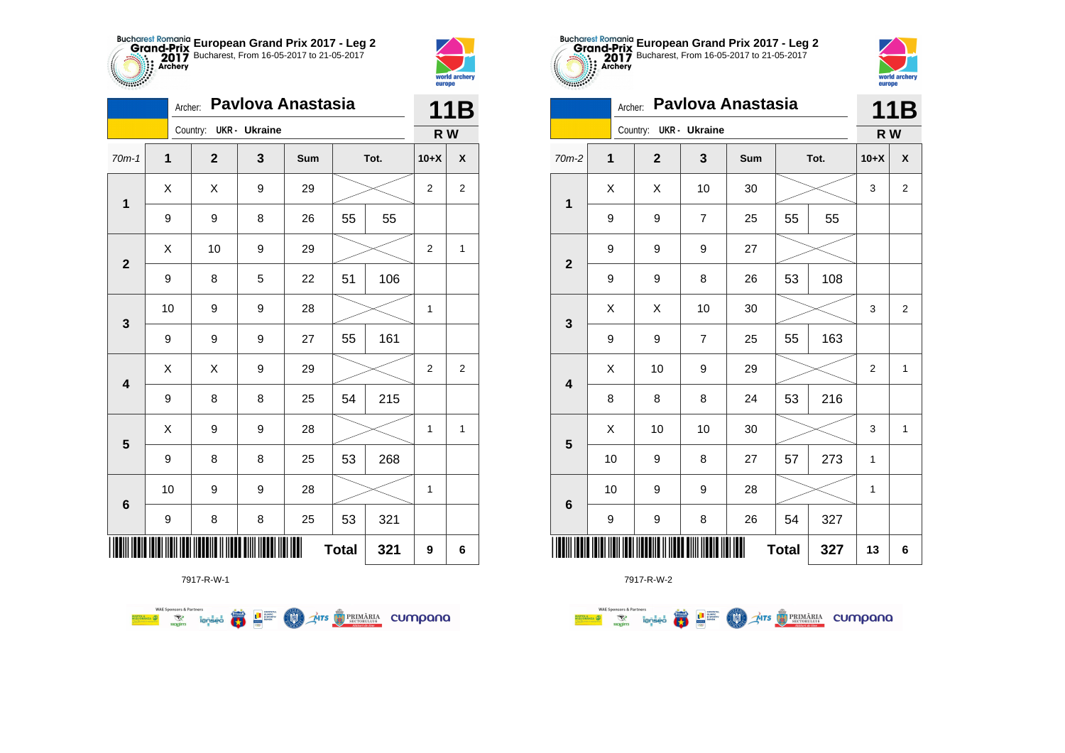# European Grand Prix 2017 - Leg 2

Bucharest, From 16-05-2017 to 21-05-2017

Archer: **Pavlova Anastasia**

Country: UKR - Ukraine

**11B**

**R W**

| 70m-1 | 1 | 2 | 3 | Sum | Tot. | | 10+X | X |
|---|---|---|---|---|---|---|---|---|
| 1 | X | X | 9 | 29 | | | 2 | 2 |
| | 9 | 9 | 8 | 26 | 55 | 55 | | |
| 2 | X | 10 | 9 | 29 | | | 2 | 1 |
| | 9 | 8 | 5 | 22 | 51 | 106 | | |
| 3 | 10 | 9 | 9 | 28 | | | 1 | |
| | 9 | 9 | 9 | 27 | 55 | 161 | | |
| 4 | X | X | 9 | 29 | | | 2 | 2 |
| | 9 | 8 | 8 | 25 | 54 | 215 | | |
| 5 | X | 9 | 9 | 28 | | | 1 | 1 |
| | 9 | 8 | 8 | 25 | 53 | 268 | | |
| 6 | 10 | 9 | 9 | 28 | | | 1 | |
| | 9 | 8 | 8 | 25 | 53 | 321 | | |
| | | | | | **Total** | **321** | **9** | **6** |

7917-R-W-1

# European Grand Prix 2017 - Leg 2

Bucharest, From 16-05-2017 to 21-05-2017

Archer: **Pavlova Anastasia**

Country: UKR - Ukraine

**11B**

**R W**

| 70m-2 | 1 | 2 | 3 | Sum | Tot. | | 10+X | X |
|---|---|---|---|---|---|---|---|---|
| 1 | X | X | 10 | 30 | | | 3 | 2 |
| | 9 | 9 | 7 | 25 | 55 | 55 | | |
| 2 | 9 | 9 | 9 | 27 | | | | |
| | 9 | 9 | 8 | 26 | 53 | 108 | | |
| 3 | X | X | 10 | 30 | | | 3 | 2 |
| | 9 | 9 | 7 | 25 | 55 | 163 | | |
| 4 | X | 10 | 9 | 29 | | | 2 | 1 |
| | 8 | 8 | 8 | 24 | 53 | 216 | | |
| 5 | X | 10 | 10 | 30 | | | 3 | 1 |
| | 10 | 9 | 8 | 27 | 57 | 273 | 1 | |
| 6 | 10 | 9 | 9 | 28 | | | 1 | |
| | 9 | 9 | 8 | 26 | 54 | 327 | | |
| | | | | | **Total** | **327** | **13** | **6** |

7917-R-W-2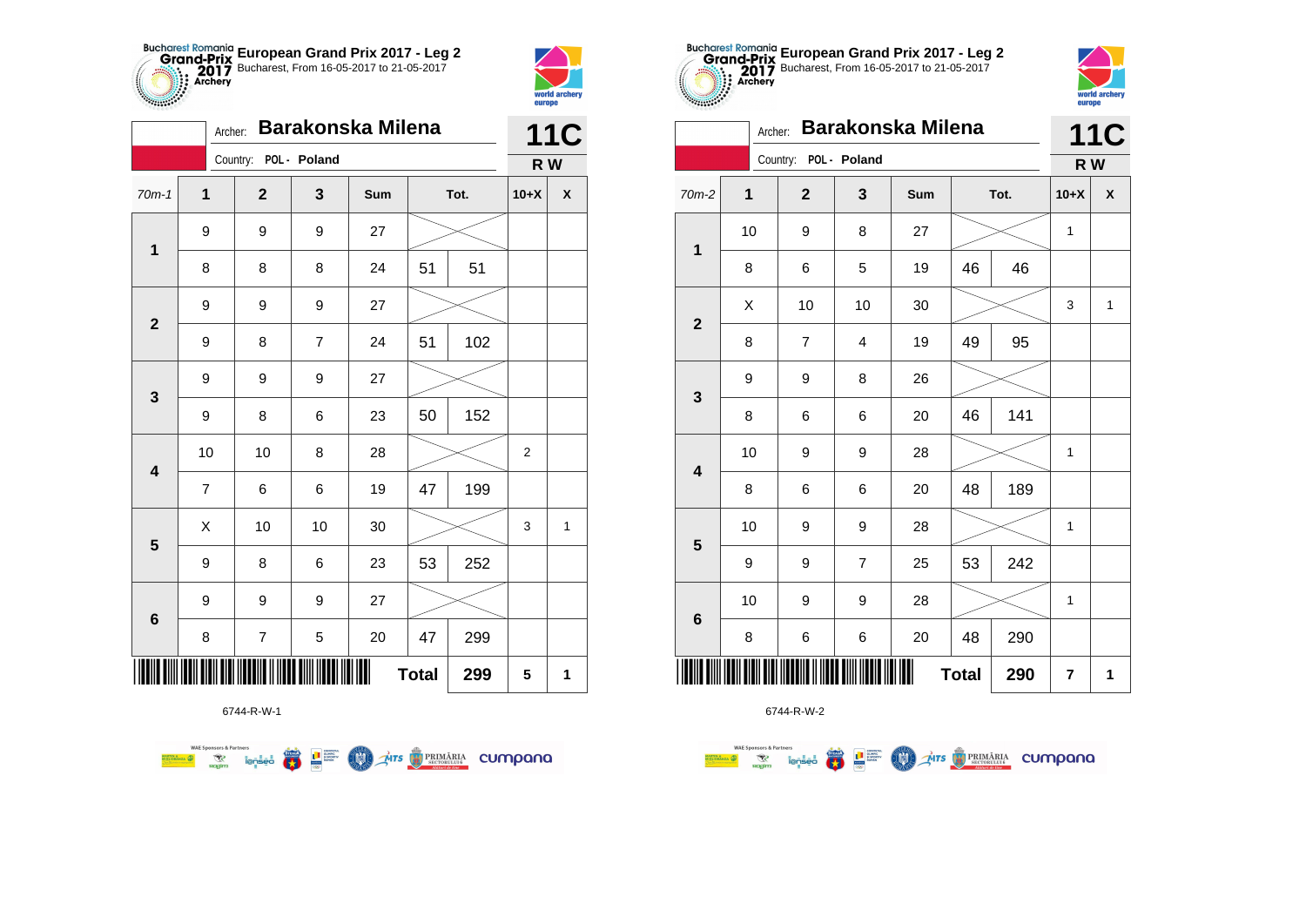## European Grand Prix 2017 - Leg 2

Bucharest, From 16-05-2017 to 21-05-2017

Archer: **Barakonska Milena**

Country: POL - Poland

**11C**

**R W**

| 70m-1 | 1 | 2 | 3 | Sum | Tot. | | 10+X | X |
|---|---|---|---|---|---|---|---|---|
| 1 | 9 | 9 | 9 | 27 | | | | |
| | 8 | 8 | 8 | 24 | 51 | 51 | | |
| 2 | 9 | 9 | 9 | 27 | | | | |
| | 9 | 8 | 7 | 24 | 51 | 102 | | |
| 3 | 9 | 9 | 9 | 27 | | | | |
| | 9 | 8 | 6 | 23 | 50 | 152 | | |
| 4 | 10 | 10 | 8 | 28 | | | 2 | |
| | 7 | 6 | 6 | 19 | 47 | 199 | | |
| 5 | X | 10 | 10 | 30 | | | 3 | 1 |
| | 9 | 8 | 6 | 23 | 53 | 252 | | |
| 6 | 9 | 9 | 9 | 27 | | | | |
| | 8 | 7 | 5 | 20 | 47 | 299 | | |
| | | | | | **Total** | **299** | **5** | **1** |

6744-R-W-1

## European Grand Prix 2017 - Leg 2

Bucharest, From 16-05-2017 to 21-05-2017

Archer: **Barakonska Milena**

Country: POL - Poland

**11C**

**R W**

| 70m-2 | 1 | 2 | 3 | Sum | Tot. | | 10+X | X |
|---|---|---|---|---|---|---|---|---|
| 1 | 10 | 9 | 8 | 27 | | | 1 | |
| | 8 | 6 | 5 | 19 | 46 | 46 | | |
| 2 | X | 10 | 10 | 30 | | | 3 | 1 |
| | 8 | 7 | 4 | 19 | 49 | 95 | | |
| 3 | 9 | 9 | 8 | 26 | | | | |
| | 8 | 6 | 6 | 20 | 46 | 141 | | |
| 4 | 10 | 9 | 9 | 28 | | | 1 | |
| | 8 | 6 | 6 | 20 | 48 | 189 | | |
| 5 | 10 | 9 | 9 | 28 | | | 1 | |
| | 9 | 9 | 7 | 25 | 53 | 242 | | |
| 6 | 10 | 9 | 9 | 28 | | | 1 | |
| | 8 | 6 | 6 | 20 | 48 | 290 | | |
| | | | | | **Total** | **290** | **7** | **1** |

6744-R-W-2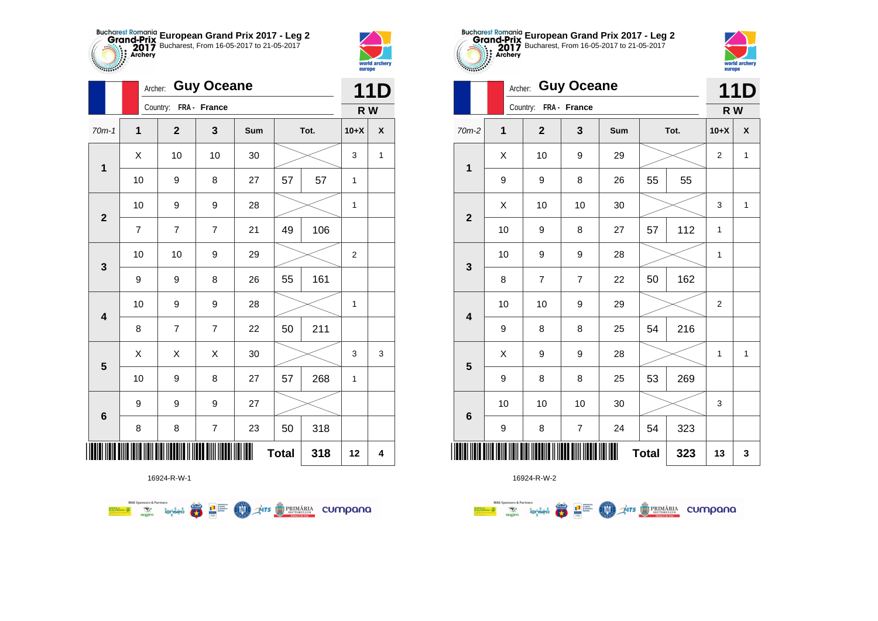## European Grand Prix 2017 - Leg 2

Bucharest, From 16-05-2017 to 21-05-2017

Archer: **Guy Oceane**

Country: **FRA - France**

**11D**

**R W**

| 70m-1 | 1 | 2 | 3 | Sum | Tot. | | 10+X | X |
|---|---|---|---|---|---|---|---|---|
| 1 | X | 10 | 10 | 30 | | | 3 | 1 |
| | 10 | 9 | 8 | 27 | 57 | 57 | 1 | |
| 2 | 10 | 9 | 9 | 28 | | | 1 | |
| | 7 | 7 | 7 | 21 | 49 | 106 | | |
| 3 | 10 | 10 | 9 | 29 | | | 2 | |
| | 9 | 9 | 8 | 26 | 55 | 161 | | |
| 4 | 10 | 9 | 9 | 28 | | | 1 | |
| | 8 | 7 | 7 | 22 | 50 | 211 | | |
| 5 | X | X | X | 30 | | | 3 | 3 |
| | 10 | 9 | 8 | 27 | 57 | 268 | 1 | |
| 6 | 9 | 9 | 9 | 27 | | | | |
| | 8 | 8 | 7 | 23 | 50 | 318 | | |
| | | | | | **Total** | **318** | **12** | **4** |

16924-R-W-1

## European Grand Prix 2017 - Leg 2

Bucharest, From 16-05-2017 to 21-05-2017

Archer: **Guy Oceane**

Country: **FRA - France**

**11D**

**R W**

| 70m-2 | 1 | 2 | 3 | Sum | Tot. | | 10+X | X |
|---|---|---|---|---|---|---|---|---|
| 1 | X | 10 | 9 | 29 | | | 2 | 1 |
| | 9 | 9 | 8 | 26 | 55 | 55 | | |
| 2 | X | 10 | 10 | 30 | | | 3 | 1 |
| | 10 | 9 | 8 | 27 | 57 | 112 | 1 | |
| 3 | 10 | 9 | 9 | 28 | | | 1 | |
| | 8 | 7 | 7 | 22 | 50 | 162 | | |
| 4 | 10 | 10 | 9 | 29 | | | 2 | |
| | 9 | 8 | 8 | 25 | 54 | 216 | | |
| 5 | X | 9 | 9 | 28 | | | 1 | 1 |
| | 9 | 8 | 8 | 25 | 53 | 269 | | |
| 6 | 10 | 10 | 10 | 30 | | | 3 | |
| | 9 | 8 | 7 | 24 | 54 | 323 | | |
| | | | | | **Total** | **323** | **13** | **3** |

16924-R-W-2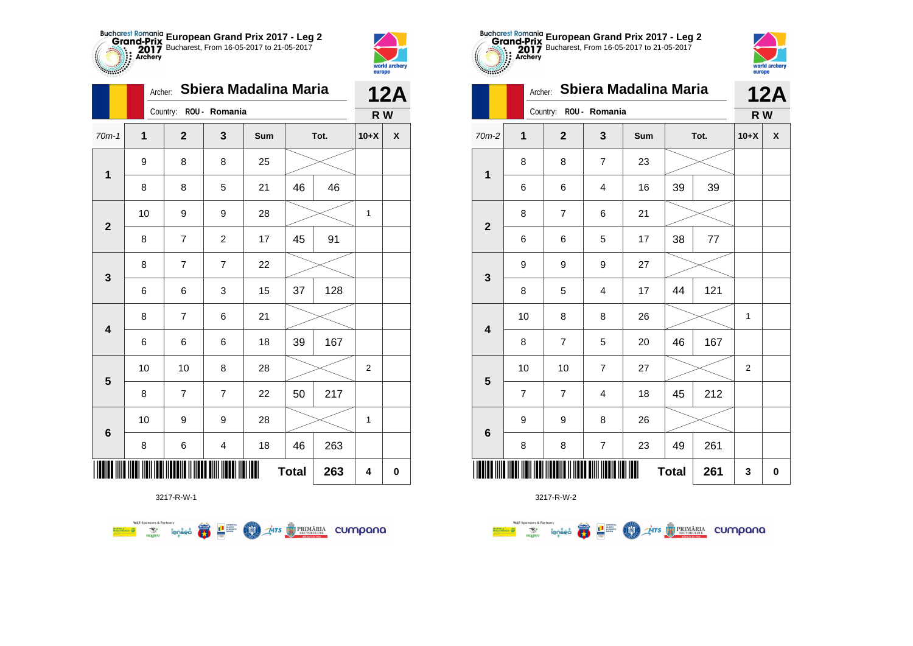**European Grand Prix 2017 - Leg 2**
Bucharest, From 16-05-2017 to 21-05-2017

Archer: **Sbiera Madalina Maria**
Country: ROU - Romania

**12A**
**R W**

| 70m-1 | 1 | 2 | 3 | Sum | Tot. | | 10+X | X |
|---|---|---|---|---|---|---|---|---|
| 1 | 9 | 8 | 8 | 25 | | | | |
| | 8 | 8 | 5 | 21 | 46 | 46 | | |
| 2 | 10 | 9 | 9 | 28 | | | 1 | |
| | 8 | 7 | 2 | 17 | 45 | 91 | | |
| 3 | 8 | 7 | 7 | 22 | | | | |
| | 6 | 6 | 3 | 15 | 37 | 128 | | |
| 4 | 8 | 7 | 6 | 21 | | | | |
| | 6 | 6 | 6 | 18 | 39 | 167 | | |
| 5 | 10 | 10 | 8 | 28 | | | 2 | |
| | 8 | 7 | 7 | 22 | 50 | 217 | | |
| 6 | 10 | 9 | 9 | 28 | | | 1 | |
| | 8 | 6 | 4 | 18 | 46 | 263 | | |
| | | | | | **Total** | **263** | **4** | **0** |

3217-R-W-1

**European Grand Prix 2017 - Leg 2**
Bucharest, From 16-05-2017 to 21-05-2017

Archer: **Sbiera Madalina Maria**
Country: ROU - Romania

**12A**
**R W**

| 70m-2 | 1 | 2 | 3 | Sum | Tot. | | 10+X | X |
|---|---|---|---|---|---|---|---|---|
| 1 | 8 | 8 | 7 | 23 | | | | |
| | 6 | 6 | 4 | 16 | 39 | 39 | | |
| 2 | 8 | 7 | 6 | 21 | | | | |
| | 6 | 6 | 5 | 17 | 38 | 77 | | |
| 3 | 9 | 9 | 9 | 27 | | | | |
| | 8 | 5 | 4 | 17 | 44 | 121 | | |
| 4 | 10 | 8 | 8 | 26 | | | 1 | |
| | 8 | 7 | 5 | 20 | 46 | 167 | | |
| 5 | 10 | 10 | 7 | 27 | | | 2 | |
| | 7 | 7 | 4 | 18 | 45 | 212 | | |
| 6 | 9 | 9 | 8 | 26 | | | | |
| | 8 | 8 | 7 | 23 | 49 | 261 | | |
| | | | | | **Total** | **261** | **3** | **0** |

3217-R-W-2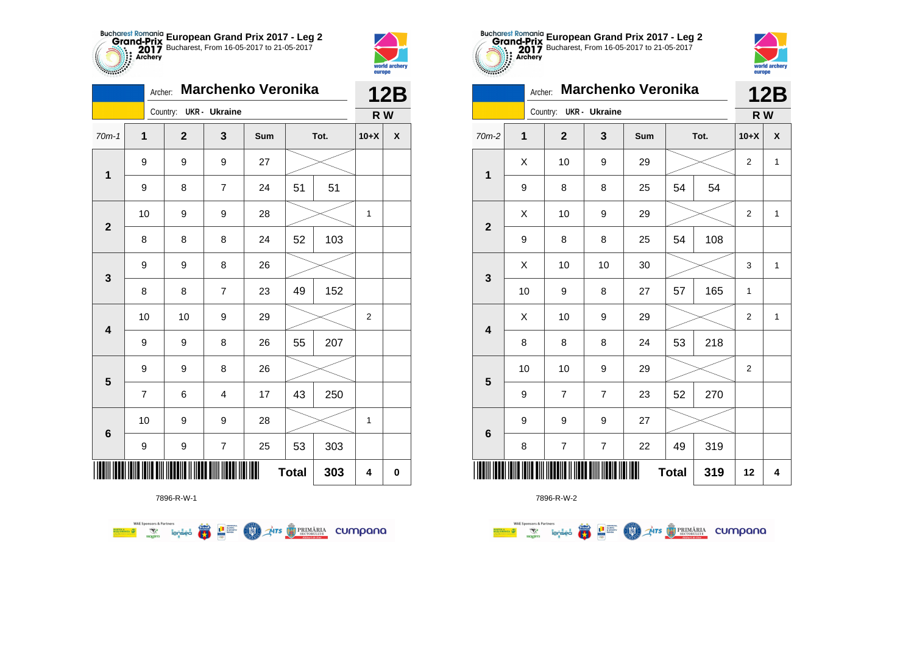**European Grand Prix 2017 - Leg 2**
Bucharest, From 16-05-2017 to 21-05-2017

Archer: **Marchenko Veronika**
Country: UKR - Ukraine

**12B**
**R W**

| 70m-1 | 1 | 2 | 3 | Sum | Tot. | | 10+X | X |
|---|---|---|---|---|---|---|---|---|
| 1 | 9 | 9 | 9 | 27 | | | | |
| | 9 | 8 | 7 | 24 | 51 | 51 | | |
| 2 | 10 | 9 | 9 | 28 | | | 1 | |
| | 8 | 8 | 8 | 24 | 52 | 103 | | |
| 3 | 9 | 9 | 8 | 26 | | | | |
| | 8 | 8 | 7 | 23 | 49 | 152 | | |
| 4 | 10 | 10 | 9 | 29 | | | 2 | |
| | 9 | 9 | 8 | 26 | 55 | 207 | | |
| 5 | 9 | 9 | 8 | 26 | | | | |
| | 7 | 6 | 4 | 17 | 43 | 250 | | |
| 6 | 10 | 9 | 9 | 28 | | | 1 | |
| | 9 | 9 | 7 | 25 | 53 | 303 | | |
| | | | | | **Total** | **303** | **4** | **0** |

7896-R-W-1

**European Grand Prix 2017 - Leg 2**
Bucharest, From 16-05-2017 to 21-05-2017

Archer: **Marchenko Veronika**
Country: UKR - Ukraine

**12B**
**R W**

| 70m-2 | 1 | 2 | 3 | Sum | Tot. | | 10+X | X |
|---|---|---|---|---|---|---|---|---|
| 1 | X | 10 | 9 | 29 | | | 2 | 1 |
| | 9 | 8 | 8 | 25 | 54 | 54 | | |
| 2 | X | 10 | 9 | 29 | | | 2 | 1 |
| | 9 | 8 | 8 | 25 | 54 | 108 | | |
| 3 | X | 10 | 10 | 30 | | | 3 | 1 |
| | 10 | 9 | 8 | 27 | 57 | 165 | 1 | |
| 4 | X | 10 | 9 | 29 | | | 2 | 1 |
| | 8 | 8 | 8 | 24 | 53 | 218 | | |
| 5 | 10 | 10 | 9 | 29 | | | 2 | |
| | 9 | 7 | 7 | 23 | 52 | 270 | | |
| 6 | 9 | 9 | 9 | 27 | | | | |
| | 8 | 7 | 7 | 22 | 49 | 319 | | |
| | | | | | **Total** | **319** | **12** | **4** |

7896-R-W-2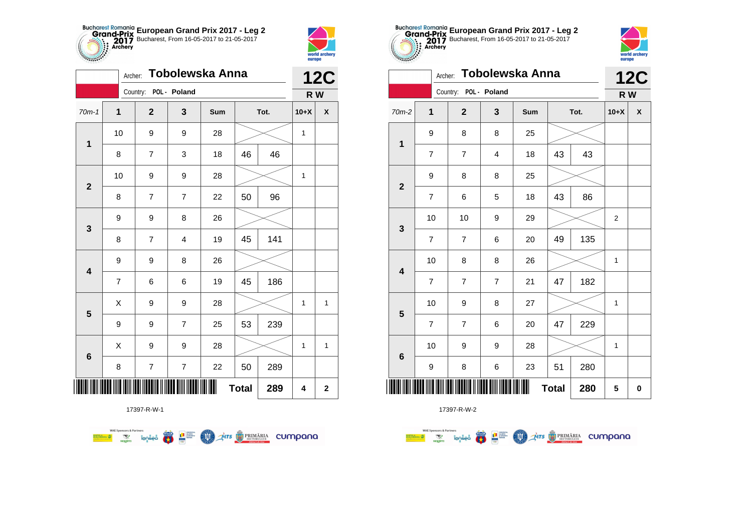## European Grand Prix 2017 - Leg 2

Bucharest, From 16-05-2017 to 21-05-2017

Archer: **Tobolewska Anna**

Country: POL - Poland

**12C**

**R W**

| 70m-1 | 1 | 2 | 3 | Sum | Tot. | | 10+X | X |
|---|---|---|---|---|---|---|---|---|
| 1 | 10 | 9 | 9 | 28 | | | 1 | |
| | 8 | 7 | 3 | 18 | 46 | 46 | | |
| 2 | 10 | 9 | 9 | 28 | | | 1 | |
| | 8 | 7 | 7 | 22 | 50 | 96 | | |
| 3 | 9 | 9 | 8 | 26 | | | | |
| | 8 | 7 | 4 | 19 | 45 | 141 | | |
| 4 | 9 | 9 | 8 | 26 | | | | |
| | 7 | 6 | 6 | 19 | 45 | 186 | | |
| 5 | X | 9 | 9 | 28 | | | 1 | 1 |
| | 9 | 9 | 7 | 25 | 53 | 239 | | |
| 6 | X | 9 | 9 | 28 | | | 1 | 1 |
| | 8 | 7 | 7 | 22 | 50 | 289 | | |
| | | | | | Total | 289 | 4 | 2 |

17397-R-W-1

## European Grand Prix 2017 - Leg 2

Bucharest, From 16-05-2017 to 21-05-2017

Archer: **Tobolewska Anna**

Country: POL - Poland

**12C**

**R W**

| 70m-2 | 1 | 2 | 3 | Sum | Tot. | | 10+X | X |
|---|---|---|---|---|---|---|---|---|
| 1 | 9 | 8 | 8 | 25 | | | | |
| | 7 | 7 | 4 | 18 | 43 | 43 | | |
| 2 | 9 | 8 | 8 | 25 | | | | |
| | 7 | 6 | 5 | 18 | 43 | 86 | | |
| 3 | 10 | 10 | 9 | 29 | | | 2 | |
| | 7 | 7 | 6 | 20 | 49 | 135 | | |
| 4 | 10 | 8 | 8 | 26 | | | 1 | |
| | 7 | 7 | 7 | 21 | 47 | 182 | | |
| 5 | 10 | 9 | 8 | 27 | | | 1 | |
| | 7 | 7 | 6 | 20 | 47 | 229 | | |
| 6 | 10 | 9 | 9 | 28 | | | 1 | |
| | 9 | 8 | 6 | 23 | 51 | 280 | | |
| | | | | | Total | 280 | 5 | 0 |

17397-R-W-2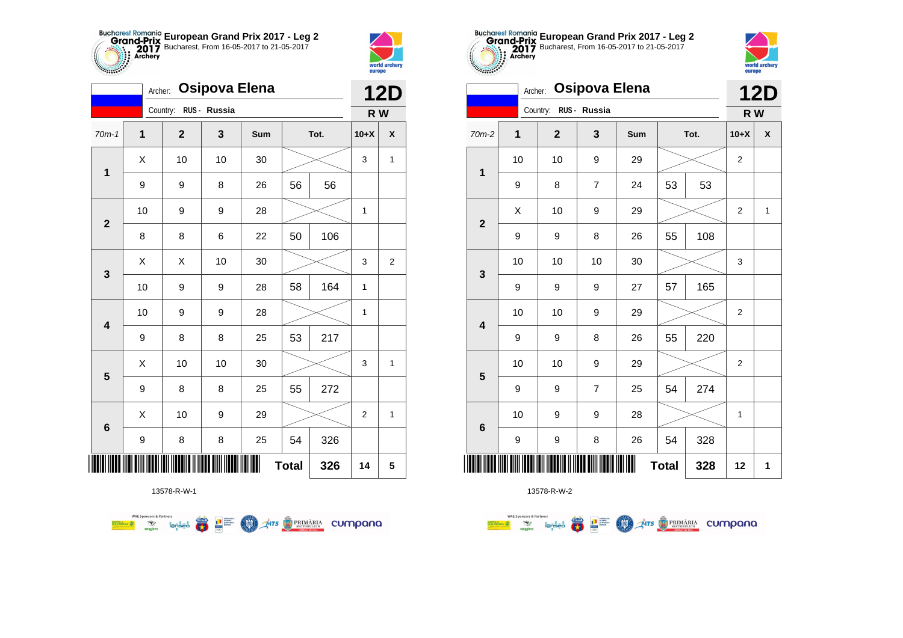## European Grand Prix 2017 - Leg 2

Bucharest, From 16-05-2017 to 21-05-2017

Archer: **Osipova Elena**

Country: RUS - Russia

**12D**

**R W**

| 70m-1 | 1 | 2 | 3 | Sum | Tot. | | 10+X | X |
|---|---|---|---|---|---|---|---|---|
| 1 | X | 10 | 10 | 30 | | | 3 | 1 |
| | 9 | 9 | 8 | 26 | 56 | 56 | | |
| 2 | 10 | 9 | 9 | 28 | | | 1 | |
| | 8 | 8 | 6 | 22 | 50 | 106 | | |
| 3 | X | X | 10 | 30 | | | 3 | 2 |
| | 10 | 9 | 9 | 28 | 58 | 164 | 1 | |
| 4 | 10 | 9 | 9 | 28 | | | 1 | |
| | 9 | 8 | 8 | 25 | 53 | 217 | | |
| 5 | X | 10 | 10 | 30 | | | 3 | 1 |
| | 9 | 8 | 8 | 25 | 55 | 272 | | |
| 6 | X | 10 | 9 | 29 | | | 2 | 1 |
| | 9 | 8 | 8 | 25 | 54 | 326 | | |
| | | | | | **Total** | **326** | **14** | **5** |

13578-R-W-1

## European Grand Prix 2017 - Leg 2

Bucharest, From 16-05-2017 to 21-05-2017

Archer: **Osipova Elena**

Country: RUS - Russia

**12D**

**R W**

| 70m-2 | 1 | 2 | 3 | Sum | Tot. | | 10+X | X |
|---|---|---|---|---|---|---|---|---|
| 1 | 10 | 10 | 9 | 29 | | | 2 | |
| | 9 | 8 | 7 | 24 | 53 | 53 | | |
| 2 | X | 10 | 9 | 29 | | | 2 | 1 |
| | 9 | 9 | 8 | 26 | 55 | 108 | | |
| 3 | 10 | 10 | 10 | 30 | | | 3 | |
| | 9 | 9 | 9 | 27 | 57 | 165 | | |
| 4 | 10 | 10 | 9 | 29 | | | 2 | |
| | 9 | 9 | 8 | 26 | 55 | 220 | | |
| 5 | 10 | 10 | 9 | 29 | | | 2 | |
| | 9 | 9 | 7 | 25 | 54 | 274 | | |
| 6 | 10 | 9 | 9 | 28 | | | 1 | |
| | 9 | 9 | 8 | 26 | 54 | 328 | | |
| | | | | | **Total** | **328** | **12** | **1** |

13578-R-W-2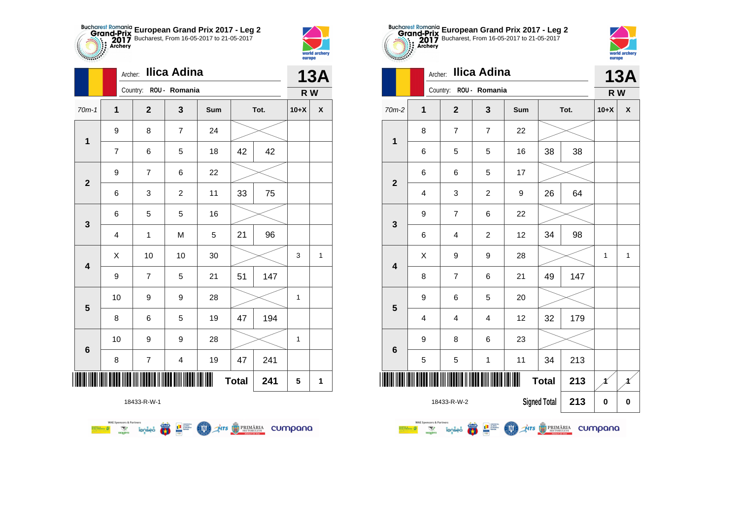## European Grand Prix 2017 - Leg 2

Bucharest, From 16-05-2017 to 21-05-2017

Archer: **Ilica Adina**

Country: ROU - Romania

**13A** R W

| 70m-1 | 1 | 2 | 3 | Sum | Tot. | | 10+X | X |
|---|---|---|---|---|---|---|---|---|
| 1 | 9 | 8 | 7 | 24 | | | | |
| | 7 | 6 | 5 | 18 | 42 | 42 | | |
| 2 | 9 | 7 | 6 | 22 | | | | |
| | 6 | 3 | 2 | 11 | 33 | 75 | | |
| 3 | 6 | 5 | 5 | 16 | | | | |
| | 4 | 1 | M | 5 | 21 | 96 | | |
| 4 | X | 10 | 10 | 30 | | | 3 | 1 |
| | 9 | 7 | 5 | 21 | 51 | 147 | | |
| 5 | 10 | 9 | 9 | 28 | | | 1 | |
| | 8 | 6 | 5 | 19 | 47 | 194 | | |
| 6 | 10 | 9 | 9 | 28 | | | 1 | |
| | 8 | 7 | 4 | 19 | 47 | 241 | | |
| | | | | | **Total** | **241** | **5** | **1** |

18433-R-W-1

## European Grand Prix 2017 - Leg 2

Bucharest, From 16-05-2017 to 21-05-2017

Archer: **Ilica Adina**

Country: ROU - Romania

**13A** R W

| 70m-2 | 1 | 2 | 3 | Sum | Tot. | | 10+X | X |
|---|---|---|---|---|---|---|---|---|
| 1 | 8 | 7 | 7 | 22 | | | | |
| | 6 | 5 | 5 | 16 | 38 | 38 | | |
| 2 | 6 | 6 | 5 | 17 | | | | |
| | 4 | 3 | 2 | 9 | 26 | 64 | | |
| 3 | 9 | 7 | 6 | 22 | | | | |
| | 6 | 4 | 2 | 12 | 34 | 98 | | |
| 4 | X | 9 | 9 | 28 | | | 1 | 1 |
| | 8 | 7 | 6 | 21 | 49 | 147 | | |
| 5 | 9 | 6 | 5 | 20 | | | | |
| | 4 | 4 | 4 | 12 | 32 | 179 | | |
| 6 | 9 | 8 | 6 | 23 | | | | |
| | 5 | 5 | 1 | 11 | 34 | 213 | | |
| | | | | | **Total** | **213** | ~~1~~ | ~~1~~ |
| | | | | | **Signed Total** | **213** | **0** | **0** |

18433-R-W-2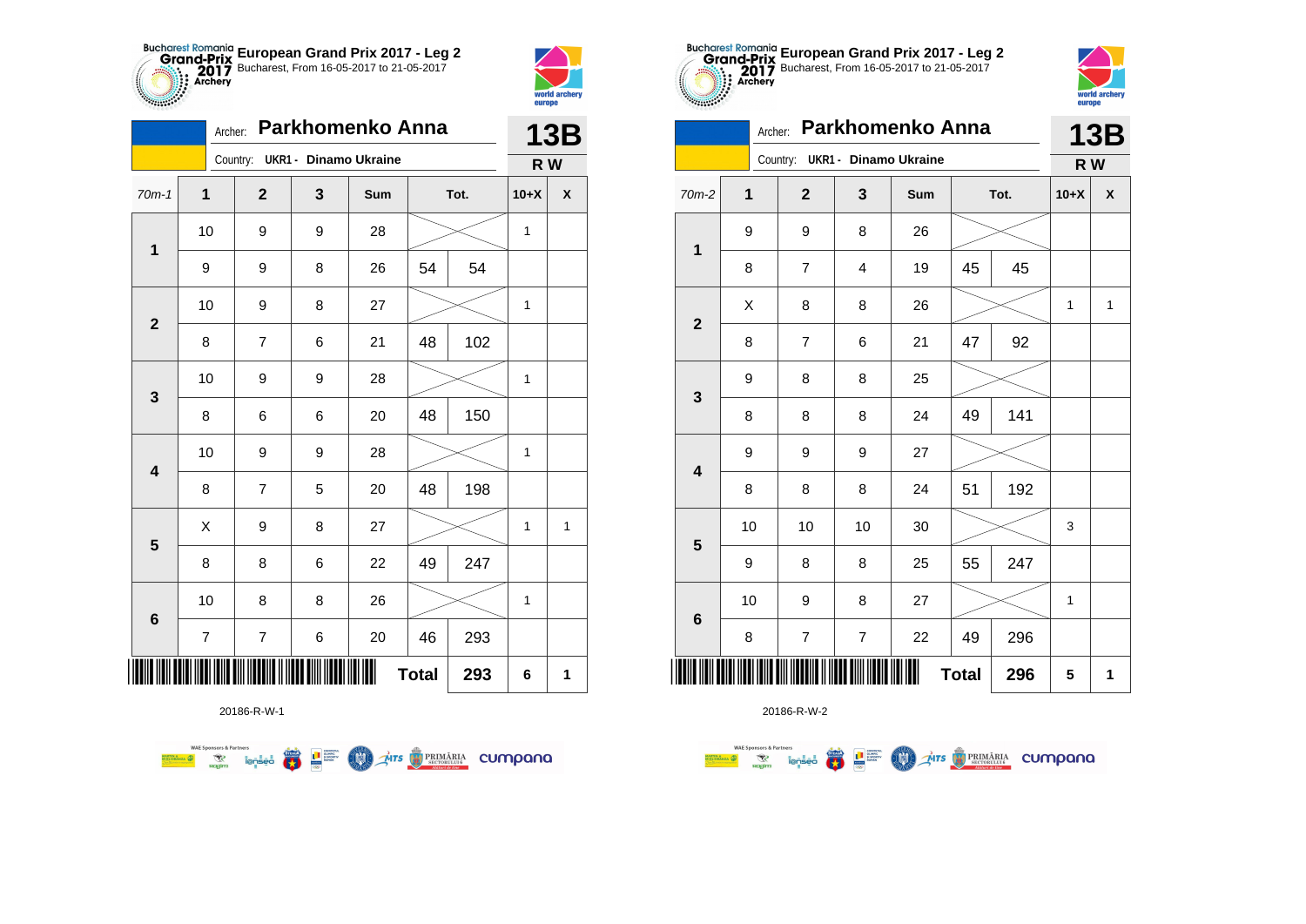## European Grand Prix 2017 - Leg 2

Bucharest, From 16-05-2017 to 21-05-2017

Archer: **Parkhomenko Anna**

Country: **UKR1 - Dinamo Ukraine**

**13B**

**R W**

| 70m-1 | 1 | 2 | 3 | Sum | Tot. | | 10+X | X |
|---|---|---|---|---|---|---|---|---|
| 1 | 10 | 9 | 9 | 28 | | | 1 | |
| | 9 | 9 | 8 | 26 | 54 | 54 | | |
| 2 | 10 | 9 | 8 | 27 | | | 1 | |
| | 8 | 7 | 6 | 21 | 48 | 102 | | |
| 3 | 10 | 9 | 9 | 28 | | | 1 | |
| | 8 | 6 | 6 | 20 | 48 | 150 | | |
| 4 | 10 | 9 | 9 | 28 | | | 1 | |
| | 8 | 7 | 5 | 20 | 48 | 198 | | |
| 5 | X | 9 | 8 | 27 | | | 1 | 1 |
| | 8 | 8 | 6 | 22 | 49 | 247 | | |
| 6 | 10 | 8 | 8 | 26 | | | 1 | |
| | 7 | 7 | 6 | 20 | 46 | 293 | | |
| | | | | | **Total** | **293** | **6** | **1** |

20186-R-W-1

## European Grand Prix 2017 - Leg 2

Bucharest, From 16-05-2017 to 21-05-2017

Archer: **Parkhomenko Anna**

Country: **UKR1 - Dinamo Ukraine**

**13B**

**R W**

| 70m-2 | 1 | 2 | 3 | Sum | Tot. | | 10+X | X |
|---|---|---|---|---|---|---|---|---|
| 1 | 9 | 9 | 8 | 26 | | | | |
| | 8 | 7 | 4 | 19 | 45 | 45 | | |
| 2 | X | 8 | 8 | 26 | | | 1 | 1 |
| | 8 | 7 | 6 | 21 | 47 | 92 | | |
| 3 | 9 | 8 | 8 | 25 | | | | |
| | 8 | 8 | 8 | 24 | 49 | 141 | | |
| 4 | 9 | 9 | 9 | 27 | | | | |
| | 8 | 8 | 8 | 24 | 51 | 192 | | |
| 5 | 10 | 10 | 10 | 30 | | | 3 | |
| | 9 | 8 | 8 | 25 | 55 | 247 | | |
| 6 | 10 | 9 | 8 | 27 | | | 1 | |
| | 8 | 7 | 7 | 22 | 49 | 296 | | |
| | | | | | **Total** | **296** | **5** | **1** |

20186-R-W-2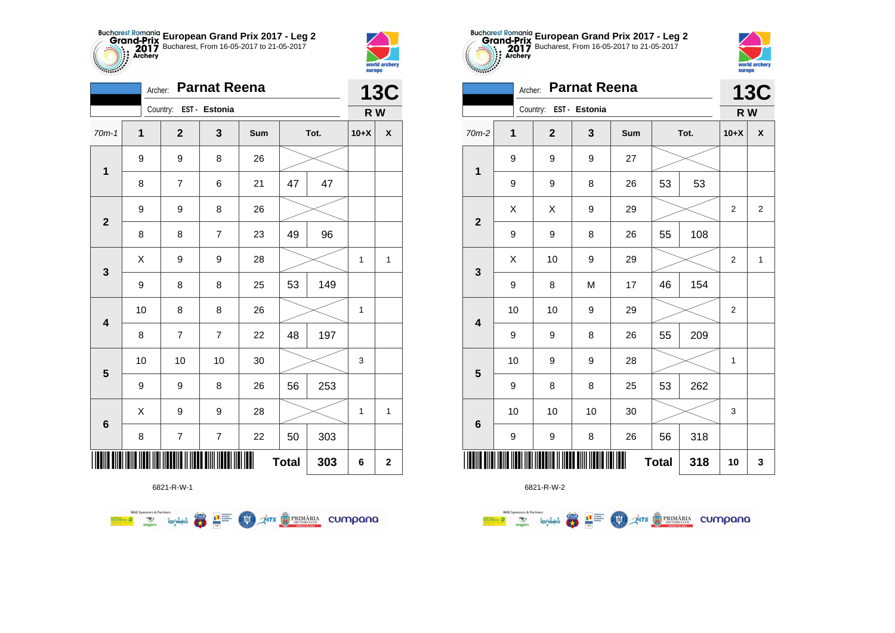**Bucharest Romania Grand-Prix 2017 Archery** European Grand Prix 2017 - Leg 2
Bucharest, From 16-05-2017 to 21-05-2017

Archer: **Parnat Reena**
Country: EST - Estonia

**13C**
**R W**

| 70m-1 | 1 | 2 | 3 | Sum | Tot. | | 10+X | X |
|---|---|---|---|---|---|---|---|---|
| 1 | 9 | 9 | 8 | 26 | | | | |
| | 8 | 7 | 6 | 21 | 47 | 47 | | |
| 2 | 9 | 9 | 8 | 26 | | | | |
| | 8 | 8 | 7 | 23 | 49 | 96 | | |
| 3 | X | 9 | 9 | 28 | | | 1 | 1 |
| | 9 | 8 | 8 | 25 | 53 | 149 | | |
| 4 | 10 | 8 | 8 | 26 | | | 1 | |
| | 8 | 7 | 7 | 22 | 48 | 197 | | |
| 5 | 10 | 10 | 10 | 30 | | | 3 | |
| | 9 | 9 | 8 | 26 | 56 | 253 | | |
| 6 | X | 9 | 9 | 28 | | | 1 | 1 |
| | 8 | 7 | 7 | 22 | 50 | 303 | | |
| | | | | | Total | 303 | 6 | 2 |

6821-R-W-1

**Bucharest Romania Grand-Prix 2017 Archery** European Grand Prix 2017 - Leg 2
Bucharest, From 16-05-2017 to 21-05-2017

Archer: **Parnat Reena**
Country: EST - Estonia

**13C**
**R W**

| 70m-2 | 1 | 2 | 3 | Sum | Tot. | | 10+X | X |
|---|---|---|---|---|---|---|---|---|
| 1 | 9 | 9 | 9 | 27 | | | | |
| | 9 | 9 | 8 | 26 | 53 | 53 | | |
| 2 | X | X | 9 | 29 | | | 2 | 2 |
| | 9 | 9 | 8 | 26 | 55 | 108 | | |
| 3 | X | 10 | 9 | 29 | | | 2 | 1 |
| | 9 | 8 | M | 17 | 46 | 154 | | |
| 4 | 10 | 10 | 9 | 29 | | | 2 | |
| | 9 | 9 | 8 | 26 | 55 | 209 | | |
| 5 | 10 | 9 | 9 | 28 | | | 1 | |
| | 9 | 8 | 8 | 25 | 53 | 262 | | |
| 6 | 10 | 10 | 10 | 30 | | | 3 | |
| | 9 | 9 | 8 | 26 | 56 | 318 | | |
| | | | | | Total | 318 | 10 | 3 |

6821-R-W-2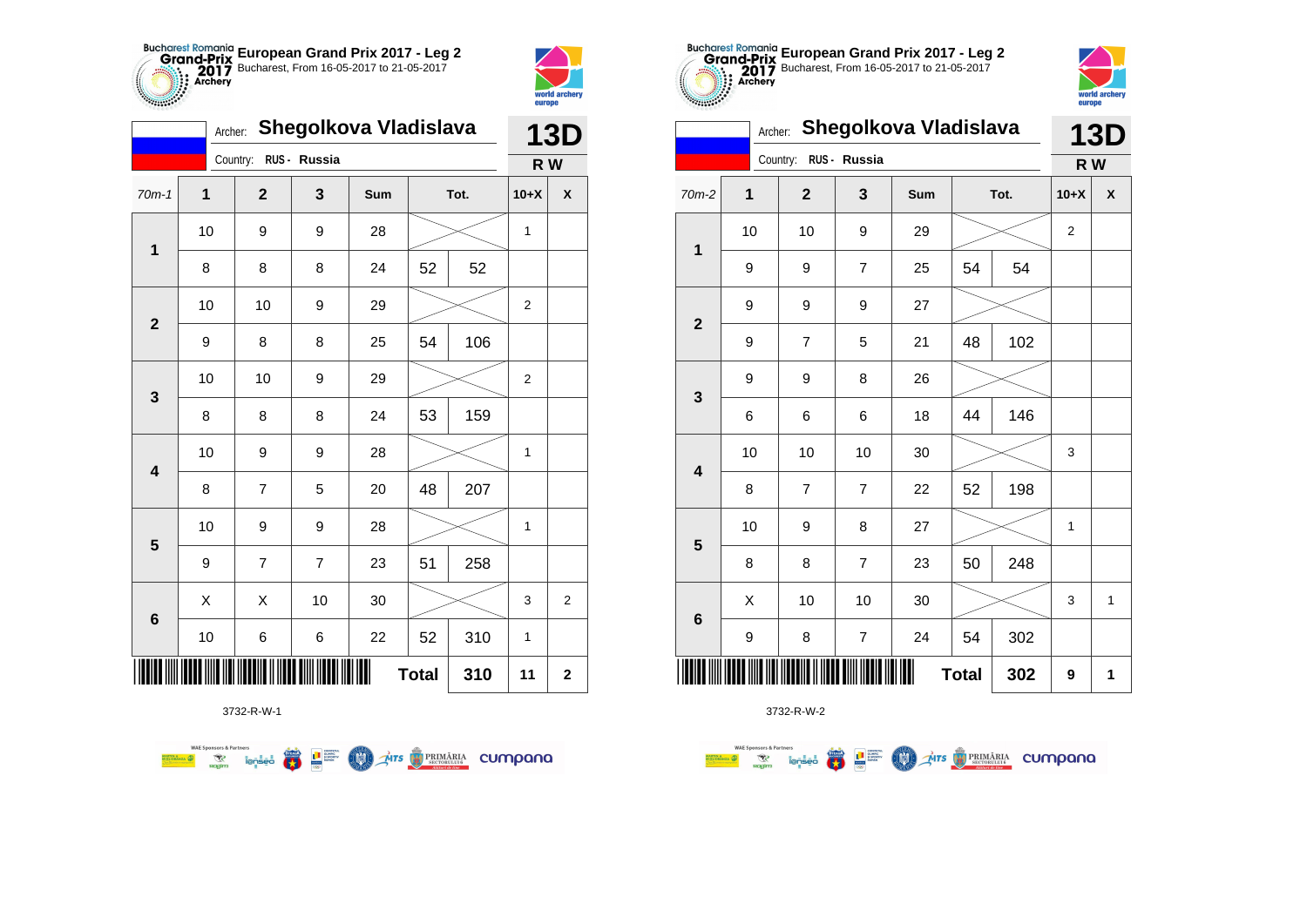**European Grand Prix 2017 - Leg 2**
Bucharest, From 16-05-2017 to 21-05-2017

Archer: **Shegolkova Vladislava** — **13D**
Country: RUS - Russia — **R W**

| 70m-1 | 1 | 2 | 3 | Sum | Tot. | | 10+X | X |
|---|---|---|---|---|---|---|---|---|
| 1 | 10 | 9 | 9 | 28 | | | 1 | |
| | 8 | 8 | 8 | 24 | 52 | 52 | | |
| 2 | 10 | 10 | 9 | 29 | | | 2 | |
| | 9 | 8 | 8 | 25 | 54 | 106 | | |
| 3 | 10 | 10 | 9 | 29 | | | 2 | |
| | 8 | 8 | 8 | 24 | 53 | 159 | | |
| 4 | 10 | 9 | 9 | 28 | | | 1 | |
| | 8 | 7 | 5 | 20 | 48 | 207 | | |
| 5 | 10 | 9 | 9 | 28 | | | 1 | |
| | 9 | 7 | 7 | 23 | 51 | 258 | | |
| 6 | X | X | 10 | 30 | | | 3 | 2 |
| | 10 | 6 | 6 | 22 | 52 | 310 | 1 | |
| | | | | | Total | 310 | 11 | 2 |

3732-R-W-1

**European Grand Prix 2017 - Leg 2**
Bucharest, From 16-05-2017 to 21-05-2017

Archer: **Shegolkova Vladislava** — **13D**
Country: RUS - Russia — **R W**

| 70m-2 | 1 | 2 | 3 | Sum | Tot. | | 10+X | X |
|---|---|---|---|---|---|---|---|---|
| 1 | 10 | 10 | 9 | 29 | | | 2 | |
| | 9 | 9 | 7 | 25 | 54 | 54 | | |
| 2 | 9 | 9 | 9 | 27 | | | | |
| | 9 | 7 | 5 | 21 | 48 | 102 | | |
| 3 | 9 | 9 | 8 | 26 | | | | |
| | 6 | 6 | 6 | 18 | 44 | 146 | | |
| 4 | 10 | 10 | 10 | 30 | | | 3 | |
| | 8 | 7 | 7 | 22 | 52 | 198 | | |
| 5 | 10 | 9 | 8 | 27 | | | 1 | |
| | 8 | 8 | 7 | 23 | 50 | 248 | | |
| 6 | X | 10 | 10 | 30 | | | 3 | 1 |
| | 9 | 8 | 7 | 24 | 54 | 302 | | |
| | | | | | Total | 302 | 9 | 1 |

3732-R-W-2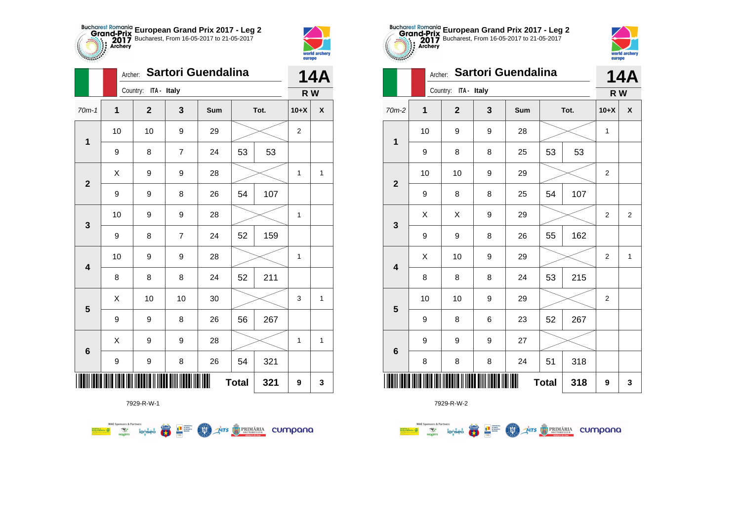**European Grand Prix 2017 - Leg 2**
Bucharest, From 16-05-2017 to 21-05-2017

Archer: **Sartori Guendalina**
Country: ITA - Italy
**14A**
**R W**

| 70m-1 | 1 | 2 | 3 | Sum | Tot. | | 10+X | X |
|---|---|---|---|---|---|---|---|---|
| 1 | 10 | 10 | 9 | 29 | | | 2 | |
| | 9 | 8 | 7 | 24 | 53 | 53 | | |
| 2 | X | 9 | 9 | 28 | | | 1 | 1 |
| | 9 | 9 | 8 | 26 | 54 | 107 | | |
| 3 | 10 | 9 | 9 | 28 | | | 1 | |
| | 9 | 8 | 7 | 24 | 52 | 159 | | |
| 4 | 10 | 9 | 9 | 28 | | | 1 | |
| | 8 | 8 | 8 | 24 | 52 | 211 | | |
| 5 | X | 10 | 10 | 30 | | | 3 | 1 |
| | 9 | 9 | 8 | 26 | 56 | 267 | | |
| 6 | X | 9 | 9 | 28 | | | 1 | 1 |
| | 9 | 9 | 8 | 26 | 54 | 321 | | |
| | | | | | **Total** | **321** | **9** | **3** |

7929-R-W-1

**European Grand Prix 2017 - Leg 2**
Bucharest, From 16-05-2017 to 21-05-2017

Archer: **Sartori Guendalina**
Country: ITA - Italy
**14A**
**R W**

| 70m-2 | 1 | 2 | 3 | Sum | Tot. | | 10+X | X |
|---|---|---|---|---|---|---|---|---|
| 1 | 10 | 9 | 9 | 28 | | | 1 | |
| | 9 | 8 | 8 | 25 | 53 | 53 | | |
| 2 | 10 | 10 | 9 | 29 | | | 2 | |
| | 9 | 8 | 8 | 25 | 54 | 107 | | |
| 3 | X | X | 9 | 29 | | | 2 | 2 |
| | 9 | 9 | 8 | 26 | 55 | 162 | | |
| 4 | X | 10 | 9 | 29 | | | 2 | 1 |
| | 8 | 8 | 8 | 24 | 53 | 215 | | |
| 5 | 10 | 10 | 9 | 29 | | | 2 | |
| | 9 | 8 | 6 | 23 | 52 | 267 | | |
| 6 | 9 | 9 | 9 | 27 | | | | |
| | 8 | 8 | 8 | 24 | 51 | 318 | | |
| | | | | | **Total** | **318** | **9** | **3** |

7929-R-W-2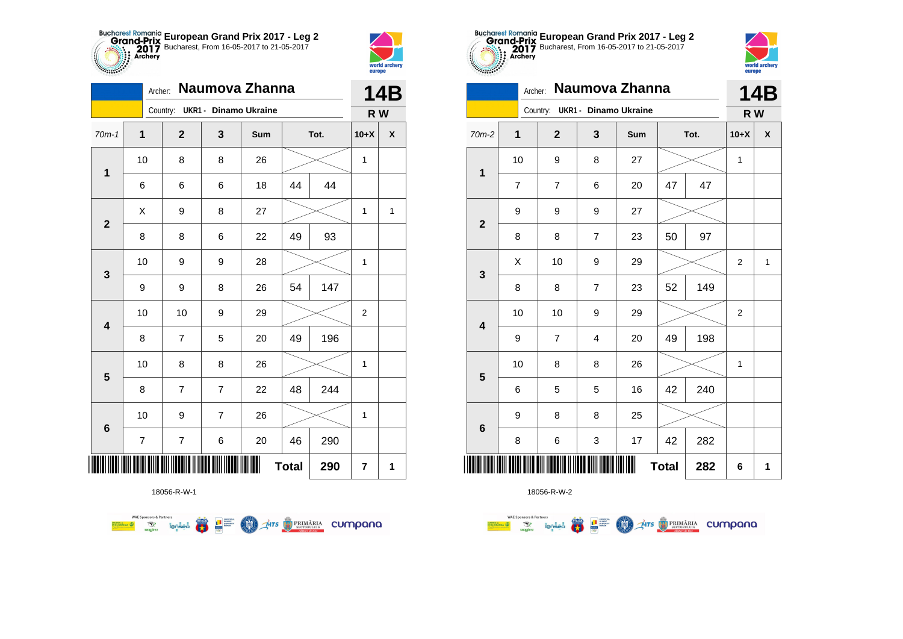## European Grand Prix 2017 - Leg 2

Bucharest, From 16-05-2017 to 21-05-2017

Archer: **Naumova Zhanna**

Country: UKR1 - Dinamo Ukraine

**14B**

**R W**

| 70m-1 | 1 | 2 | 3 | Sum | | Tot. | 10+X | X |
|---|---|---|---|---|---|---|---|---|
| 1 | 10 | 8 | 8 | 26 | | | 1 | |
| | 6 | 6 | 6 | 18 | 44 | 44 | | |
| 2 | X | 9 | 8 | 27 | | | 1 | 1 |
| | 8 | 8 | 6 | 22 | 49 | 93 | | |
| 3 | 10 | 9 | 9 | 28 | | | 1 | |
| | 9 | 9 | 8 | 26 | 54 | 147 | | |
| 4 | 10 | 10 | 9 | 29 | | | 2 | |
| | 8 | 7 | 5 | 20 | 49 | 196 | | |
| 5 | 10 | 8 | 8 | 26 | | | 1 | |
| | 8 | 7 | 7 | 22 | 48 | 244 | | |
| 6 | 10 | 9 | 7 | 26 | | | 1 | |
| | 7 | 7 | 6 | 20 | 46 | 290 | | |
| | | | | **Total** | | **290** | **7** | **1** |

18056-R-W-1

## European Grand Prix 2017 - Leg 2

Bucharest, From 16-05-2017 to 21-05-2017

Archer: **Naumova Zhanna**

Country: UKR1 - Dinamo Ukraine

**14B**

**R W**

| 70m-2 | 1 | 2 | 3 | Sum | | Tot. | 10+X | X |
|---|---|---|---|---|---|---|---|---|
| 1 | 10 | 9 | 8 | 27 | | | 1 | |
| | 7 | 7 | 6 | 20 | 47 | 47 | | |
| 2 | 9 | 9 | 9 | 27 | | | | |
| | 8 | 8 | 7 | 23 | 50 | 97 | | |
| 3 | X | 10 | 9 | 29 | | | 2 | 1 |
| | 8 | 8 | 7 | 23 | 52 | 149 | | |
| 4 | 10 | 10 | 9 | 29 | | | 2 | |
| | 9 | 7 | 4 | 20 | 49 | 198 | | |
| 5 | 10 | 8 | 8 | 26 | | | 1 | |
| | 6 | 5 | 5 | 16 | 42 | 240 | | |
| 6 | 9 | 8 | 8 | 25 | | | | |
| | 8 | 6 | 3 | 17 | 42 | 282 | | |
| | | | | **Total** | | **282** | **6** | **1** |

18056-R-W-2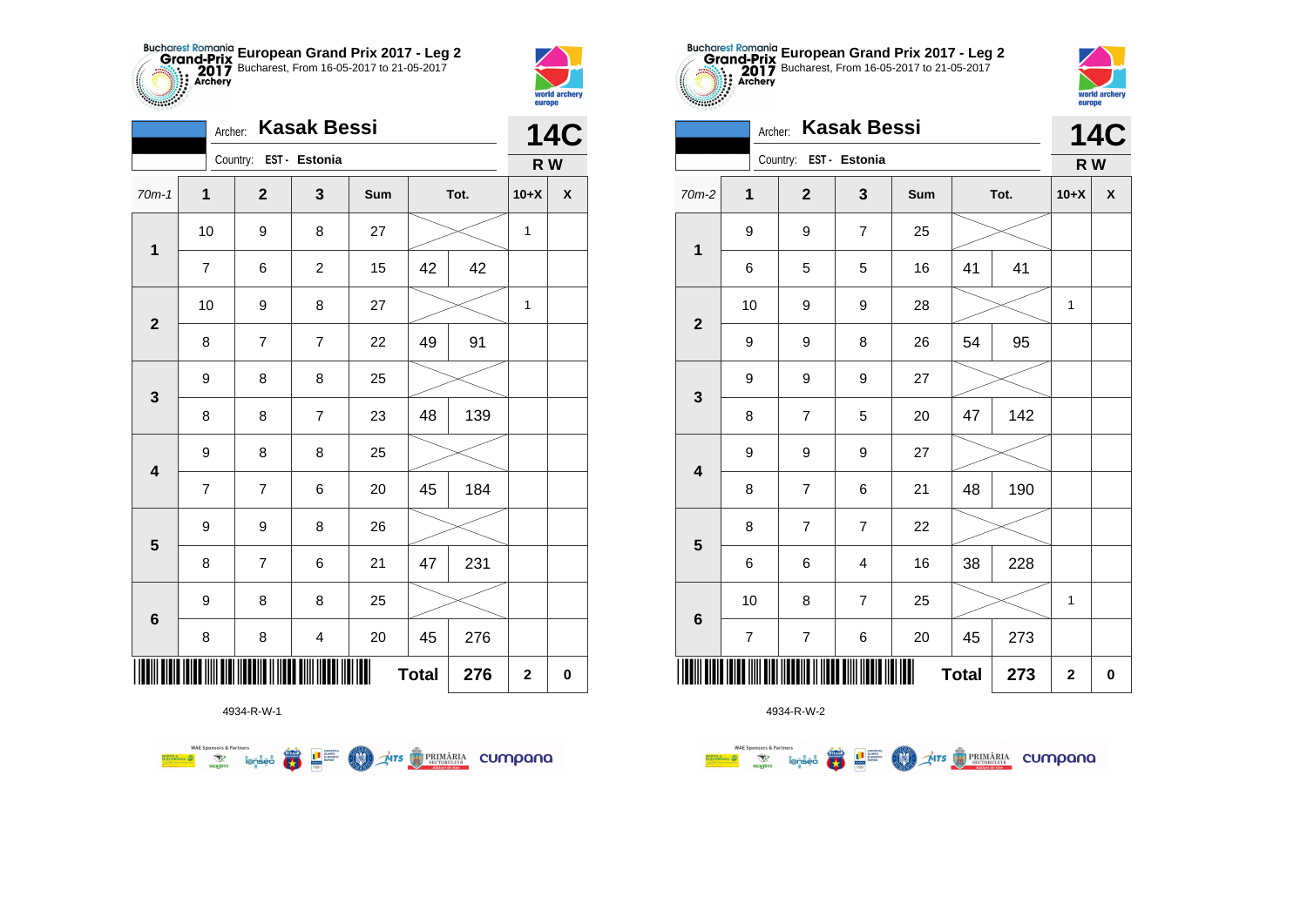**Bucharest Romania Grand-Prix 2017 Archery** — **European Grand Prix 2017 - Leg 2**
Bucharest, From 16-05-2017 to 21-05-2017

Archer: **Kasak Bessi**
Country: EST - Estonia

**14C**
**R W**

| 70m-1 | 1 | 2 | 3 | Sum | Tot. | | 10+X | X |
|---|---|---|---|---|---|---|---|---|
| 1 | 10 | 9 | 8 | 27 | | | 1 | |
| | 7 | 6 | 2 | 15 | 42 | 42 | | |
| 2 | 10 | 9 | 8 | 27 | | | 1 | |
| | 8 | 7 | 7 | 22 | 49 | 91 | | |
| 3 | 9 | 8 | 8 | 25 | | | | |
| | 8 | 8 | 7 | 23 | 48 | 139 | | |
| 4 | 9 | 8 | 8 | 25 | | | | |
| | 7 | 7 | 6 | 20 | 45 | 184 | | |
| 5 | 9 | 9 | 8 | 26 | | | | |
| | 8 | 7 | 6 | 21 | 47 | 231 | | |
| 6 | 9 | 8 | 8 | 25 | | | | |
| | 8 | 8 | 4 | 20 | 45 | 276 | | |
| | | | | Total | | 276 | 2 | 0 |

4934-R-W-1

**Bucharest Romania Grand-Prix 2017 Archery** — **European Grand Prix 2017 - Leg 2**
Bucharest, From 16-05-2017 to 21-05-2017

Archer: **Kasak Bessi**
Country: EST - Estonia

**14C**
**R W**

| 70m-2 | 1 | 2 | 3 | Sum | Tot. | | 10+X | X |
|---|---|---|---|---|---|---|---|---|
| 1 | 9 | 9 | 7 | 25 | | | | |
| | 6 | 5 | 5 | 16 | 41 | 41 | | |
| 2 | 10 | 9 | 9 | 28 | | | 1 | |
| | 9 | 9 | 8 | 26 | 54 | 95 | | |
| 3 | 9 | 9 | 9 | 27 | | | | |
| | 8 | 7 | 5 | 20 | 47 | 142 | | |
| 4 | 9 | 9 | 9 | 27 | | | | |
| | 8 | 7 | 6 | 21 | 48 | 190 | | |
| 5 | 8 | 7 | 7 | 22 | | | | |
| | 6 | 6 | 4 | 16 | 38 | 228 | | |
| 6 | 10 | 8 | 7 | 25 | | | 1 | |
| | 7 | 7 | 6 | 20 | 45 | 273 | | |
| | | | | Total | | 273 | 2 | 0 |

4934-R-W-2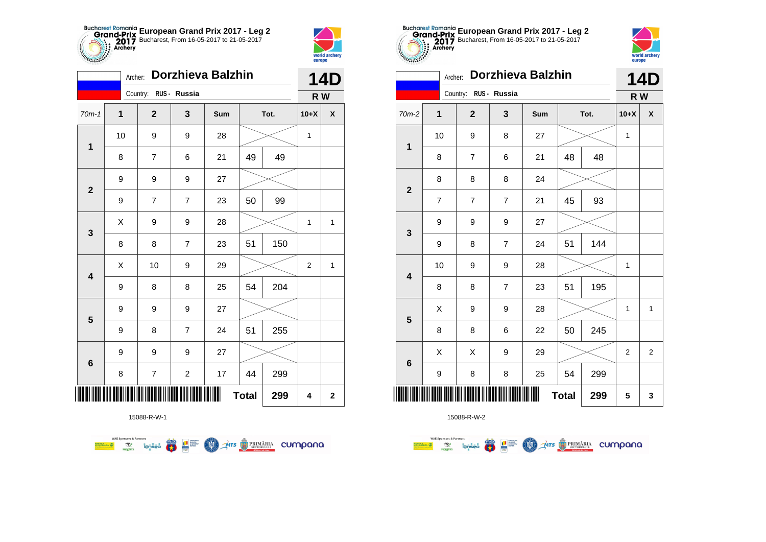## European Grand Prix 2017 - Leg 2

Bucharest, From 16-05-2017 to 21-05-2017

Archer: **Dorzhieva Balzhin**

Country: RUS - Russia

**14D**

**R W**

| 70m-1 | 1 | 2 | 3 | Sum | Tot. | | 10+X | X |
|---|---|---|---|---|---|---|---|---|
| 1 | 10 | 9 | 9 | 28 | | | 1 | |
| | 8 | 7 | 6 | 21 | 49 | 49 | | |
| 2 | 9 | 9 | 9 | 27 | | | | |
| | 9 | 7 | 7 | 23 | 50 | 99 | | |
| 3 | X | 9 | 9 | 28 | | | 1 | 1 |
| | 8 | 8 | 7 | 23 | 51 | 150 | | |
| 4 | X | 10 | 9 | 29 | | | 2 | 1 |
| | 9 | 8 | 8 | 25 | 54 | 204 | | |
| 5 | 9 | 9 | 9 | 27 | | | | |
| | 9 | 8 | 7 | 24 | 51 | 255 | | |
| 6 | 9 | 9 | 9 | 27 | | | | |
| | 8 | 7 | 2 | 17 | 44 | 299 | | |
| | | | | | **Total** | 299 | 4 | 2 |

15088-R-W-1

## European Grand Prix 2017 - Leg 2

Bucharest, From 16-05-2017 to 21-05-2017

Archer: **Dorzhieva Balzhin**

Country: RUS - Russia

**14D**

**R W**

| 70m-2 | 1 | 2 | 3 | Sum | Tot. | | 10+X | X |
|---|---|---|---|---|---|---|---|---|
| 1 | 10 | 9 | 8 | 27 | | | 1 | |
| | 8 | 7 | 6 | 21 | 48 | 48 | | |
| 2 | 8 | 8 | 8 | 24 | | | | |
| | 7 | 7 | 7 | 21 | 45 | 93 | | |
| 3 | 9 | 9 | 9 | 27 | | | | |
| | 9 | 8 | 7 | 24 | 51 | 144 | | |
| 4 | 10 | 9 | 9 | 28 | | | 1 | |
| | 8 | 8 | 7 | 23 | 51 | 195 | | |
| 5 | X | 9 | 9 | 28 | | | 1 | 1 |
| | 8 | 8 | 6 | 22 | 50 | 245 | | |
| 6 | X | X | 9 | 29 | | | 2 | 2 |
| | 9 | 8 | 8 | 25 | 54 | 299 | | |
| | | | | | **Total** | 299 | 5 | 3 |

15088-R-W-2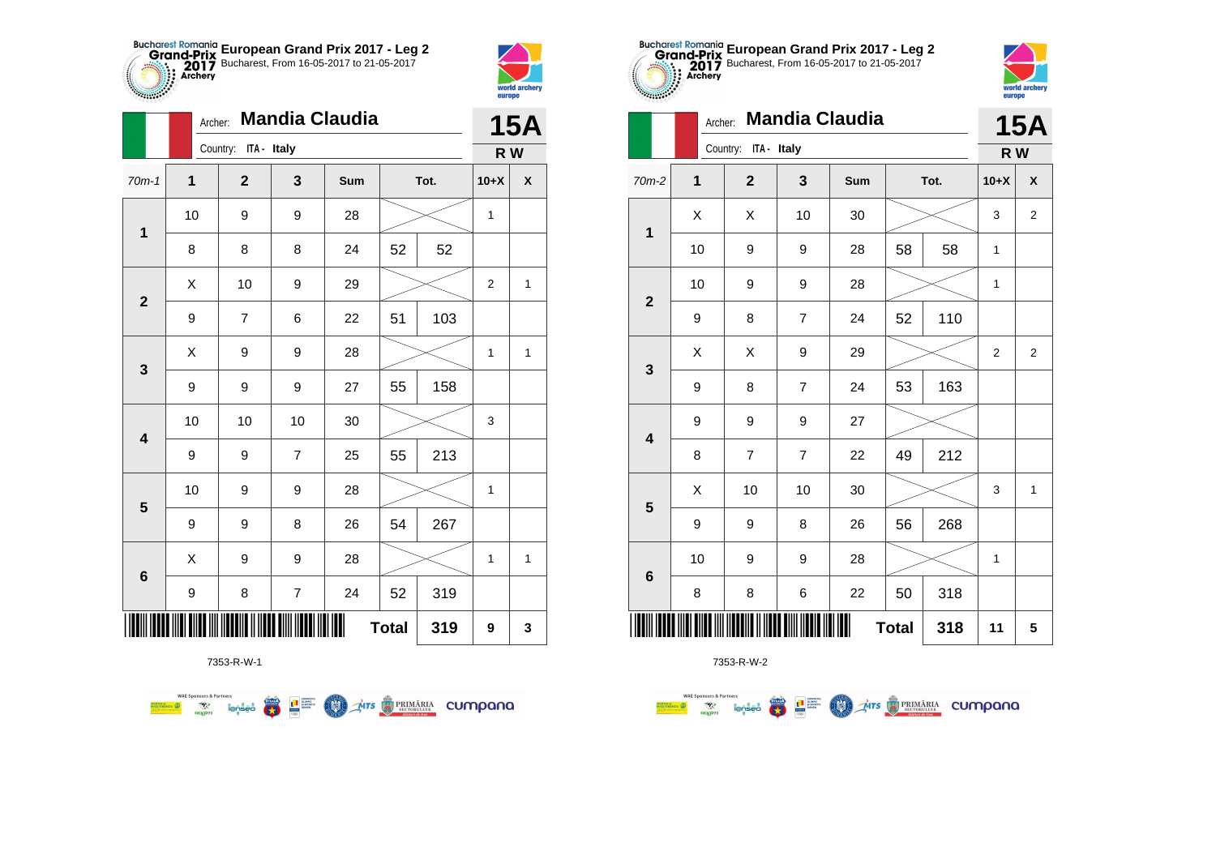**European Grand Prix 2017 - Leg 2**
Bucharest, From 16-05-2017 to 21-05-2017

Archer: **Mandia Claudia**
Country: ITA - Italy

**15A**
**R W**

| 70m-1 | 1 | 2 | 3 | Sum | Tot. | | 10+X | X |
|---|---|---|---|---|---|---|---|---|
| 1 | 10 | 9 | 9 | 28 | | | 1 | |
| | 8 | 8 | 8 | 24 | 52 | 52 | | |
| 2 | X | 10 | 9 | 29 | | | 2 | 1 |
| | 9 | 7 | 6 | 22 | 51 | 103 | | |
| 3 | X | 9 | 9 | 28 | | | 1 | 1 |
| | 9 | 9 | 9 | 27 | 55 | 158 | | |
| 4 | 10 | 10 | 10 | 30 | | | 3 | |
| | 9 | 9 | 7 | 25 | 55 | 213 | | |
| 5 | 10 | 9 | 9 | 28 | | | 1 | |
| | 9 | 9 | 8 | 26 | 54 | 267 | | |
| 6 | X | 9 | 9 | 28 | | | 1 | 1 |
| | 9 | 8 | 7 | 24 | 52 | 319 | | |
| | | | | | Total | 319 | 9 | 3 |

7353-R-W-1

**European Grand Prix 2017 - Leg 2**
Bucharest, From 16-05-2017 to 21-05-2017

Archer: **Mandia Claudia**
Country: ITA - Italy

**15A**
**R W**

| 70m-2 | 1 | 2 | 3 | Sum | Tot. | | 10+X | X |
|---|---|---|---|---|---|---|---|---|
| 1 | X | X | 10 | 30 | | | 3 | 2 |
| | 10 | 9 | 9 | 28 | 58 | 58 | 1 | |
| 2 | 10 | 9 | 9 | 28 | | | 1 | |
| | 9 | 8 | 7 | 24 | 52 | 110 | | |
| 3 | X | X | 9 | 29 | | | 2 | 2 |
| | 9 | 8 | 7 | 24 | 53 | 163 | | |
| 4 | 9 | 9 | 9 | 27 | | | | |
| | 8 | 7 | 7 | 22 | 49 | 212 | | |
| 5 | X | 10 | 10 | 30 | | | 3 | 1 |
| | 9 | 9 | 8 | 26 | 56 | 268 | | |
| 6 | 10 | 9 | 9 | 28 | | | 1 | |
| | 8 | 8 | 6 | 22 | 50 | 318 | | |
| | | | | | Total | 318 | 11 | 5 |

7353-R-W-2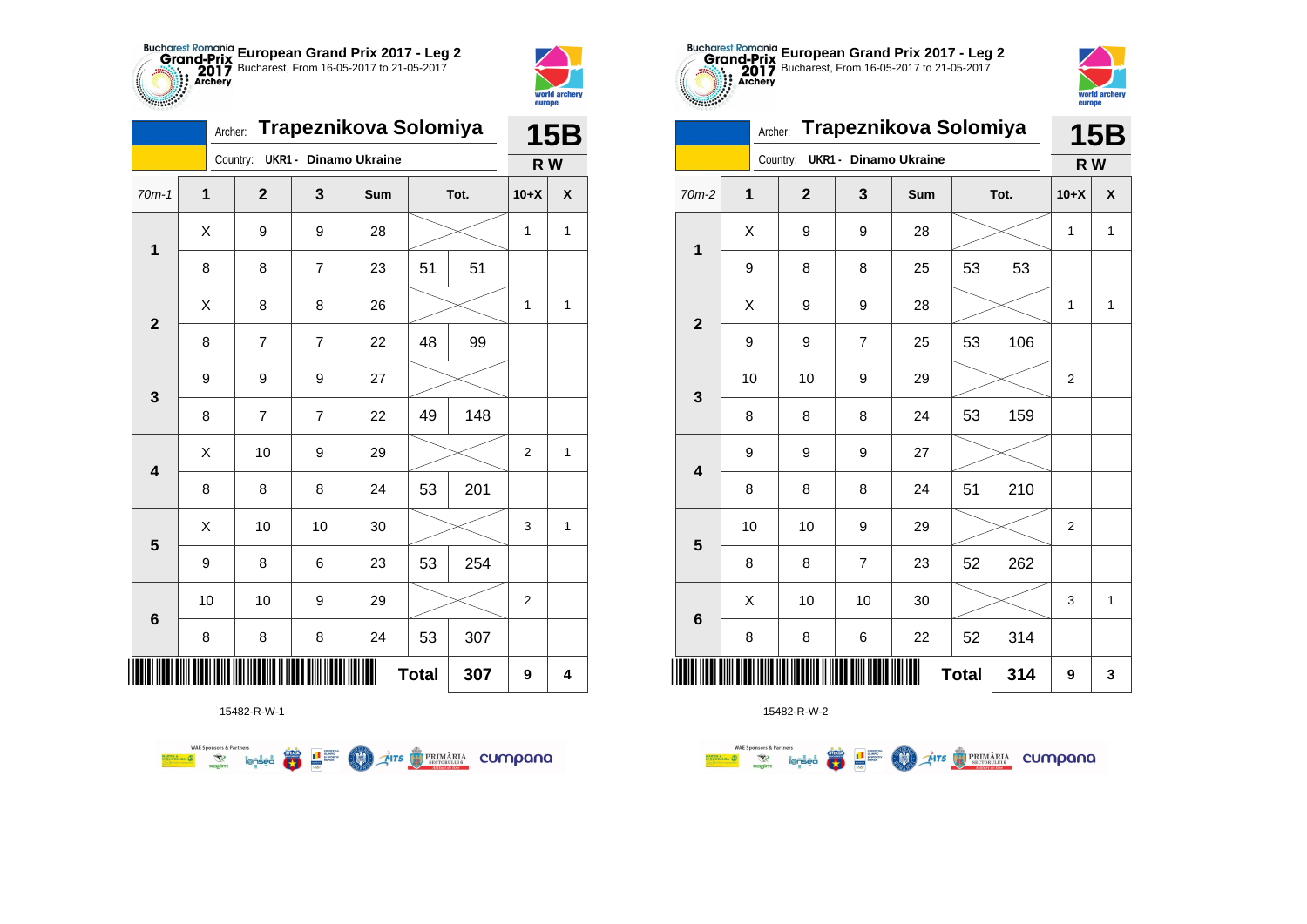## European Grand Prix 2017 - Leg 2

Bucharest, From 16-05-2017 to 21-05-2017

Archer: **Trapeznikova Solomiya** — **15B**

Country: **UKR1 - Dinamo Ukraine** — **R W**

| 70m-1 | 1 | 2 | 3 | Sum | Tot. | | 10+X | X |
|---|---|---|---|---|---|---|---|---|
| 1 | X | 9 | 9 | 28 | | | 1 | 1 |
| | 8 | 8 | 7 | 23 | 51 | 51 | | |
| 2 | X | 8 | 8 | 26 | | | 1 | 1 |
| | 8 | 7 | 7 | 22 | 48 | 99 | | |
| 3 | 9 | 9 | 9 | 27 | | | | |
| | 8 | 7 | 7 | 22 | 49 | 148 | | |
| 4 | X | 10 | 9 | 29 | | | 2 | 1 |
| | 8 | 8 | 8 | 24 | 53 | 201 | | |
| 5 | X | 10 | 10 | 30 | | | 3 | 1 |
| | 9 | 8 | 6 | 23 | 53 | 254 | | |
| 6 | 10 | 10 | 9 | 29 | | | 2 | |
| | 8 | 8 | 8 | 24 | 53 | 307 | | |
| | | | | | Total | 307 | 9 | 4 |

15482-R-W-1

## European Grand Prix 2017 - Leg 2

Bucharest, From 16-05-2017 to 21-05-2017

Archer: **Trapeznikova Solomiya** — **15B**

Country: **UKR1 - Dinamo Ukraine** — **R W**

| 70m-2 | 1 | 2 | 3 | Sum | Tot. | | 10+X | X |
|---|---|---|---|---|---|---|---|---|
| 1 | X | 9 | 9 | 28 | | | 1 | 1 |
| | 9 | 8 | 8 | 25 | 53 | 53 | | |
| 2 | X | 9 | 9 | 28 | | | 1 | 1 |
| | 9 | 9 | 7 | 25 | 53 | 106 | | |
| 3 | 10 | 10 | 9 | 29 | | | 2 | |
| | 8 | 8 | 8 | 24 | 53 | 159 | | |
| 4 | 9 | 9 | 9 | 27 | | | | |
| | 8 | 8 | 8 | 24 | 51 | 210 | | |
| 5 | 10 | 10 | 9 | 29 | | | 2 | |
| | 8 | 8 | 7 | 23 | 52 | 262 | | |
| 6 | X | 10 | 10 | 30 | | | 3 | 1 |
| | 8 | 8 | 6 | 22 | 52 | 314 | | |
| | | | | | Total | 314 | 9 | 3 |

15482-R-W-2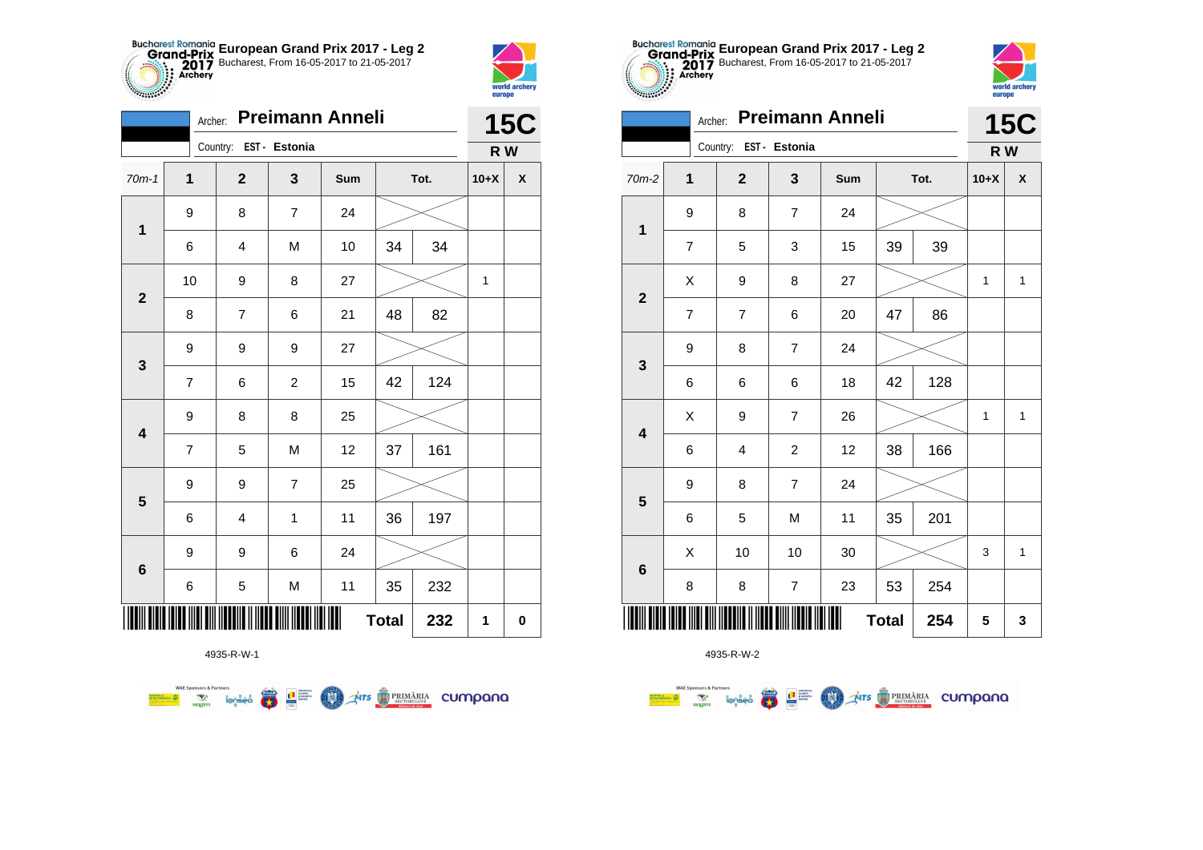**European Grand Prix 2017 - Leg 2**
Bucharest, From 16-05-2017 to 21-05-2017

Archer: **Preimann Anneli**
Country: EST - Estonia

**15C**
**R W**

| 70m-1 | 1 | 2 | 3 | Sum | Tot. | | 10+X | X |
|---|---|---|---|---|---|---|---|---|
| 1 | 9 | 8 | 7 | 24 | | | | |
| | 6 | 4 | M | 10 | 34 | 34 | | |
| 2 | 10 | 9 | 8 | 27 | | | 1 | |
| | 8 | 7 | 6 | 21 | 48 | 82 | | |
| 3 | 9 | 9 | 9 | 27 | | | | |
| | 7 | 6 | 2 | 15 | 42 | 124 | | |
| 4 | 9 | 8 | 8 | 25 | | | | |
| | 7 | 5 | M | 12 | 37 | 161 | | |
| 5 | 9 | 9 | 7 | 25 | | | | |
| | 6 | 4 | 1 | 11 | 36 | 197 | | |
| 6 | 9 | 9 | 6 | 24 | | | | |
| | 6 | 5 | M | 11 | 35 | 232 | | |
| | | | | | **Total** | **232** | **1** | **0** |

4935-R-W-1

**European Grand Prix 2017 - Leg 2**
Bucharest, From 16-05-2017 to 21-05-2017

Archer: **Preimann Anneli**
Country: EST - Estonia

**15C**
**R W**

| 70m-2 | 1 | 2 | 3 | Sum | Tot. | | 10+X | X |
|---|---|---|---|---|---|---|---|---|
| 1 | 9 | 8 | 7 | 24 | | | | |
| | 7 | 5 | 3 | 15 | 39 | 39 | | |
| 2 | X | 9 | 8 | 27 | | | 1 | 1 |
| | 7 | 7 | 6 | 20 | 47 | 86 | | |
| 3 | 9 | 8 | 7 | 24 | | | | |
| | 6 | 6 | 6 | 18 | 42 | 128 | | |
| 4 | X | 9 | 7 | 26 | | | 1 | 1 |
| | 6 | 4 | 2 | 12 | 38 | 166 | | |
| 5 | 9 | 8 | 7 | 24 | | | | |
| | 6 | 5 | M | 11 | 35 | 201 | | |
| 6 | X | 10 | 10 | 30 | | | 3 | 1 |
| | 8 | 8 | 7 | 23 | 53 | 254 | | |
| | | | | | **Total** | **254** | **5** | **3** |

4935-R-W-2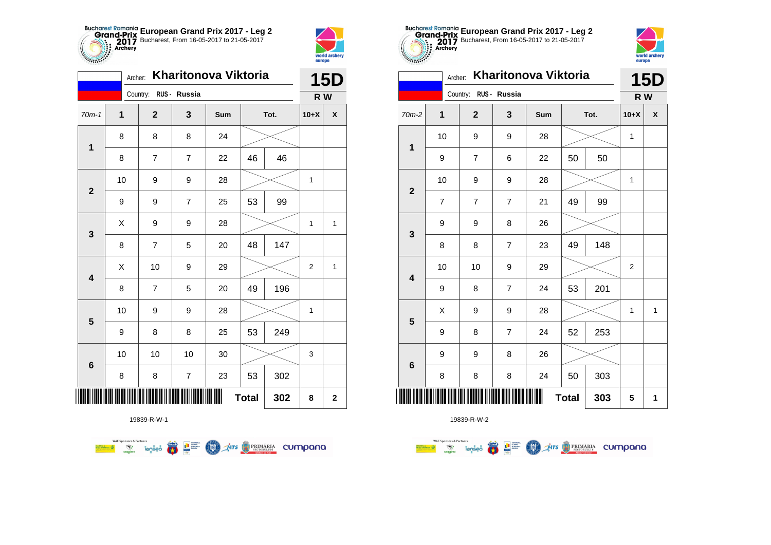## European Grand Prix 2017 - Leg 2

Bucharest, From 16-05-2017 to 21-05-2017

Archer: **Kharitonova Viktoria**

Country: RUS - Russia

**15D** R W

| 70m-1 | 1 | 2 | 3 | Sum | Tot. | | 10+X | X |
|---|---|---|---|---|---|---|---|---|
| 1 | 8 | 8 | 8 | 24 | | | | |
| | 8 | 7 | 7 | 22 | 46 | 46 | | |
| 2 | 10 | 9 | 9 | 28 | | | 1 | |
| | 9 | 9 | 7 | 25 | 53 | 99 | | |
| 3 | X | 9 | 9 | 28 | | | 1 | 1 |
| | 8 | 7 | 5 | 20 | 48 | 147 | | |
| 4 | X | 10 | 9 | 29 | | | 2 | 1 |
| | 8 | 7 | 5 | 20 | 49 | 196 | | |
| 5 | 10 | 9 | 9 | 28 | | | 1 | |
| | 9 | 8 | 8 | 25 | 53 | 249 | | |
| 6 | 10 | 10 | 10 | 30 | | | 3 | |
| | 8 | 8 | 7 | 23 | 53 | 302 | | |
| | | | | | Total | 302 | 8 | 2 |

19839-R-W-1

## European Grand Prix 2017 - Leg 2

Bucharest, From 16-05-2017 to 21-05-2017

Archer: **Kharitonova Viktoria**

Country: RUS - Russia

**15D** R W

| 70m-2 | 1 | 2 | 3 | Sum | Tot. | | 10+X | X |
|---|---|---|---|---|---|---|---|---|
| 1 | 10 | 9 | 9 | 28 | | | 1 | |
| | 9 | 7 | 6 | 22 | 50 | 50 | | |
| 2 | 10 | 9 | 9 | 28 | | | 1 | |
| | 7 | 7 | 7 | 21 | 49 | 99 | | |
| 3 | 9 | 9 | 8 | 26 | | | | |
| | 8 | 8 | 7 | 23 | 49 | 148 | | |
| 4 | 10 | 10 | 9 | 29 | | | 2 | |
| | 9 | 8 | 7 | 24 | 53 | 201 | | |
| 5 | X | 9 | 9 | 28 | | | 1 | 1 |
| | 9 | 8 | 7 | 24 | 52 | 253 | | |
| 6 | 9 | 9 | 8 | 26 | | | | |
| | 8 | 8 | 8 | 24 | 50 | 303 | | |
| | | | | | Total | 303 | 5 | 1 |

19839-R-W-2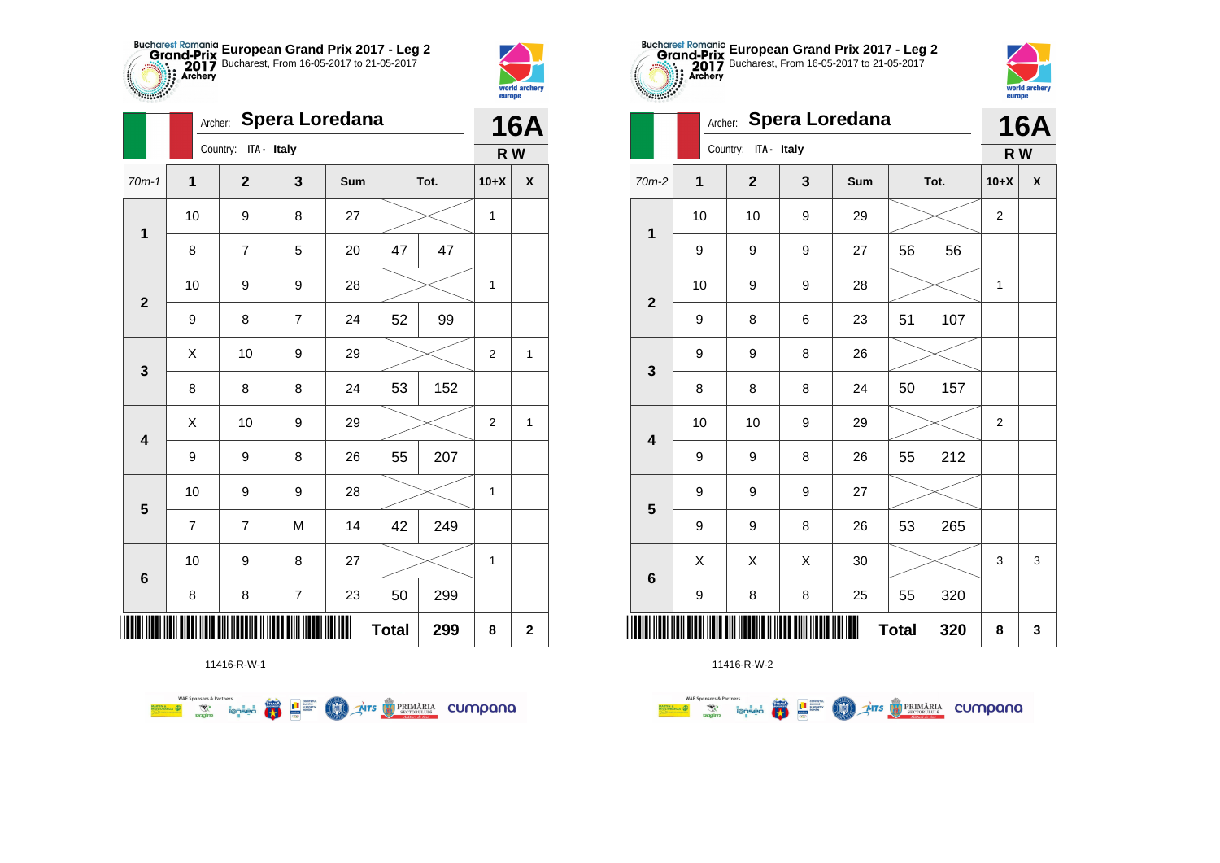European Grand Prix 2017 - Leg 2
Bucharest, From 16-05-2017 to 21-05-2017

Archer: **Spera Loredana**
Country: ITA - Italy

**16A**
**R W**

| 70m-1 | 1 | 2 | 3 | Sum | Tot. | | 10+X | X |
|---|---|---|---|---|---|---|---|---|
| 1 | 10 | 9 | 8 | 27 | | | 1 | |
| | 8 | 7 | 5 | 20 | 47 | 47 | | |
| 2 | 10 | 9 | 9 | 28 | | | 1 | |
| | 9 | 8 | 7 | 24 | 52 | 99 | | |
| 3 | X | 10 | 9 | 29 | | | 2 | 1 |
| | 8 | 8 | 8 | 24 | 53 | 152 | | |
| 4 | X | 10 | 9 | 29 | | | 2 | 1 |
| | 9 | 9 | 8 | 26 | 55 | 207 | | |
| 5 | 10 | 9 | 9 | 28 | | | 1 | |
| | 7 | 7 | M | 14 | 42 | 249 | | |
| 6 | 10 | 9 | 8 | 27 | | | 1 | |
| | 8 | 8 | 7 | 23 | 50 | 299 | | |
| | | | | | **Total** | **299** | **8** | **2** |

11416-R-W-1

European Grand Prix 2017 - Leg 2
Bucharest, From 16-05-2017 to 21-05-2017

Archer: **Spera Loredana**
Country: ITA - Italy

**16A**
**R W**

| 70m-2 | 1 | 2 | 3 | Sum | Tot. | | 10+X | X |
|---|---|---|---|---|---|---|---|---|
| 1 | 10 | 10 | 9 | 29 | | | 2 | |
| | 9 | 9 | 9 | 27 | 56 | 56 | | |
| 2 | 10 | 9 | 9 | 28 | | | 1 | |
| | 9 | 8 | 6 | 23 | 51 | 107 | | |
| 3 | 9 | 9 | 8 | 26 | | | | |
| | 8 | 8 | 8 | 24 | 50 | 157 | | |
| 4 | 10 | 10 | 9 | 29 | | | 2 | |
| | 9 | 9 | 8 | 26 | 55 | 212 | | |
| 5 | 9 | 9 | 9 | 27 | | | | |
| | 9 | 9 | 8 | 26 | 53 | 265 | | |
| 6 | X | X | X | 30 | | | 3 | 3 |
| | 9 | 8 | 8 | 25 | 55 | 320 | | |
| | | | | | **Total** | **320** | **8** | **3** |

11416-R-W-2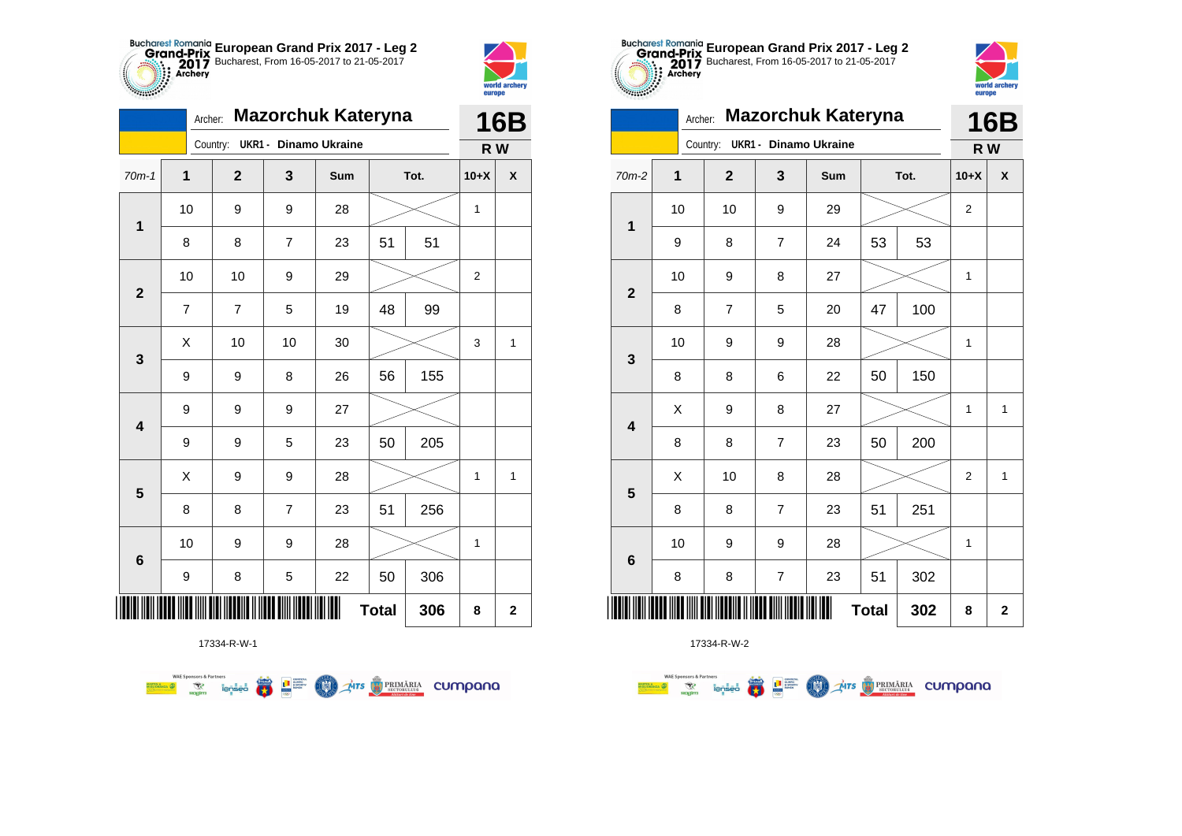**European Grand Prix 2017 - Leg 2**
Bucharest, From 16-05-2017 to 21-05-2017

Archer: **Mazorchuk Kateryna**
Country: **UKR1 - Dinamo Ukraine**

**16B**
**R W**

| 70m-1 | 1 | 2 | 3 | Sum | Tot. | | 10+X | X |
|---|---|---|---|---|---|---|---|---|
| 1 | 10 | 9 | 9 | 28 | | | 1 | |
| | 8 | 8 | 7 | 23 | 51 | 51 | | |
| 2 | 10 | 10 | 9 | 29 | | | 2 | |
| | 7 | 7 | 5 | 19 | 48 | 99 | | |
| 3 | X | 10 | 10 | 30 | | | 3 | 1 |
| | 9 | 9 | 8 | 26 | 56 | 155 | | |
| 4 | 9 | 9 | 9 | 27 | | | | |
| | 9 | 9 | 5 | 23 | 50 | 205 | | |
| 5 | X | 9 | 9 | 28 | | | 1 | 1 |
| | 8 | 8 | 7 | 23 | 51 | 256 | | |
| 6 | 10 | 9 | 9 | 28 | | | 1 | |
| | 9 | 8 | 5 | 22 | 50 | 306 | | |
| | | | | | **Total** | **306** | **8** | **2** |

17334-R-W-1

**European Grand Prix 2017 - Leg 2**
Bucharest, From 16-05-2017 to 21-05-2017

Archer: **Mazorchuk Kateryna**
Country: **UKR1 - Dinamo Ukraine**

**16B**
**R W**

| 70m-2 | 1 | 2 | 3 | Sum | Tot. | | 10+X | X |
|---|---|---|---|---|---|---|---|---|
| 1 | 10 | 10 | 9 | 29 | | | 2 | |
| | 9 | 8 | 7 | 24 | 53 | 53 | | |
| 2 | 10 | 9 | 8 | 27 | | | 1 | |
| | 8 | 7 | 5 | 20 | 47 | 100 | | |
| 3 | 10 | 9 | 9 | 28 | | | 1 | |
| | 8 | 8 | 6 | 22 | 50 | 150 | | |
| 4 | X | 9 | 8 | 27 | | | 1 | 1 |
| | 8 | 8 | 7 | 23 | 50 | 200 | | |
| 5 | X | 10 | 8 | 28 | | | 2 | 1 |
| | 8 | 8 | 7 | 23 | 51 | 251 | | |
| 6 | 10 | 9 | 9 | 28 | | | 1 | |
| | 8 | 8 | 7 | 23 | 51 | 302 | | |
| | | | | | **Total** | **302** | **8** | **2** |

17334-R-W-2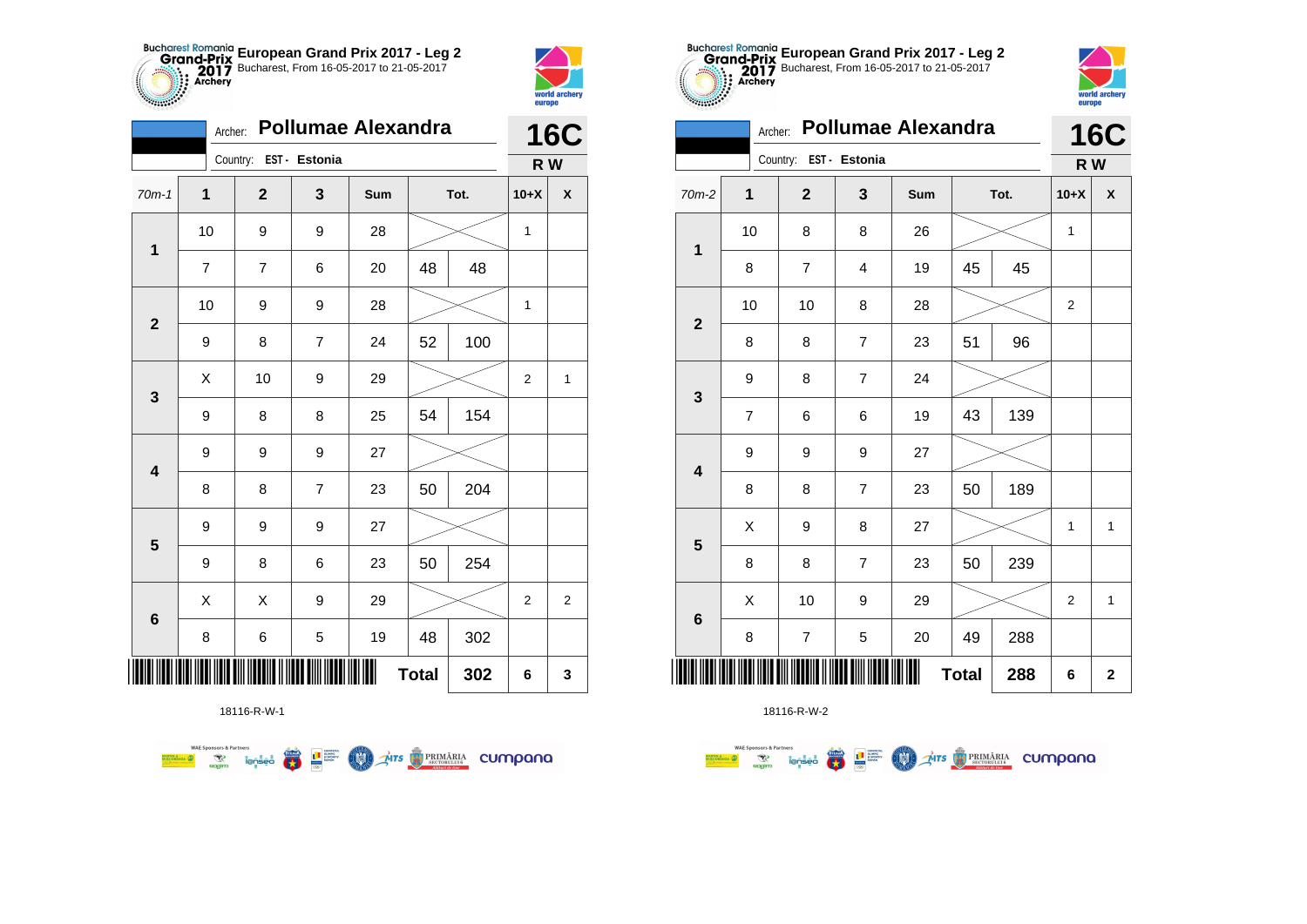**European Grand Prix 2017 - Leg 2**
Bucharest, From 16-05-2017 to 21-05-2017

Archer: **Pollumae Alexandra**
Country: EST - Estonia

**16C**
**R W**

| 70m-1 | 1 | 2 | 3 | Sum | Tot. | | 10+X | X |
|---|---|---|---|---|---|---|---|---|
| 1 | 10 | 9 | 9 | 28 | | | 1 | |
| | 7 | 7 | 6 | 20 | 48 | 48 | | |
| 2 | 10 | 9 | 9 | 28 | | | 1 | |
| | 9 | 8 | 7 | 24 | 52 | 100 | | |
| 3 | X | 10 | 9 | 29 | | | 2 | 1 |
| | 9 | 8 | 8 | 25 | 54 | 154 | | |
| 4 | 9 | 9 | 9 | 27 | | | | |
| | 8 | 8 | 7 | 23 | 50 | 204 | | |
| 5 | 9 | 9 | 9 | 27 | | | | |
| | 9 | 8 | 6 | 23 | 50 | 254 | | |
| 6 | X | X | 9 | 29 | | | 2 | 2 |
| | 8 | 6 | 5 | 19 | 48 | 302 | | |
| | | | | | Total | 302 | 6 | 3 |

18116-R-W-1

**European Grand Prix 2017 - Leg 2**
Bucharest, From 16-05-2017 to 21-05-2017

Archer: **Pollumae Alexandra**
Country: EST - Estonia

**16C**
**R W**

| 70m-2 | 1 | 2 | 3 | Sum | Tot. | | 10+X | X |
|---|---|---|---|---|---|---|---|---|
| 1 | 10 | 8 | 8 | 26 | | | 1 | |
| | 8 | 7 | 4 | 19 | 45 | 45 | | |
| 2 | 10 | 10 | 8 | 28 | | | 2 | |
| | 8 | 8 | 7 | 23 | 51 | 96 | | |
| 3 | 9 | 8 | 7 | 24 | | | | |
| | 7 | 6 | 6 | 19 | 43 | 139 | | |
| 4 | 9 | 9 | 9 | 27 | | | | |
| | 8 | 8 | 7 | 23 | 50 | 189 | | |
| 5 | X | 9 | 8 | 27 | | | 1 | 1 |
| | 8 | 8 | 7 | 23 | 50 | 239 | | |
| 6 | X | 10 | 9 | 29 | | | 2 | 1 |
| | 8 | 7 | 5 | 20 | 49 | 288 | | |
| | | | | | Total | 288 | 6 | 2 |

18116-R-W-2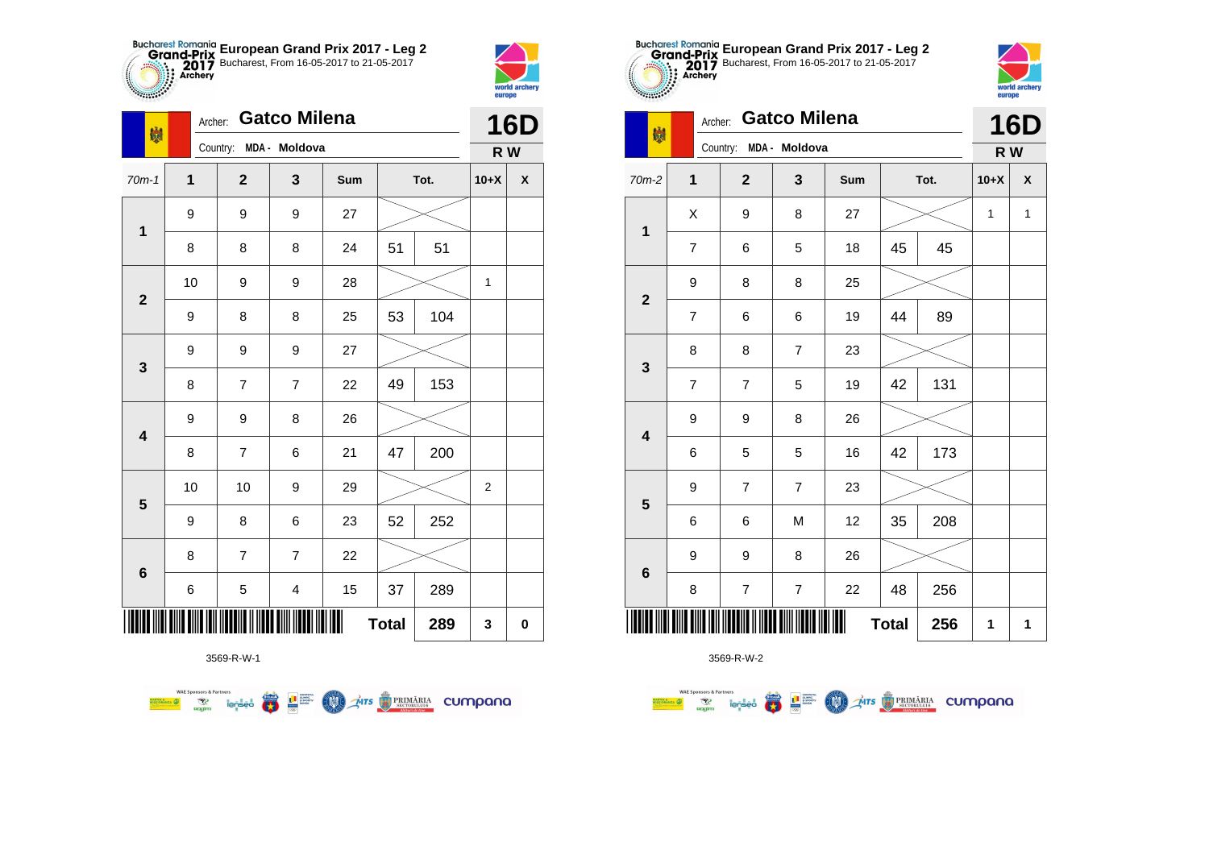## European Grand Prix 2017 - Leg 2

Bucharest, From 16-05-2017 to 21-05-2017

Archer: **Gatco Milena**

Country: MDA - Moldova

**16D**

**R W**

| 70m-1 | 1 | 2 | 3 | Sum | Tot. | | 10+X | X |
|---|---|---|---|---|---|---|---|---|
| 1 | 9 | 9 | 9 | 27 | | | | |
| | 8 | 8 | 8 | 24 | 51 | 51 | | |
| 2 | 10 | 9 | 9 | 28 | | | 1 | |
| | 9 | 8 | 8 | 25 | 53 | 104 | | |
| 3 | 9 | 9 | 9 | 27 | | | | |
| | 8 | 7 | 7 | 22 | 49 | 153 | | |
| 4 | 9 | 9 | 8 | 26 | | | | |
| | 8 | 7 | 6 | 21 | 47 | 200 | | |
| 5 | 10 | 10 | 9 | 29 | | | 2 | |
| | 9 | 8 | 6 | 23 | 52 | 252 | | |
| 6 | 8 | 7 | 7 | 22 | | | | |
| | 6 | 5 | 4 | 15 | 37 | 289 | | |
| | | | | | **Total** | **289** | **3** | **0** |

3569-R-W-1

## European Grand Prix 2017 - Leg 2

Bucharest, From 16-05-2017 to 21-05-2017

Archer: **Gatco Milena**

Country: MDA - Moldova

**16D**

**R W**

| 70m-2 | 1 | 2 | 3 | Sum | Tot. | | 10+X | X |
|---|---|---|---|---|---|---|---|---|
| 1 | X | 9 | 8 | 27 | | | 1 | 1 |
| | 7 | 6 | 5 | 18 | 45 | 45 | | |
| 2 | 9 | 8 | 8 | 25 | | | | |
| | 7 | 6 | 6 | 19 | 44 | 89 | | |
| 3 | 8 | 8 | 7 | 23 | | | | |
| | 7 | 7 | 5 | 19 | 42 | 131 | | |
| 4 | 9 | 9 | 8 | 26 | | | | |
| | 6 | 5 | 5 | 16 | 42 | 173 | | |
| 5 | 9 | 7 | 7 | 23 | | | | |
| | 6 | 6 | M | 12 | 35 | 208 | | |
| 6 | 9 | 9 | 8 | 26 | | | | |
| | 8 | 7 | 7 | 22 | 48 | 256 | | |
| | | | | | **Total** | **256** | **1** | **1** |

3569-R-W-2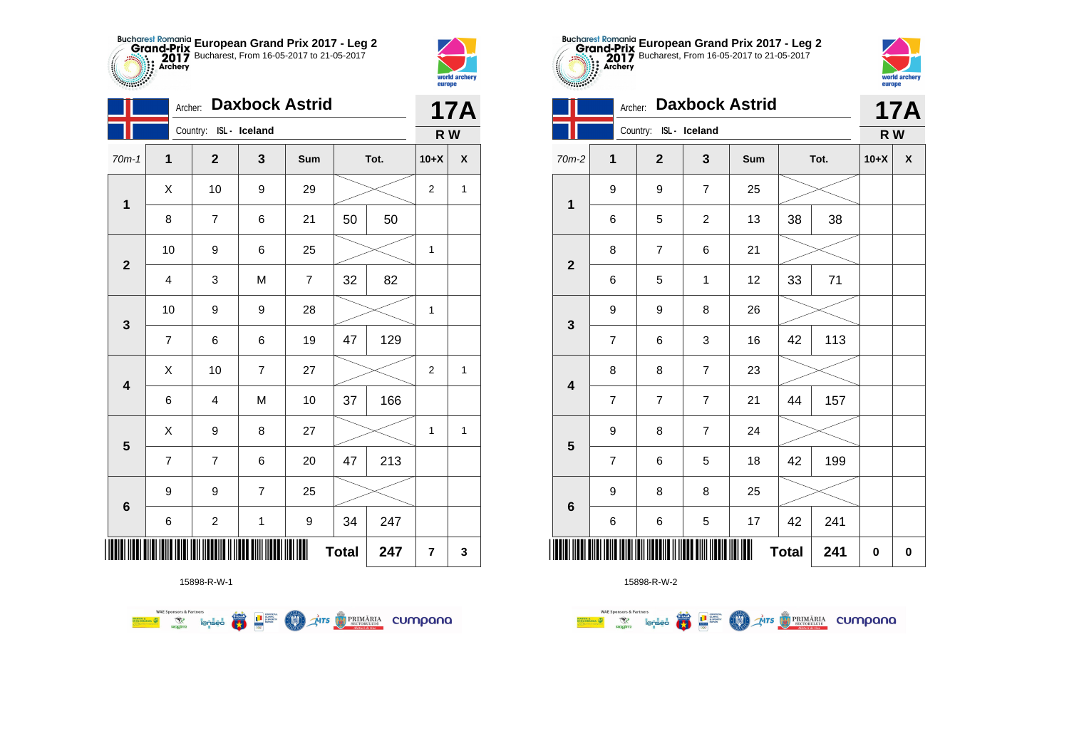# European Grand Prix 2017 - Leg 2

Bucharest, From 16-05-2017 to 21-05-2017

Archer: **Daxbock Astrid**

Country: ISL - Iceland

**17A**

**R W**

| 70m-1 | 1 | 2 | 3 | Sum | Tot. | | 10+X | X |
|---|---|---|---|---|---|---|---|---|
| 1 | X | 10 | 9 | 29 | | | 2 | 1 |
| | 8 | 7 | 6 | 21 | 50 | 50 | | |
| 2 | 10 | 9 | 6 | 25 | | | 1 | |
| | 4 | 3 | M | 7 | 32 | 82 | | |
| 3 | 10 | 9 | 9 | 28 | | | 1 | |
| | 7 | 6 | 6 | 19 | 47 | 129 | | |
| 4 | X | 10 | 7 | 27 | | | 2 | 1 |
| | 6 | 4 | M | 10 | 37 | 166 | | |
| 5 | X | 9 | 8 | 27 | | | 1 | 1 |
| | 7 | 7 | 6 | 20 | 47 | 213 | | |
| 6 | 9 | 9 | 7 | 25 | | | | |
| | 6 | 2 | 1 | 9 | 34 | 247 | | |
| | | | | | **Total** | **247** | **7** | **3** |

15898-R-W-1

# European Grand Prix 2017 - Leg 2

Bucharest, From 16-05-2017 to 21-05-2017

Archer: **Daxbock Astrid**

Country: ISL - Iceland

**17A**

**R W**

| 70m-2 | 1 | 2 | 3 | Sum | Tot. | | 10+X | X |
|---|---|---|---|---|---|---|---|---|
| 1 | 9 | 9 | 7 | 25 | | | | |
| | 6 | 5 | 2 | 13 | 38 | 38 | | |
| 2 | 8 | 7 | 6 | 21 | | | | |
| | 6 | 5 | 1 | 12 | 33 | 71 | | |
| 3 | 9 | 9 | 8 | 26 | | | | |
| | 7 | 6 | 3 | 16 | 42 | 113 | | |
| 4 | 8 | 8 | 7 | 23 | | | | |
| | 7 | 7 | 7 | 21 | 44 | 157 | | |
| 5 | 9 | 8 | 7 | 24 | | | | |
| | 7 | 6 | 5 | 18 | 42 | 199 | | |
| 6 | 9 | 8 | 8 | 25 | | | | |
| | 6 | 6 | 5 | 17 | 42 | 241 | | |
| | | | | | **Total** | **241** | **0** | **0** |

15898-R-W-2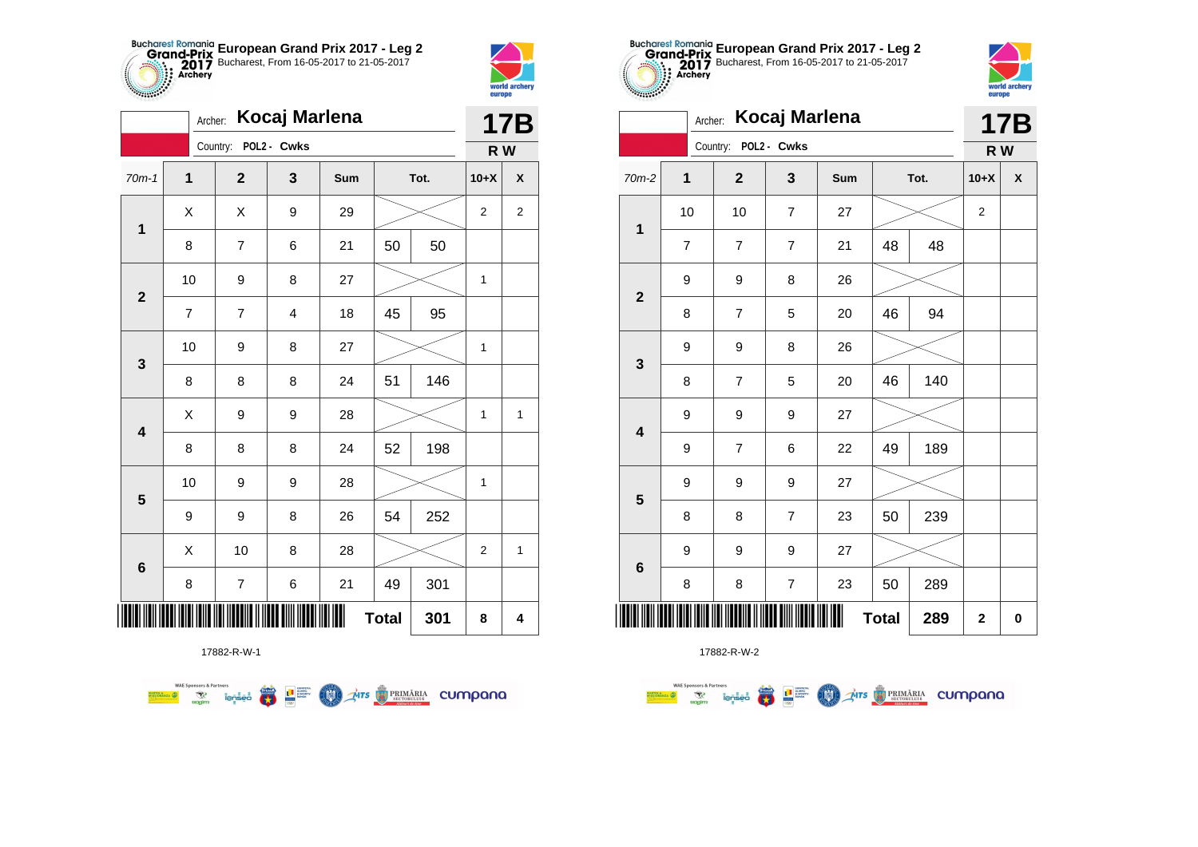**European Grand Prix 2017 - Leg 2**
Bucharest, From 16-05-2017 to 21-05-2017

Archer: **Kocaj Marlena**
Country: **POL2 - Cwks**

**17B**
**R W**

| 70m-1 | 1 | 2 | 3 | Sum | Tot. | | 10+X | X |
|---|---|---|---|---|---|---|---|---|
| 1 | X | X | 9 | 29 | | | 2 | 2 |
| | 8 | 7 | 6 | 21 | 50 | 50 | | |
| 2 | 10 | 9 | 8 | 27 | | | 1 | |
| | 7 | 7 | 4 | 18 | 45 | 95 | | |
| 3 | 10 | 9 | 8 | 27 | | | 1 | |
| | 8 | 8 | 8 | 24 | 51 | 146 | | |
| 4 | X | 9 | 9 | 28 | | | 1 | 1 |
| | 8 | 8 | 8 | 24 | 52 | 198 | | |
| 5 | 10 | 9 | 9 | 28 | | | 1 | |
| | 9 | 9 | 8 | 26 | 54 | 252 | | |
| 6 | X | 10 | 8 | 28 | | | 2 | 1 |
| | 8 | 7 | 6 | 21 | 49 | 301 | | |
| | | | | | **Total** | **301** | **8** | **4** |

17882-R-W-1

**European Grand Prix 2017 - Leg 2**
Bucharest, From 16-05-2017 to 21-05-2017

Archer: **Kocaj Marlena**
Country: **POL2 - Cwks**

**17B**
**R W**

| 70m-2 | 1 | 2 | 3 | Sum | Tot. | | 10+X | X |
|---|---|---|---|---|---|---|---|---|
| 1 | 10 | 10 | 7 | 27 | | | 2 | |
| | 7 | 7 | 7 | 21 | 48 | 48 | | |
| 2 | 9 | 9 | 8 | 26 | | | | |
| | 8 | 7 | 5 | 20 | 46 | 94 | | |
| 3 | 9 | 9 | 8 | 26 | | | | |
| | 8 | 7 | 5 | 20 | 46 | 140 | | |
| 4 | 9 | 9 | 9 | 27 | | | | |
| | 9 | 7 | 6 | 22 | 49 | 189 | | |
| 5 | 9 | 9 | 9 | 27 | | | | |
| | 8 | 8 | 7 | 23 | 50 | 239 | | |
| 6 | 9 | 9 | 9 | 27 | | | | |
| | 8 | 8 | 7 | 23 | 50 | 289 | | |
| | | | | | **Total** | **289** | **2** | **0** |

17882-R-W-2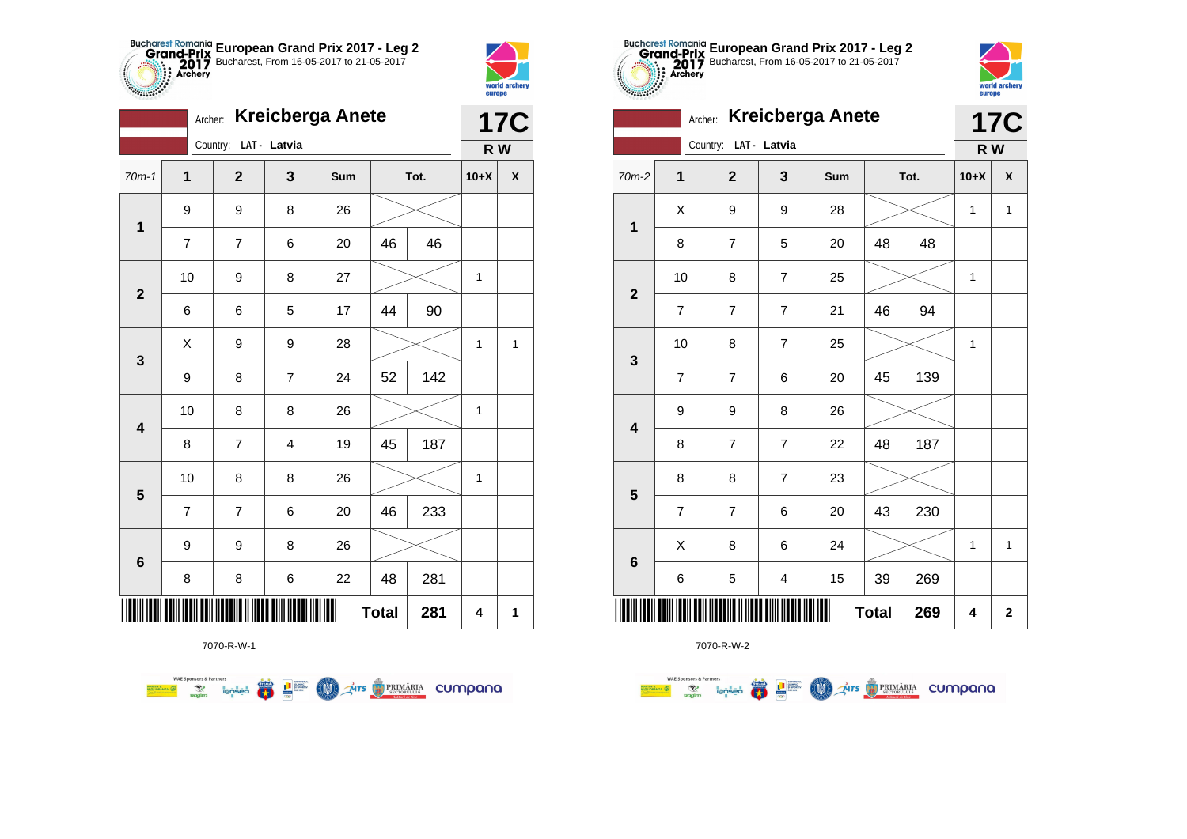## European Grand Prix 2017 - Leg 2

Bucharest, From 16-05-2017 to 21-05-2017

Archer: **Kreicberga Anete**

Country: LAT - Latvia

**17C**

**R W**

| 70m-1 | 1 | 2 | 3 | Sum | Tot. | | 10+X | X |
|---|---|---|---|---|---|---|---|---|
| 1 | 9 | 9 | 8 | 26 | | | | |
| | 7 | 7 | 6 | 20 | 46 | 46 | | |
| 2 | 10 | 9 | 8 | 27 | | | 1 | |
| | 6 | 6 | 5 | 17 | 44 | 90 | | |
| 3 | X | 9 | 9 | 28 | | | 1 | 1 |
| | 9 | 8 | 7 | 24 | 52 | 142 | | |
| 4 | 10 | 8 | 8 | 26 | | | 1 | |
| | 8 | 7 | 4 | 19 | 45 | 187 | | |
| 5 | 10 | 8 | 8 | 26 | | | 1 | |
| | 7 | 7 | 6 | 20 | 46 | 233 | | |
| 6 | 9 | 9 | 8 | 26 | | | | |
| | 8 | 8 | 6 | 22 | 48 | 281 | | |
| | | | | | **Total** | **281** | **4** | **1** |

7070-R-W-1

## European Grand Prix 2017 - Leg 2

Bucharest, From 16-05-2017 to 21-05-2017

Archer: **Kreicberga Anete**

Country: LAT - Latvia

**17C**

**R W**

| 70m-2 | 1 | 2 | 3 | Sum | Tot. | | 10+X | X |
|---|---|---|---|---|---|---|---|---|
| 1 | X | 9 | 9 | 28 | | | 1 | 1 |
| | 8 | 7 | 5 | 20 | 48 | 48 | | |
| 2 | 10 | 8 | 7 | 25 | | | 1 | |
| | 7 | 7 | 7 | 21 | 46 | 94 | | |
| 3 | 10 | 8 | 7 | 25 | | | 1 | |
| | 7 | 7 | 6 | 20 | 45 | 139 | | |
| 4 | 9 | 9 | 8 | 26 | | | | |
| | 8 | 7 | 7 | 22 | 48 | 187 | | |
| 5 | 8 | 8 | 7 | 23 | | | | |
| | 7 | 7 | 6 | 20 | 43 | 230 | | |
| 6 | X | 8 | 6 | 24 | | | 1 | 1 |
| | 6 | 5 | 4 | 15 | 39 | 269 | | |
| | | | | | **Total** | **269** | **4** | **2** |

7070-R-W-2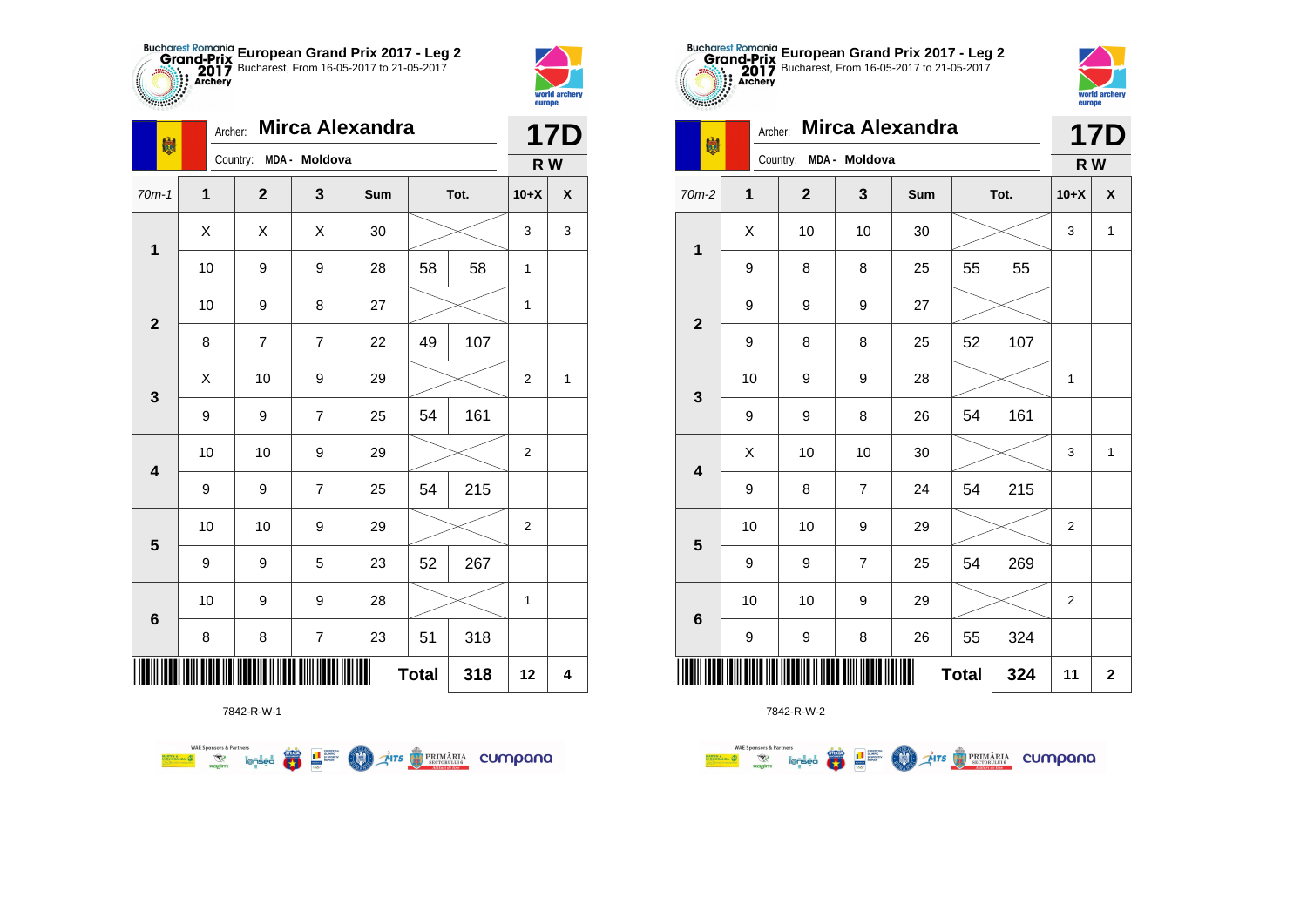## European Grand Prix 2017 - Leg 2

Bucharest, From 16-05-2017 to 21-05-2017

Archer: **Mirca Alexandra**

Country: MDA - Moldova

**17D**

**R W**

| 70m-1 | 1 | 2 | 3 | Sum | Tot. | | 10+X | X |
|---|---|---|---|---|---|---|---|---|
| 1 | X | X | X | 30 | | | 3 | 3 |
| | 10 | 9 | 9 | 28 | 58 | 58 | 1 | |
| 2 | 10 | 9 | 8 | 27 | | | 1 | |
| | 8 | 7 | 7 | 22 | 49 | 107 | | |
| 3 | X | 10 | 9 | 29 | | | 2 | 1 |
| | 9 | 9 | 7 | 25 | 54 | 161 | | |
| 4 | 10 | 10 | 9 | 29 | | | 2 | |
| | 9 | 9 | 7 | 25 | 54 | 215 | | |
| 5 | 10 | 10 | 9 | 29 | | | 2 | |
| | 9 | 9 | 5 | 23 | 52 | 267 | | |
| 6 | 10 | 9 | 9 | 28 | | | 1 | |
| | 8 | 8 | 7 | 23 | 51 | 318 | | |
| | | | | | **Total** | **318** | **12** | **4** |

7842-R-W-1

## European Grand Prix 2017 - Leg 2

Bucharest, From 16-05-2017 to 21-05-2017

Archer: **Mirca Alexandra**

Country: MDA - Moldova

**17D**

**R W**

| 70m-2 | 1 | 2 | 3 | Sum | Tot. | | 10+X | X |
|---|---|---|---|---|---|---|---|---|
| 1 | X | 10 | 10 | 30 | | | 3 | 1 |
| | 9 | 8 | 8 | 25 | 55 | 55 | | |
| 2 | 9 | 9 | 9 | 27 | | | | |
| | 9 | 8 | 8 | 25 | 52 | 107 | | |
| 3 | 10 | 9 | 9 | 28 | | | 1 | |
| | 9 | 9 | 8 | 26 | 54 | 161 | | |
| 4 | X | 10 | 10 | 30 | | | 3 | 1 |
| | 9 | 8 | 7 | 24 | 54 | 215 | | |
| 5 | 10 | 10 | 9 | 29 | | | 2 | |
| | 9 | 9 | 7 | 25 | 54 | 269 | | |
| 6 | 10 | 10 | 9 | 29 | | | 2 | |
| | 9 | 9 | 8 | 26 | 55 | 324 | | |
| | | | | | **Total** | **324** | **11** | **2** |

7842-R-W-2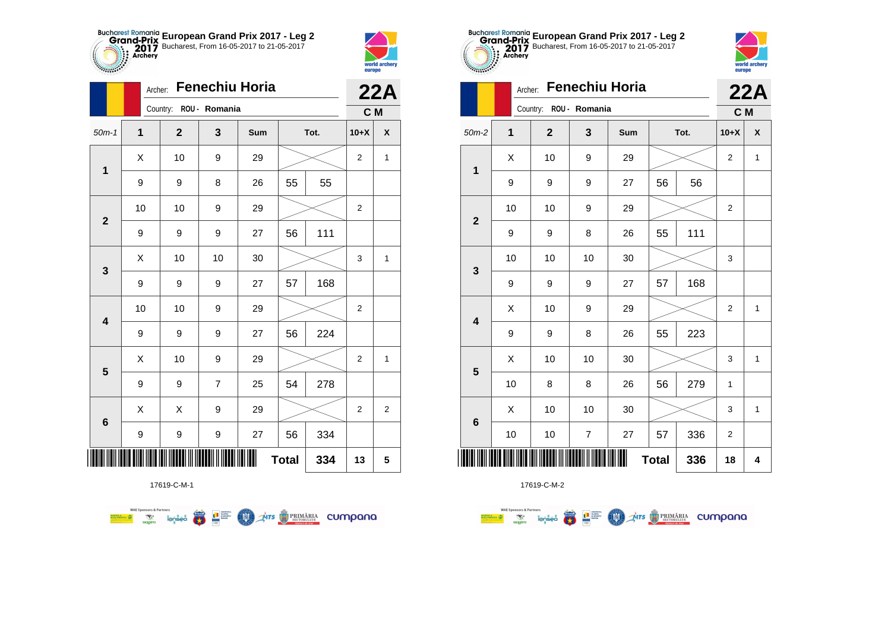# European Grand Prix 2017 - Leg 2

Bucharest, From 16-05-2017 to 21-05-2017

Archer: **Fenechiu Horia**

Country: ROU - Romania

**22A**

**C M**

| 50m-1 | 1 | 2 | 3 | Sum | Tot. | | 10+X | X |
|---|---|---|---|---|---|---|---|---|
| 1 | X | 10 | 9 | 29 | | | 2 | 1 |
| | 9 | 9 | 8 | 26 | 55 | 55 | | |
| 2 | 10 | 10 | 9 | 29 | | | 2 | |
| | 9 | 9 | 9 | 27 | 56 | 111 | | |
| 3 | X | 10 | 10 | 30 | | | 3 | 1 |
| | 9 | 9 | 9 | 27 | 57 | 168 | | |
| 4 | 10 | 10 | 9 | 29 | | | 2 | |
| | 9 | 9 | 9 | 27 | 56 | 224 | | |
| 5 | X | 10 | 9 | 29 | | | 2 | 1 |
| | 9 | 9 | 7 | 25 | 54 | 278 | | |
| 6 | X | X | 9 | 29 | | | 2 | 2 |
| | 9 | 9 | 9 | 27 | 56 | 334 | | |
| | | | | | **Total** | **334** | **13** | **5** |

17619-C-M-1

# European Grand Prix 2017 - Leg 2

Bucharest, From 16-05-2017 to 21-05-2017

Archer: **Fenechiu Horia**

Country: ROU - Romania

**22A**

**C M**

| 50m-2 | 1 | 2 | 3 | Sum | Tot. | | 10+X | X |
|---|---|---|---|---|---|---|---|---|
| 1 | X | 10 | 9 | 29 | | | 2 | 1 |
| | 9 | 9 | 9 | 27 | 56 | 56 | | |
| 2 | 10 | 10 | 9 | 29 | | | 2 | |
| | 9 | 9 | 8 | 26 | 55 | 111 | | |
| 3 | 10 | 10 | 10 | 30 | | | 3 | |
| | 9 | 9 | 9 | 27 | 57 | 168 | | |
| 4 | X | 10 | 9 | 29 | | | 2 | 1 |
| | 9 | 9 | 8 | 26 | 55 | 223 | | |
| 5 | X | 10 | 10 | 30 | | | 3 | 1 |
| | 10 | 8 | 8 | 26 | 56 | 279 | 1 | |
| 6 | X | 10 | 10 | 30 | | | 3 | 1 |
| | 10 | 10 | 7 | 27 | 57 | 336 | 2 | |
| | | | | | **Total** | **336** | **18** | **4** |

17619-C-M-2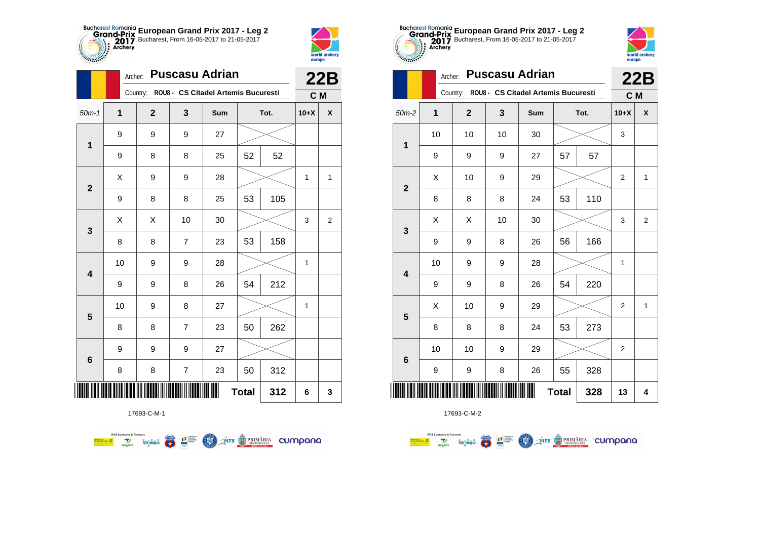# European Grand Prix 2017 - Leg 2

Bucharest, From 16-05-2017 to 21-05-2017

Archer: **Puscasu Adrian**

Country: ROU8 - CS Citadel Artemis Bucuresti

**22B**

**C M**

| 50m-1 | 1 | 2 | 3 | Sum | Tot. | | 10+X | X |
|---|---|---|---|---|---|---|---|---|
| 1 | 9 | 9 | 9 | 27 | | | | |
| | 9 | 8 | 8 | 25 | 52 | 52 | | |
| 2 | X | 9 | 9 | 28 | | | 1 | 1 |
| | 9 | 8 | 8 | 25 | 53 | 105 | | |
| 3 | X | X | 10 | 30 | | | 3 | 2 |
| | 8 | 8 | 7 | 23 | 53 | 158 | | |
| 4 | 10 | 9 | 9 | 28 | | | 1 | |
| | 9 | 9 | 8 | 26 | 54 | 212 | | |
| 5 | 10 | 9 | 8 | 27 | | | 1 | |
| | 8 | 8 | 7 | 23 | 50 | 262 | | |
| 6 | 9 | 9 | 9 | 27 | | | | |
| | 8 | 8 | 7 | 23 | 50 | 312 | | |
| | | | | | Total | 312 | 6 | 3 |

17693-C-M-1

# European Grand Prix 2017 - Leg 2

Bucharest, From 16-05-2017 to 21-05-2017

Archer: **Puscasu Adrian**

Country: ROU8 - CS Citadel Artemis Bucuresti

**22B**

**C M**

| 50m-2 | 1 | 2 | 3 | Sum | Tot. | | 10+X | X |
|---|---|---|---|---|---|---|---|---|
| 1 | 10 | 10 | 10 | 30 | | | 3 | |
| | 9 | 9 | 9 | 27 | 57 | 57 | | |
| 2 | X | 10 | 9 | 29 | | | 2 | 1 |
| | 8 | 8 | 8 | 24 | 53 | 110 | | |
| 3 | X | X | 10 | 30 | | | 3 | 2 |
| | 9 | 9 | 8 | 26 | 56 | 166 | | |
| 4 | 10 | 9 | 9 | 28 | | | 1 | |
| | 9 | 9 | 8 | 26 | 54 | 220 | | |
| 5 | X | 10 | 9 | 29 | | | 2 | 1 |
| | 8 | 8 | 8 | 24 | 53 | 273 | | |
| 6 | 10 | 10 | 9 | 29 | | | 2 | |
| | 9 | 9 | 8 | 26 | 55 | 328 | | |
| | | | | | Total | 328 | 13 | 4 |

17693-C-M-2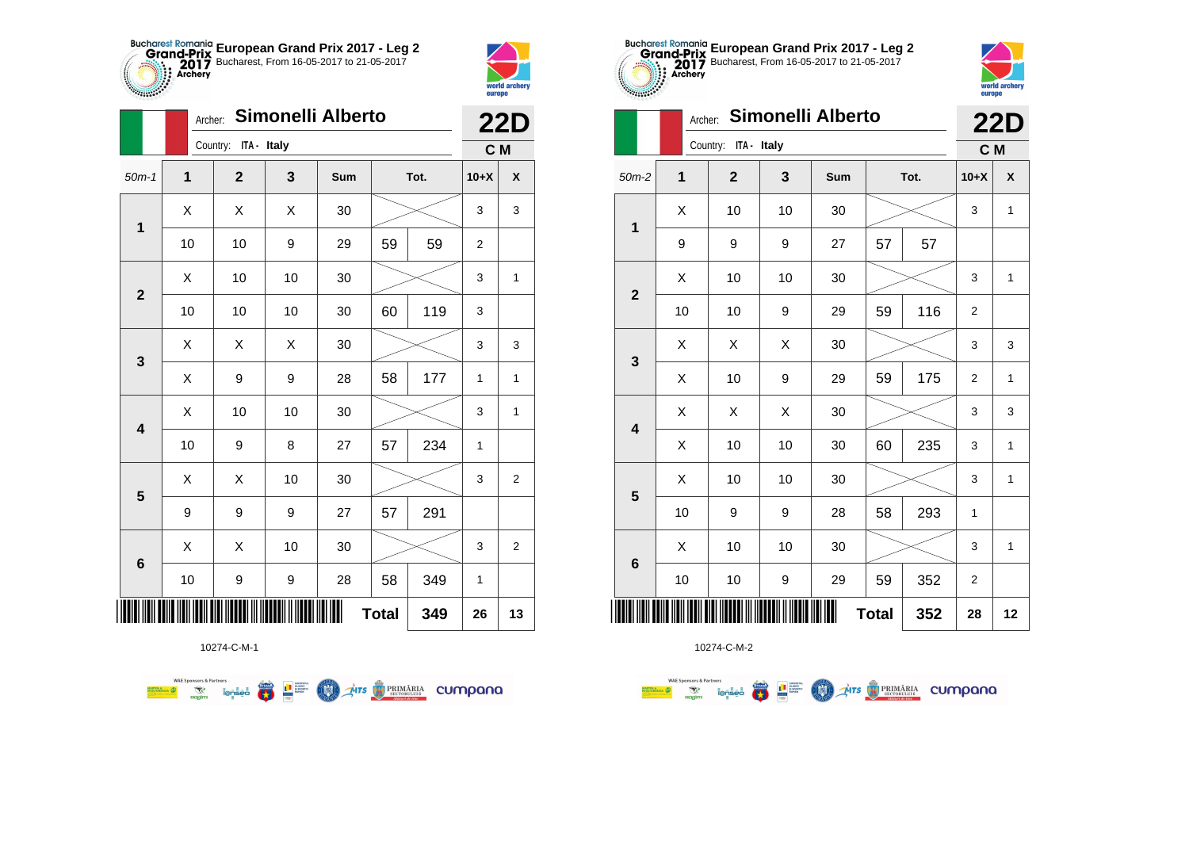# European Grand Prix 2017 - Leg 2

Bucharest, From 16-05-2017 to 21-05-2017

Archer: **Simonelli Alberto**

Country: ITA - Italy

**22D**

**C M**

| 50m-1 | 1 | 2 | 3 | Sum | Tot. | | 10+X | X |
|---|---|---|---|---|---|---|---|---|
| 1 | X | X | X | 30 | | | 3 | 3 |
| | 10 | 10 | 9 | 29 | 59 | 59 | 2 | |
| 2 | X | 10 | 10 | 30 | | | 3 | 1 |
| | 10 | 10 | 10 | 30 | 60 | 119 | 3 | |
| 3 | X | X | X | 30 | | | 3 | 3 |
| | X | 9 | 9 | 28 | 58 | 177 | 1 | 1 |
| 4 | X | 10 | 10 | 30 | | | 3 | 1 |
| | 10 | 9 | 8 | 27 | 57 | 234 | 1 | |
| 5 | X | X | 10 | 30 | | | 3 | 2 |
| | 9 | 9 | 9 | 27 | 57 | 291 | | |
| 6 | X | X | 10 | 30 | | | 3 | 2 |
| | 10 | 9 | 9 | 28 | 58 | 349 | 1 | |
| | | | | | Total | 349 | 26 | 13 |

10274-C-M-1

# European Grand Prix 2017 - Leg 2

Bucharest, From 16-05-2017 to 21-05-2017

Archer: **Simonelli Alberto**

Country: ITA - Italy

**22D**

**C M**

| 50m-2 | 1 | 2 | 3 | Sum | Tot. | | 10+X | X |
|---|---|---|---|---|---|---|---|---|
| 1 | X | 10 | 10 | 30 | | | 3 | 1 |
| | 9 | 9 | 9 | 27 | 57 | 57 | | |
| 2 | X | 10 | 10 | 30 | | | 3 | 1 |
| | 10 | 10 | 9 | 29 | 59 | 116 | 2 | |
| 3 | X | X | X | 30 | | | 3 | 3 |
| | X | 10 | 9 | 29 | 59 | 175 | 2 | 1 |
| 4 | X | X | X | 30 | | | 3 | 3 |
| | X | 10 | 10 | 30 | 60 | 235 | 3 | 1 |
| 5 | X | 10 | 10 | 30 | | | 3 | 1 |
| | 10 | 9 | 9 | 28 | 58 | 293 | 1 | |
| 6 | X | 10 | 10 | 30 | | | 3 | 1 |
| | 10 | 10 | 9 | 29 | 59 | 352 | 2 | |
| | | | | | Total | 352 | 28 | 12 |

10274-C-M-2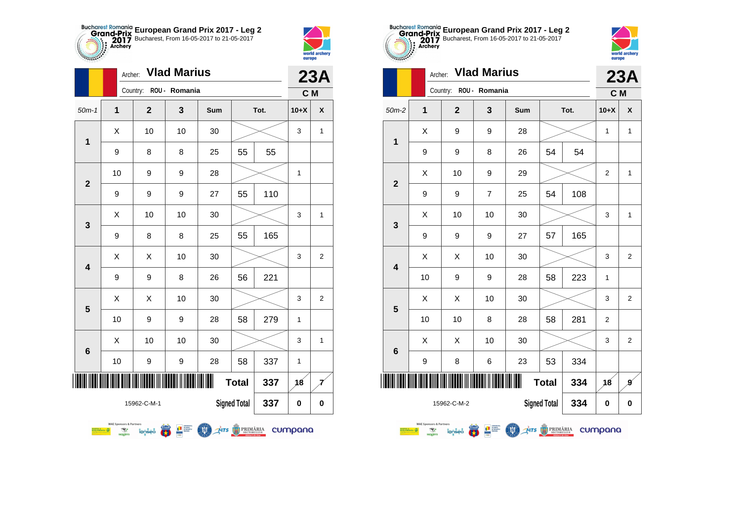## European Grand Prix 2017 - Leg 2

Bucharest, From 16-05-2017 to 21-05-2017

Archer: **Vlad Marius**

Country: ROU - Romania

**23A**

**C M**

| 50m-1 | 1 | 2 | 3 | Sum | Tot. | | 10+X | X |
|---|---|---|---|---|---|---|---|---|
| 1 | X | 10 | 10 | 30 | | | 3 | 1 |
| | 9 | 8 | 8 | 25 | 55 | 55 | | |
| 2 | 10 | 9 | 9 | 28 | | | 1 | |
| | 9 | 9 | 9 | 27 | 55 | 110 | | |
| 3 | X | 10 | 10 | 30 | | | 3 | 1 |
| | 9 | 8 | 8 | 25 | 55 | 165 | | |
| 4 | X | X | 10 | 30 | | | 3 | 2 |
| | 9 | 9 | 8 | 26 | 56 | 221 | | |
| 5 | X | X | 10 | 30 | | | 3 | 2 |
| | 10 | 9 | 9 | 28 | 58 | 279 | 1 | |
| 6 | X | 10 | 10 | 30 | | | 3 | 1 |
| | 10 | 9 | 9 | 28 | 58 | 337 | 1 | |
| | | | | | Total | 337 | 18 | 7 |
| 15962-C-M-1 | | | | | Signed Total | 337 | 0 | 0 |

## European Grand Prix 2017 - Leg 2

Bucharest, From 16-05-2017 to 21-05-2017

Archer: **Vlad Marius**

Country: ROU - Romania

**23A**

**C M**

| 50m-2 | 1 | 2 | 3 | Sum | Tot. | | 10+X | X |
|---|---|---|---|---|---|---|---|---|
| 1 | X | 9 | 9 | 28 | | | 1 | 1 |
| | 9 | 9 | 8 | 26 | 54 | 54 | | |
| 2 | X | 10 | 9 | 29 | | | 2 | 1 |
| | 9 | 9 | 7 | 25 | 54 | 108 | | |
| 3 | X | 10 | 10 | 30 | | | 3 | 1 |
| | 9 | 9 | 9 | 27 | 57 | 165 | | |
| 4 | X | X | 10 | 30 | | | 3 | 2 |
| | 10 | 9 | 9 | 28 | 58 | 223 | 1 | |
| 5 | X | X | 10 | 30 | | | 3 | 2 |
| | 10 | 10 | 8 | 28 | 58 | 281 | 2 | |
| 6 | X | X | 10 | 30 | | | 3 | 2 |
| | 9 | 8 | 6 | 23 | 53 | 334 | | |
| | | | | | Total | 334 | 18 | 9 |
| 15962-C-M-2 | | | | | Signed Total | 334 | 0 | 0 |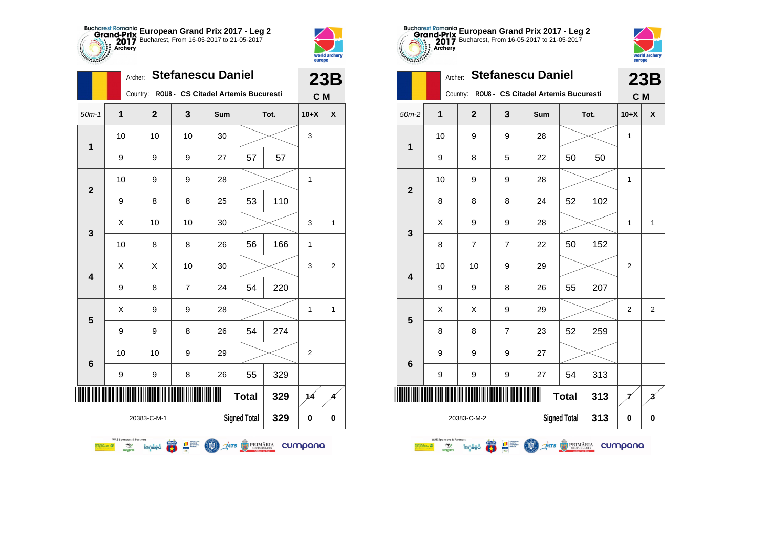## European Grand Prix 2017 - Leg 2

Bucharest, From 16-05-2017 to 21-05-2017

Archer: **Stefanescu Daniel** — **23B**

Country: ROU8 - CS Citadel Artemis Bucuresti — **C M**

| 50m-1 | 1 | 2 | 3 | Sum | Tot. | | 10+X | X |
|---|---|---|---|---|---|---|---|---|
| 1 | 10 | 10 | 10 | 30 | | | 3 | |
| | 9 | 9 | 9 | 27 | 57 | 57 | | |
| 2 | 10 | 9 | 9 | 28 | | | 1 | |
| | 9 | 8 | 8 | 25 | 53 | 110 | | |
| 3 | X | 10 | 10 | 30 | | | 3 | 1 |
| | 10 | 8 | 8 | 26 | 56 | 166 | 1 | |
| 4 | X | X | 10 | 30 | | | 3 | 2 |
| | 9 | 8 | 7 | 24 | 54 | 220 | | |
| 5 | X | 9 | 9 | 28 | | | 1 | 1 |
| | 9 | 9 | 8 | 26 | 54 | 274 | | |
| 6 | 10 | 10 | 9 | 29 | | | 2 | |
| | 9 | 9 | 8 | 26 | 55 | 329 | | |
| | | | | | Total | 329 | 14 | 4 |
| 20383-C-M-1 | | | | | Signed Total | 329 | 0 | 0 |

## European Grand Prix 2017 - Leg 2

Bucharest, From 16-05-2017 to 21-05-2017

Archer: **Stefanescu Daniel** — **23B**

Country: ROU8 - CS Citadel Artemis Bucuresti — **C M**

| 50m-2 | 1 | 2 | 3 | Sum | Tot. | | 10+X | X |
|---|---|---|---|---|---|---|---|---|
| 1 | 10 | 9 | 9 | 28 | | | 1 | |
| | 9 | 8 | 5 | 22 | 50 | 50 | | |
| 2 | 10 | 9 | 9 | 28 | | | 1 | |
| | 8 | 8 | 8 | 24 | 52 | 102 | | |
| 3 | X | 9 | 9 | 28 | | | 1 | 1 |
| | 8 | 7 | 7 | 22 | 50 | 152 | | |
| 4 | 10 | 10 | 9 | 29 | | | 2 | |
| | 9 | 9 | 8 | 26 | 55 | 207 | | |
| 5 | X | X | 9 | 29 | | | 2 | 2 |
| | 8 | 8 | 7 | 23 | 52 | 259 | | |
| 6 | 9 | 9 | 9 | 27 | | | | |
| | 9 | 9 | 9 | 27 | 54 | 313 | | |
| | | | | | Total | 313 | 7 | 3 |
| 20383-C-M-2 | | | | | Signed Total | 313 | 0 | 0 |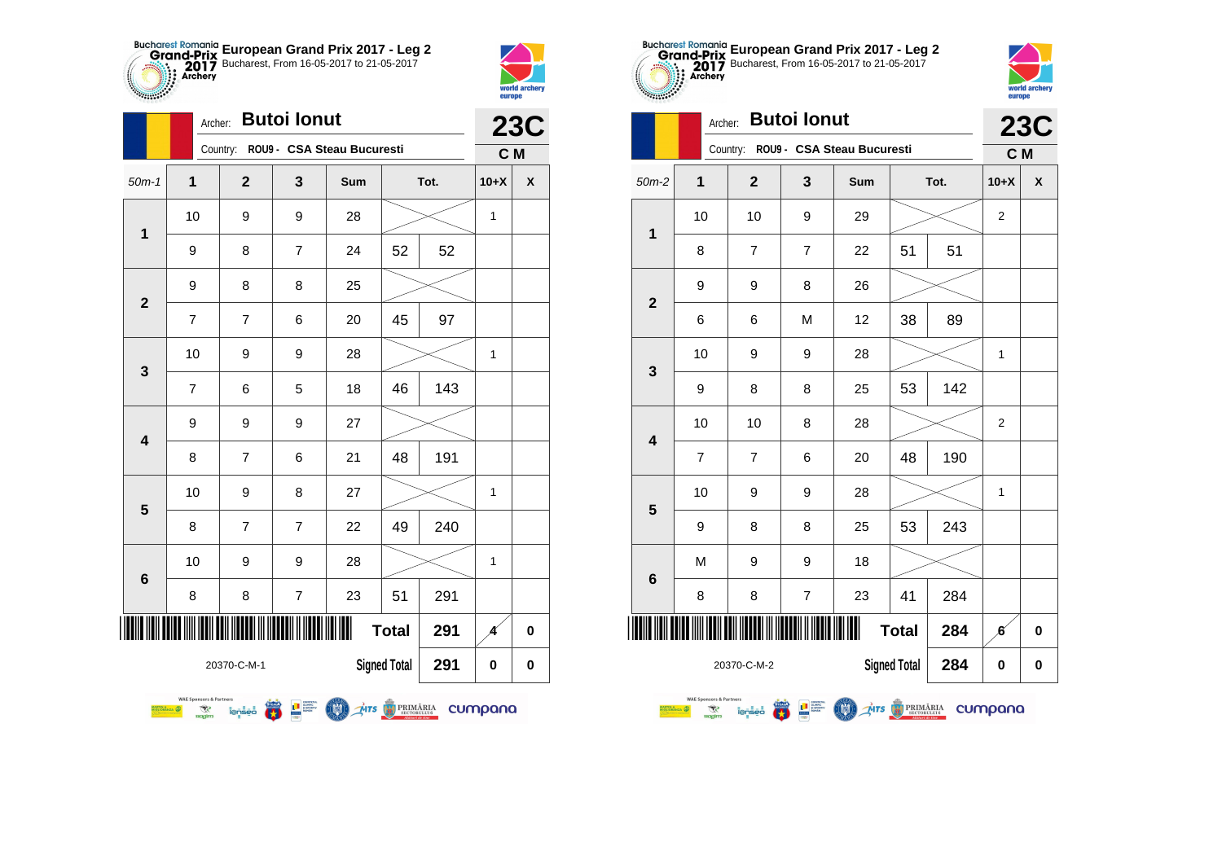**European Grand Prix 2017 - Leg 2**
Bucharest, From 16-05-2017 to 21-05-2017

Archer: **Butoi Ionut**
Country: ROU9 - CSA Steau Bucuresti

**23C**
**C M**

| 50m-1 | 1 | 2 | 3 | Sum | | Tot. | 10+X | X |
|---|---|---|---|---|---|---|---|---|
| 1 | 10 | 9 | 9 | 28 | | | 1 | |
| | 9 | 8 | 7 | 24 | 52 | 52 | | |
| 2 | 9 | 8 | 8 | 25 | | | | |
| | 7 | 7 | 6 | 20 | 45 | 97 | | |
| 3 | 10 | 9 | 9 | 28 | | | 1 | |
| | 7 | 6 | 5 | 18 | 46 | 143 | | |
| 4 | 9 | 9 | 9 | 27 | | | | |
| | 8 | 7 | 6 | 21 | 48 | 191 | | |
| 5 | 10 | 9 | 8 | 27 | | | 1 | |
| | 8 | 7 | 7 | 22 | 49 | 240 | | |
| 6 | 10 | 9 | 9 | 28 | | | 1 | |
| | 8 | 8 | 7 | 23 | 51 | 291 | | |
| | | | | | Total | 291 | 4 | 0 |
| 20370-C-M-1 | | | | | Signed Total | 291 | 0 | 0 |

**European Grand Prix 2017 - Leg 2**
Bucharest, From 16-05-2017 to 21-05-2017

Archer: **Butoi Ionut**
Country: ROU9 - CSA Steau Bucuresti

**23C**
**C M**

| 50m-2 | 1 | 2 | 3 | Sum | | Tot. | 10+X | X |
|---|---|---|---|---|---|---|---|---|
| 1 | 10 | 10 | 9 | 29 | | | 2 | |
| | 8 | 7 | 7 | 22 | 51 | 51 | | |
| 2 | 9 | 9 | 8 | 26 | | | | |
| | 6 | 6 | M | 12 | 38 | 89 | | |
| 3 | 10 | 9 | 9 | 28 | | | 1 | |
| | 9 | 8 | 8 | 25 | 53 | 142 | | |
| 4 | 10 | 10 | 8 | 28 | | | 2 | |
| | 7 | 7 | 6 | 20 | 48 | 190 | | |
| 5 | 10 | 9 | 9 | 28 | | | 1 | |
| | 9 | 8 | 8 | 25 | 53 | 243 | | |
| 6 | M | 9 | 9 | 18 | | | | |
| | 8 | 8 | 7 | 23 | 41 | 284 | | |
| | | | | | Total | 284 | 6 | 0 |
| 20370-C-M-2 | | | | | Signed Total | 284 | 0 | 0 |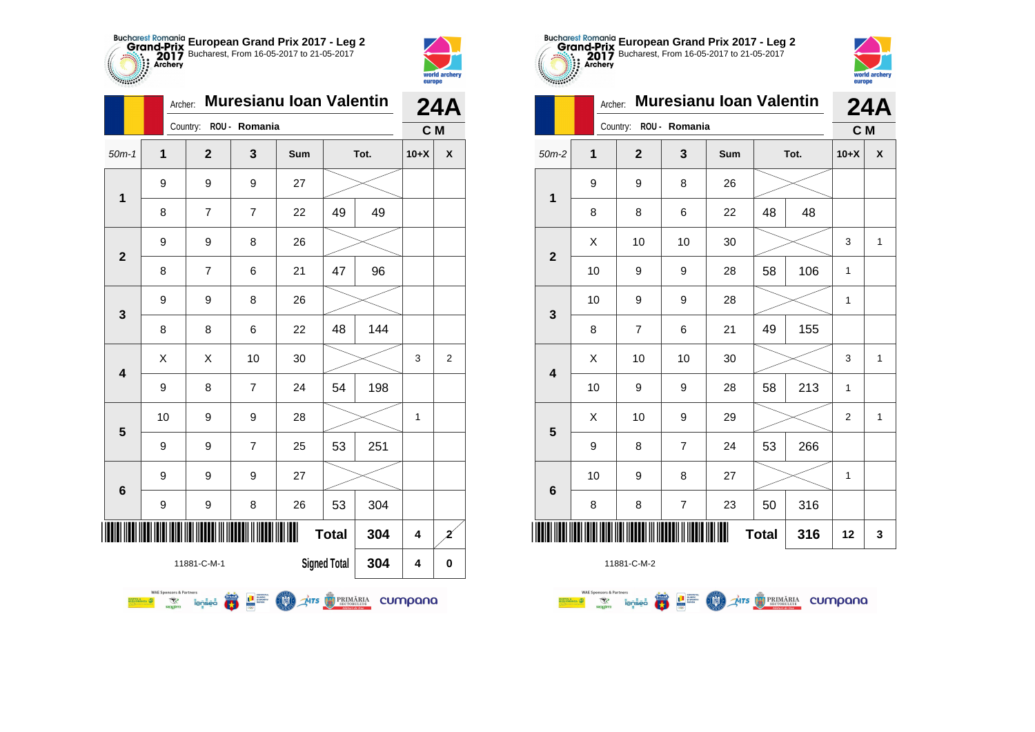**European Grand Prix 2017 - Leg 2**
Bucharest, From 16-05-2017 to 21-05-2017

Archer: **Muresianu Ioan Valentin**
Country: ROU - Romania

**24A**
**C M**

| 50m-1 | 1 | 2 | 3 | Sum | Tot. | | 10+X | X |
|---|---|---|---|---|---|---|---|---|
| 1 | 9 | 9 | 9 | 27 | | | | |
| | 8 | 7 | 7 | 22 | 49 | 49 | | |
| 2 | 9 | 9 | 8 | 26 | | | | |
| | 8 | 7 | 6 | 21 | 47 | 96 | | |
| 3 | 9 | 9 | 8 | 26 | | | | |
| | 8 | 8 | 6 | 22 | 48 | 144 | | |
| 4 | X | X | 10 | 30 | | | 3 | 2 |
| | 9 | 8 | 7 | 24 | 54 | 198 | | |
| 5 | 10 | 9 | 9 | 28 | | | 1 | |
| | 9 | 9 | 7 | 25 | 53 | 251 | | |
| 6 | 9 | 9 | 9 | 27 | | | | |
| | 9 | 9 | 8 | 26 | 53 | 304 | | |
| | | | | | Total | 304 | 4 | 2 |
| | | | | | Signed Total | 304 | 4 | 0 |

11881-C-M-1

**European Grand Prix 2017 - Leg 2**
Bucharest, From 16-05-2017 to 21-05-2017

Archer: **Muresianu Ioan Valentin**
Country: ROU - Romania

**24A**
**C M**

| 50m-2 | 1 | 2 | 3 | Sum | Tot. | | 10+X | X |
|---|---|---|---|---|---|---|---|---|
| 1 | 9 | 9 | 8 | 26 | | | | |
| | 8 | 8 | 6 | 22 | 48 | 48 | | |
| 2 | X | 10 | 10 | 30 | | | 3 | 1 |
| | 10 | 9 | 9 | 28 | 58 | 106 | 1 | |
| 3 | 10 | 9 | 9 | 28 | | | 1 | |
| | 8 | 7 | 6 | 21 | 49 | 155 | | |
| 4 | X | 10 | 10 | 30 | | | 3 | 1 |
| | 10 | 9 | 9 | 28 | 58 | 213 | 1 | |
| 5 | X | 10 | 9 | 29 | | | 2 | 1 |
| | 9 | 8 | 7 | 24 | 53 | 266 | | |
| 6 | 10 | 9 | 8 | 27 | | | 1 | |
| | 8 | 8 | 7 | 23 | 50 | 316 | | |
| | | | | | Total | 316 | 12 | 3 |

11881-C-M-2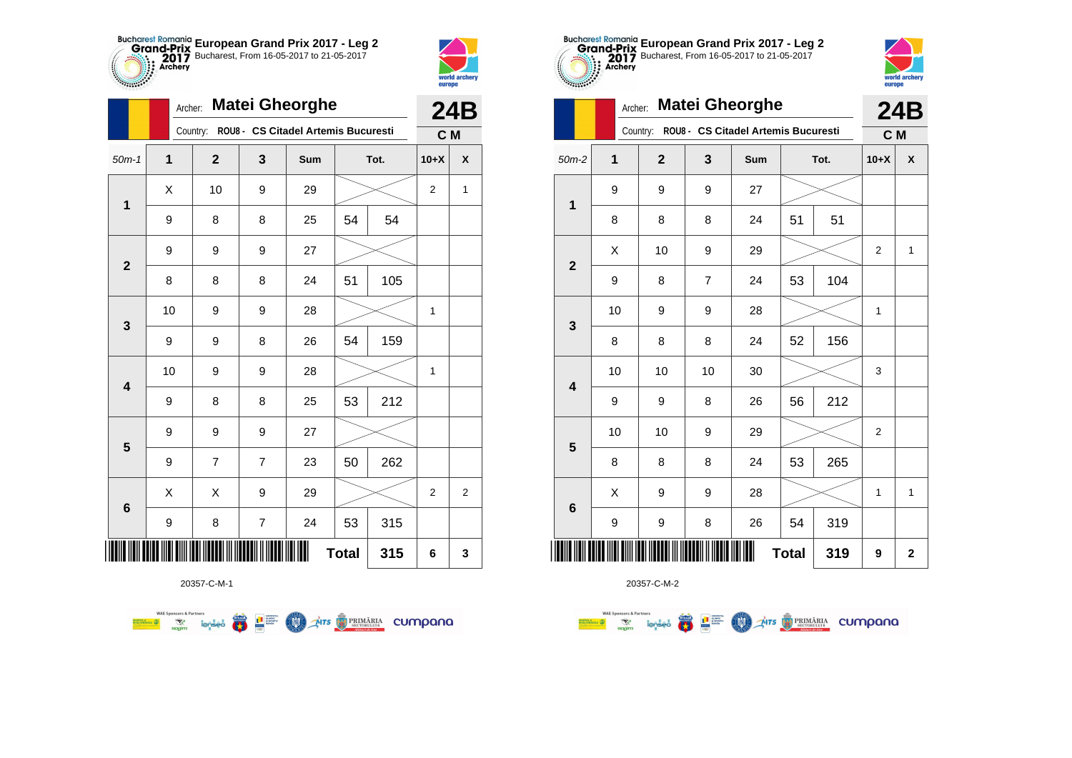## European Grand Prix 2017 - Leg 2

Bucharest, From 16-05-2017 to 21-05-2017

Archer: **Matei Gheorghe**

Country: ROU8 - CS Citadel Artemis Bucuresti

**24B** C M

| 50m-1 | 1 | 2 | 3 | Sum | Tot. | | 10+X | X |
|---|---|---|---|---|---|---|---|---|
| 1 | X | 10 | 9 | 29 | | | 2 | 1 |
| | 9 | 8 | 8 | 25 | 54 | 54 | | |
| 2 | 9 | 9 | 9 | 27 | | | | |
| | 8 | 8 | 8 | 24 | 51 | 105 | | |
| 3 | 10 | 9 | 9 | 28 | | | 1 | |
| | 9 | 9 | 8 | 26 | 54 | 159 | | |
| 4 | 10 | 9 | 9 | 28 | | | 1 | |
| | 9 | 8 | 8 | 25 | 53 | 212 | | |
| 5 | 9 | 9 | 9 | 27 | | | | |
| | 9 | 7 | 7 | 23 | 50 | 262 | | |
| 6 | X | X | 9 | 29 | | | 2 | 2 |
| | 9 | 8 | 7 | 24 | 53 | 315 | | |
| | | | | | Total | 315 | 6 | 3 |

20357-C-M-1

## European Grand Prix 2017 - Leg 2

Bucharest, From 16-05-2017 to 21-05-2017

Archer: **Matei Gheorghe**

Country: ROU8 - CS Citadel Artemis Bucuresti

**24B** C M

| 50m-2 | 1 | 2 | 3 | Sum | Tot. | | 10+X | X |
|---|---|---|---|---|---|---|---|---|
| 1 | 9 | 9 | 9 | 27 | | | | |
| | 8 | 8 | 8 | 24 | 51 | 51 | | |
| 2 | X | 10 | 9 | 29 | | | 2 | 1 |
| | 9 | 8 | 7 | 24 | 53 | 104 | | |
| 3 | 10 | 9 | 9 | 28 | | | 1 | |
| | 8 | 8 | 8 | 24 | 52 | 156 | | |
| 4 | 10 | 10 | 10 | 30 | | | 3 | |
| | 9 | 9 | 8 | 26 | 56 | 212 | | |
| 5 | 10 | 10 | 9 | 29 | | | 2 | |
| | 8 | 8 | 8 | 24 | 53 | 265 | | |
| 6 | X | 9 | 9 | 28 | | | 1 | 1 |
| | 9 | 9 | 8 | 26 | 54 | 319 | | |
| | | | | | Total | 319 | 9 | 2 |

20357-C-M-2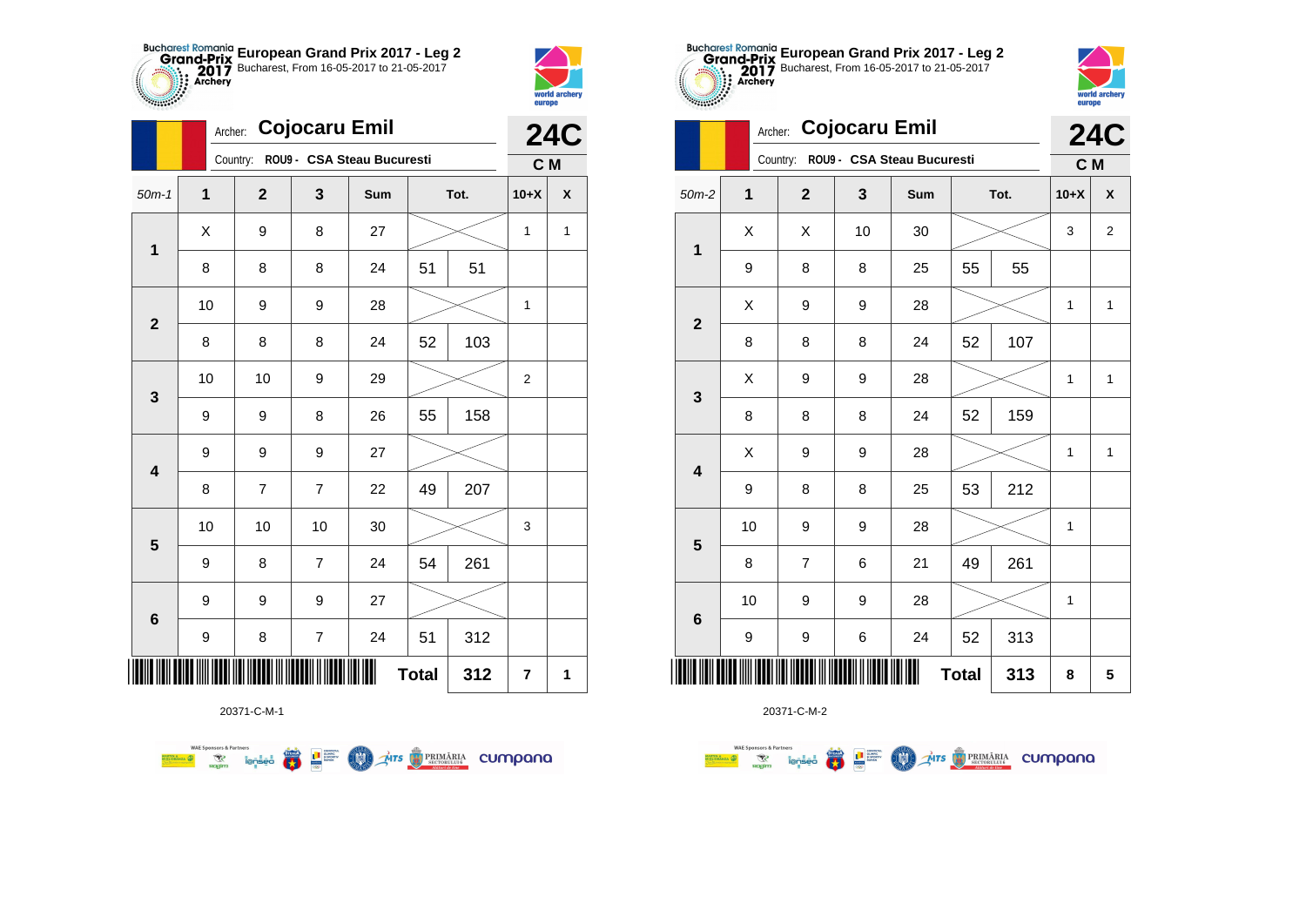## European Grand Prix 2017 - Leg 2

Bucharest, From 16-05-2017 to 21-05-2017

Archer: **Cojocaru Emil**

Country: ROU9 - CSA Steau Bucuresti

**24C** C M

| 50m-1 | 1 | 2 | 3 | Sum | Tot. | | 10+X | X |
|---|---|---|---|---|---|---|---|---|
| 1 | X | 9 | 8 | 27 | | | 1 | 1 |
| | 8 | 8 | 8 | 24 | 51 | 51 | | |
| 2 | 10 | 9 | 9 | 28 | | | 1 | |
| | 8 | 8 | 8 | 24 | 52 | 103 | | |
| 3 | 10 | 10 | 9 | 29 | | | 2 | |
| | 9 | 9 | 8 | 26 | 55 | 158 | | |
| 4 | 9 | 9 | 9 | 27 | | | | |
| | 8 | 7 | 7 | 22 | 49 | 207 | | |
| 5 | 10 | 10 | 10 | 30 | | | 3 | |
| | 9 | 8 | 7 | 24 | 54 | 261 | | |
| 6 | 9 | 9 | 9 | 27 | | | | |
| | 9 | 8 | 7 | 24 | 51 | 312 | | |
| | | | | | **Total** | **312** | **7** | **1** |

20371-C-M-1

## European Grand Prix 2017 - Leg 2

Bucharest, From 16-05-2017 to 21-05-2017

Archer: **Cojocaru Emil**

Country: ROU9 - CSA Steau Bucuresti

**24C** C M

| 50m-2 | 1 | 2 | 3 | Sum | Tot. | | 10+X | X |
|---|---|---|---|---|---|---|---|---|
| 1 | X | X | 10 | 30 | | | 3 | 2 |
| | 9 | 8 | 8 | 25 | 55 | 55 | | |
| 2 | X | 9 | 9 | 28 | | | 1 | 1 |
| | 8 | 8 | 8 | 24 | 52 | 107 | | |
| 3 | X | 9 | 9 | 28 | | | 1 | 1 |
| | 8 | 8 | 8 | 24 | 52 | 159 | | |
| 4 | X | 9 | 9 | 28 | | | 1 | 1 |
| | 9 | 8 | 8 | 25 | 53 | 212 | | |
| 5 | 10 | 9 | 9 | 28 | | | 1 | |
| | 8 | 7 | 6 | 21 | 49 | 261 | | |
| 6 | 10 | 9 | 9 | 28 | | | 1 | |
| | 9 | 9 | 6 | 24 | 52 | 313 | | |
| | | | | | **Total** | **313** | **8** | **5** |

20371-C-M-2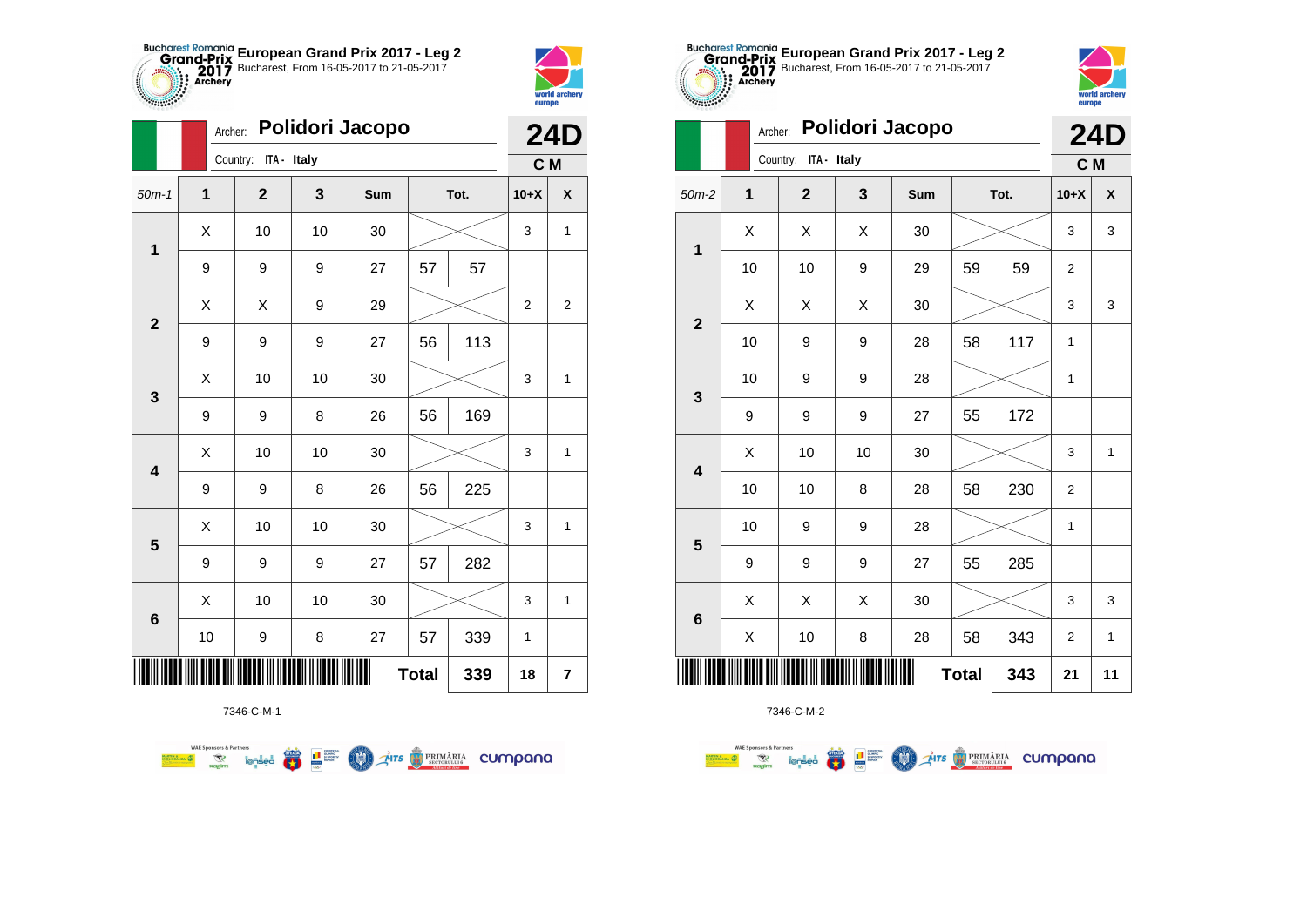**European Grand Prix 2017 - Leg 2**
Bucharest, From 16-05-2017 to 21-05-2017

Archer: **Polidori Jacopo** — **24D**
Country: ITA - Italy — **C M**

| 50m-1 | 1 | 2 | 3 | Sum | Tot. | | 10+X | X |
|---|---|---|---|---|---|---|---|---|
| 1 | X | 10 | 10 | 30 | | | 3 | 1 |
| | 9 | 9 | 9 | 27 | 57 | 57 | | |
| 2 | X | X | 9 | 29 | | | 2 | 2 |
| | 9 | 9 | 9 | 27 | 56 | 113 | | |
| 3 | X | 10 | 10 | 30 | | | 3 | 1 |
| | 9 | 9 | 8 | 26 | 56 | 169 | | |
| 4 | X | 10 | 10 | 30 | | | 3 | 1 |
| | 9 | 9 | 8 | 26 | 56 | 225 | | |
| 5 | X | 10 | 10 | 30 | | | 3 | 1 |
| | 9 | 9 | 9 | 27 | 57 | 282 | | |
| 6 | X | 10 | 10 | 30 | | | 3 | 1 |
| | 10 | 9 | 8 | 27 | 57 | 339 | 1 | |
| | | | | | **Total** | **339** | **18** | **7** |

7346-C-M-1

**European Grand Prix 2017 - Leg 2**
Bucharest, From 16-05-2017 to 21-05-2017

Archer: **Polidori Jacopo** — **24D**
Country: ITA - Italy — **C M**

| 50m-2 | 1 | 2 | 3 | Sum | Tot. | | 10+X | X |
|---|---|---|---|---|---|---|---|---|
| 1 | X | X | X | 30 | | | 3 | 3 |
| | 10 | 10 | 9 | 29 | 59 | 59 | 2 | |
| 2 | X | X | X | 30 | | | 3 | 3 |
| | 10 | 9 | 9 | 28 | 58 | 117 | 1 | |
| 3 | 10 | 9 | 9 | 28 | | | 1 | |
| | 9 | 9 | 9 | 27 | 55 | 172 | | |
| 4 | X | 10 | 10 | 30 | | | 3 | 1 |
| | 10 | 10 | 8 | 28 | 58 | 230 | 2 | |
| 5 | 10 | 9 | 9 | 28 | | | 1 | |
| | 9 | 9 | 9 | 27 | 55 | 285 | | |
| 6 | X | X | X | 30 | | | 3 | 3 |
| | X | 10 | 8 | 28 | 58 | 343 | 2 | 1 |
| | | | | | **Total** | **343** | **21** | **11** |

7346-C-M-2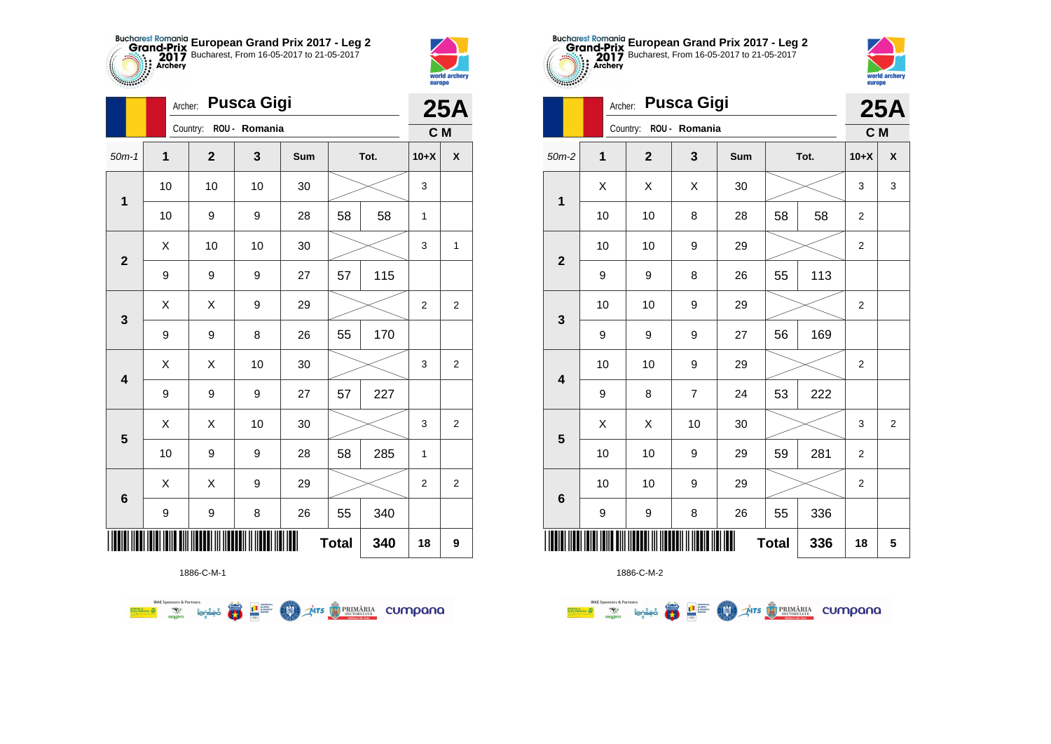**Bucharest Romania Grand-Prix 2017 Archery — European Grand Prix 2017 - Leg 2**
Bucharest, From 16-05-2017 to 21-05-2017

Archer: **Pusca Gigi** — **25A**
Country: ROU - Romania — **C M**

| 50m-1 | 1 | 2 | 3 | Sum | Tot. | | 10+X | X |
|---|---|---|---|---|---|---|---|---|
| 1 | 10 | 10 | 10 | 30 | | | 3 | |
| | 10 | 9 | 9 | 28 | 58 | 58 | 1 | |
| 2 | X | 10 | 10 | 30 | | | 3 | 1 |
| | 9 | 9 | 9 | 27 | 57 | 115 | | |
| 3 | X | X | 9 | 29 | | | 2 | 2 |
| | 9 | 9 | 8 | 26 | 55 | 170 | | |
| 4 | X | X | 10 | 30 | | | 3 | 2 |
| | 9 | 9 | 9 | 27 | 57 | 227 | | |
| 5 | X | X | 10 | 30 | | | 3 | 2 |
| | 10 | 9 | 9 | 28 | 58 | 285 | 1 | |
| 6 | X | X | 9 | 29 | | | 2 | 2 |
| | 9 | 9 | 8 | 26 | 55 | 340 | | |
| | | | | | **Total** | **340** | **18** | **9** |

1886-C-M-1

**Bucharest Romania Grand-Prix 2017 Archery — European Grand Prix 2017 - Leg 2**
Bucharest, From 16-05-2017 to 21-05-2017

Archer: **Pusca Gigi** — **25A**
Country: ROU - Romania — **C M**

| 50m-2 | 1 | 2 | 3 | Sum | Tot. | | 10+X | X |
|---|---|---|---|---|---|---|---|---|
| 1 | X | X | X | 30 | | | 3 | 3 |
| | 10 | 10 | 8 | 28 | 58 | 58 | 2 | |
| 2 | 10 | 10 | 9 | 29 | | | 2 | |
| | 9 | 9 | 8 | 26 | 55 | 113 | | |
| 3 | 10 | 10 | 9 | 29 | | | 2 | |
| | 9 | 9 | 9 | 27 | 56 | 169 | | |
| 4 | 10 | 10 | 9 | 29 | | | 2 | |
| | 9 | 8 | 7 | 24 | 53 | 222 | | |
| 5 | X | X | 10 | 30 | | | 3 | 2 |
| | 10 | 10 | 9 | 29 | 59 | 281 | 2 | |
| 6 | 10 | 10 | 9 | 29 | | | 2 | |
| | 9 | 9 | 8 | 26 | 55 | 336 | | |
| | | | | | **Total** | **336** | **18** | **5** |

1886-C-M-2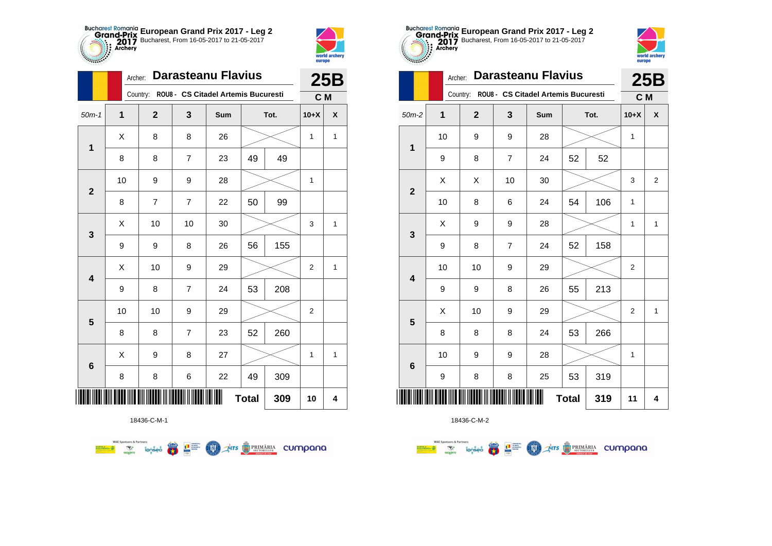## European Grand Prix 2017 - Leg 2

Bucharest, From 16-05-2017 to 21-05-2017

Archer: **Darasteanu Flavius** — **25B**

Country: ROU8 - CS Citadel Artemis Bucuresti — **C M**

| 50m-1 | 1 | 2 | 3 | Sum | Tot. | | 10+X | X |
|---|---|---|---|---|---|---|---|---|
| 1 | X | 8 | 8 | 26 | | | 1 | 1 |
| | 8 | 8 | 7 | 23 | 49 | 49 | | |
| 2 | 10 | 9 | 9 | 28 | | | 1 | |
| | 8 | 7 | 7 | 22 | 50 | 99 | | |
| 3 | X | 10 | 10 | 30 | | | 3 | 1 |
| | 9 | 9 | 8 | 26 | 56 | 155 | | |
| 4 | X | 10 | 9 | 29 | | | 2 | 1 |
| | 9 | 8 | 7 | 24 | 53 | 208 | | |
| 5 | 10 | 10 | 9 | 29 | | | 2 | |
| | 8 | 8 | 7 | 23 | 52 | 260 | | |
| 6 | X | 9 | 8 | 27 | | | 1 | 1 |
| | 8 | 8 | 6 | 22 | 49 | 309 | | |
| | | | | | **Total** | **309** | **10** | **4** |

18436-C-M-1

## European Grand Prix 2017 - Leg 2

Bucharest, From 16-05-2017 to 21-05-2017

Archer: **Darasteanu Flavius** — **25B**

Country: ROU8 - CS Citadel Artemis Bucuresti — **C M**

| 50m-2 | 1 | 2 | 3 | Sum | Tot. | | 10+X | X |
|---|---|---|---|---|---|---|---|---|
| 1 | 10 | 9 | 9 | 28 | | | 1 | |
| | 9 | 8 | 7 | 24 | 52 | 52 | | |
| 2 | X | X | 10 | 30 | | | 3 | 2 |
| | 10 | 8 | 6 | 24 | 54 | 106 | 1 | |
| 3 | X | 9 | 9 | 28 | | | 1 | 1 |
| | 9 | 8 | 7 | 24 | 52 | 158 | | |
| 4 | 10 | 10 | 9 | 29 | | | 2 | |
| | 9 | 9 | 8 | 26 | 55 | 213 | | |
| 5 | X | 10 | 9 | 29 | | | 2 | 1 |
| | 8 | 8 | 8 | 24 | 53 | 266 | | |
| 6 | 10 | 9 | 9 | 28 | | | 1 | |
| | 9 | 8 | 8 | 25 | 53 | 319 | | |
| | | | | | **Total** | **319** | **11** | **4** |

18436-C-M-2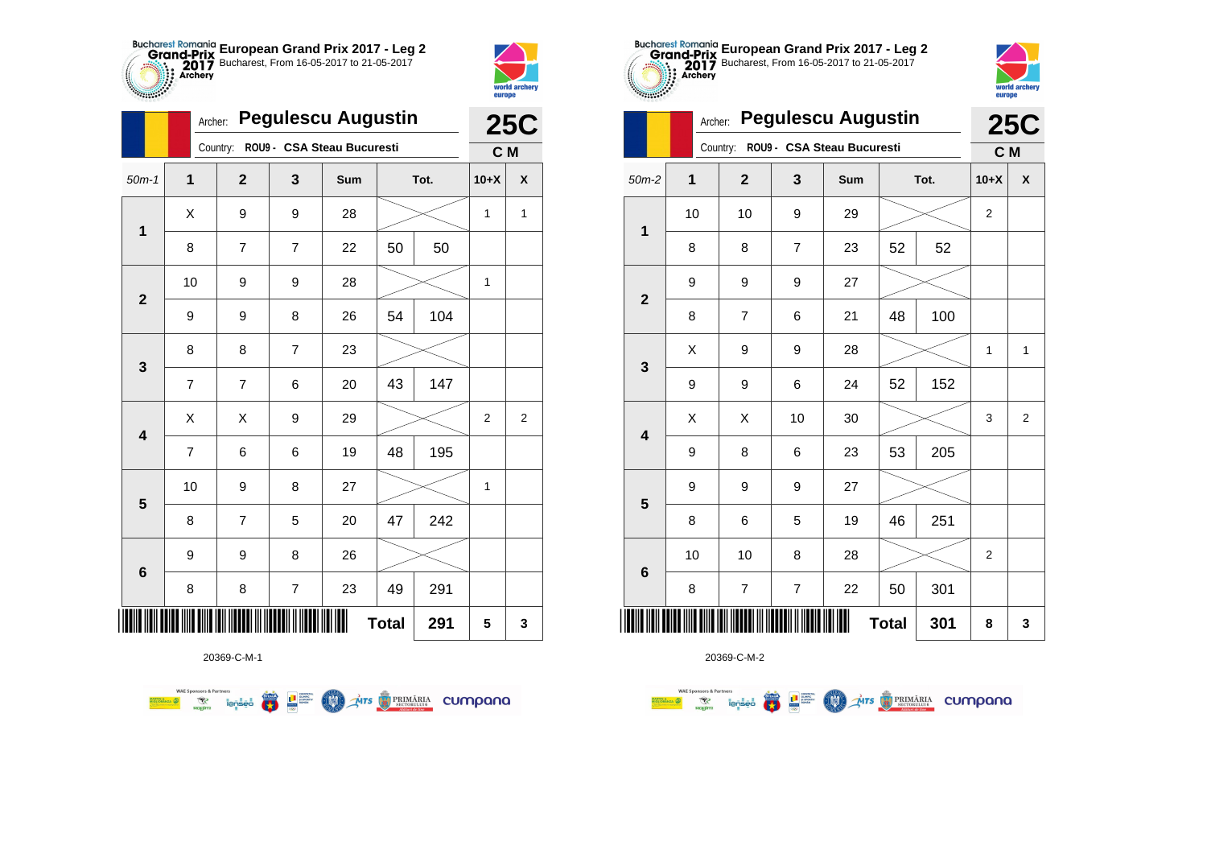**Bucharest Romania Grand-Prix 2017 Archery**

# European Grand Prix 2017 - Leg 2

Bucharest, From 16-05-2017 to 21-05-2017

Archer: **Pegulescu Augustin**

Country: **ROU9 - CSA Steau Bucuresti**

**25C**

**C M**

| 50m-1 | 1 | 2 | 3 | Sum | Tot. | | 10+X | X |
|---|---|---|---|---|---|---|---|---|
| 1 | X | 9 | 9 | 28 | | | 1 | 1 |
| | 8 | 7 | 7 | 22 | 50 | 50 | | |
| 2 | 10 | 9 | 9 | 28 | | | 1 | |
| | 9 | 9 | 8 | 26 | 54 | 104 | | |
| 3 | 8 | 8 | 7 | 23 | | | | |
| | 7 | 7 | 6 | 20 | 43 | 147 | | |
| 4 | X | X | 9 | 29 | | | 2 | 2 |
| | 7 | 6 | 6 | 19 | 48 | 195 | | |
| 5 | 10 | 9 | 8 | 27 | | | 1 | |
| | 8 | 7 | 5 | 20 | 47 | 242 | | |
| 6 | 9 | 9 | 8 | 26 | | | | |
| | 8 | 8 | 7 | 23 | 49 | 291 | | |
| | | | | | **Total** | **291** | **5** | **3** |

20369-C-M-1

**Bucharest Romania Grand-Prix 2017 Archery**

# European Grand Prix 2017 - Leg 2

Bucharest, From 16-05-2017 to 21-05-2017

Archer: **Pegulescu Augustin**

Country: **ROU9 - CSA Steau Bucuresti**

**25C**

**C M**

| 50m-2 | 1 | 2 | 3 | Sum | Tot. | | 10+X | X |
|---|---|---|---|---|---|---|---|---|
| 1 | 10 | 10 | 9 | 29 | | | 2 | |
| | 8 | 8 | 7 | 23 | 52 | 52 | | |
| 2 | 9 | 9 | 9 | 27 | | | | |
| | 8 | 7 | 6 | 21 | 48 | 100 | | |
| 3 | X | 9 | 9 | 28 | | | 1 | 1 |
| | 9 | 9 | 6 | 24 | 52 | 152 | | |
| 4 | X | X | 10 | 30 | | | 3 | 2 |
| | 9 | 8 | 6 | 23 | 53 | 205 | | |
| 5 | 9 | 9 | 9 | 27 | | | | |
| | 8 | 6 | 5 | 19 | 46 | 251 | | |
| 6 | 10 | 10 | 8 | 28 | | | 2 | |
| | 8 | 7 | 7 | 22 | 50 | 301 | | |
| | | | | | **Total** | **301** | **8** | **3** |

20369-C-M-2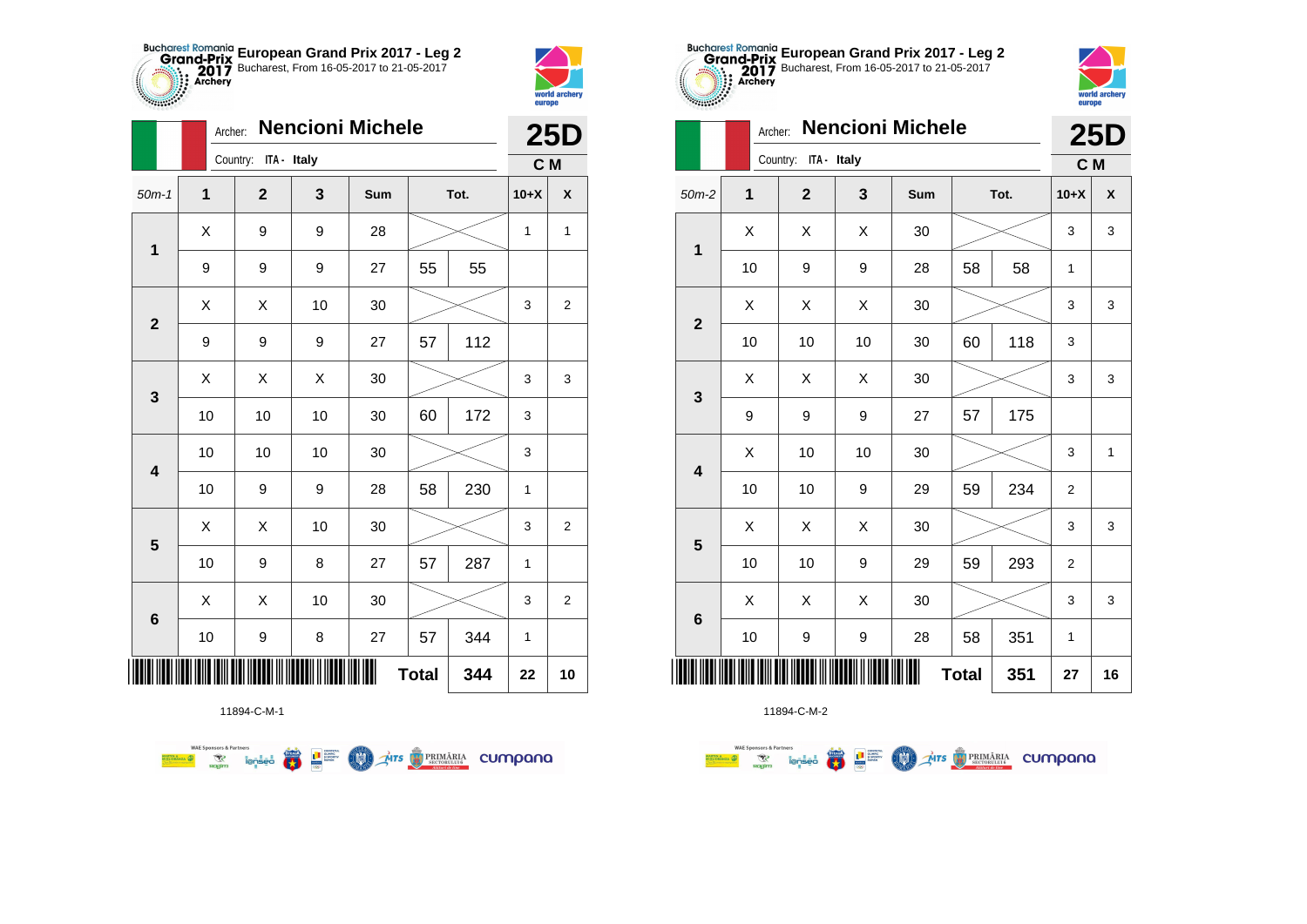**European Grand Prix 2017 - Leg 2**
Bucharest, From 16-05-2017 to 21-05-2017

Archer: **Nencioni Michele**
Country: ITA - Italy

**25D**
**C M**

| 50m-1 | 1 | 2 | 3 | Sum | | Tot. | 10+X | X |
|---|---|---|---|---|---|---|---|---|
| 1 | X | 9 | 9 | 28 | | | 1 | 1 |
| | 9 | 9 | 9 | 27 | 55 | 55 | | |
| 2 | X | X | 10 | 30 | | | 3 | 2 |
| | 9 | 9 | 9 | 27 | 57 | 112 | | |
| 3 | X | X | X | 30 | | | 3 | 3 |
| | 10 | 10 | 10 | 30 | 60 | 172 | 3 | |
| 4 | 10 | 10 | 10 | 30 | | | 3 | |
| | 10 | 9 | 9 | 28 | 58 | 230 | 1 | |
| 5 | X | X | 10 | 30 | | | 3 | 2 |
| | 10 | 9 | 8 | 27 | 57 | 287 | 1 | |
| 6 | X | X | 10 | 30 | | | 3 | 2 |
| | 10 | 9 | 8 | 27 | 57 | 344 | 1 | |
| | | | | | Total | 344 | 22 | 10 |

11894-C-M-1

**European Grand Prix 2017 - Leg 2**
Bucharest, From 16-05-2017 to 21-05-2017

Archer: **Nencioni Michele**
Country: ITA - Italy

**25D**
**C M**

| 50m-2 | 1 | 2 | 3 | Sum | | Tot. | 10+X | X |
|---|---|---|---|---|---|---|---|---|
| 1 | X | X | X | 30 | | | 3 | 3 |
| | 10 | 9 | 9 | 28 | 58 | 58 | 1 | |
| 2 | X | X | X | 30 | | | 3 | 3 |
| | 10 | 10 | 10 | 30 | 60 | 118 | 3 | |
| 3 | X | X | X | 30 | | | 3 | 3 |
| | 9 | 9 | 9 | 27 | 57 | 175 | | |
| 4 | X | 10 | 10 | 30 | | | 3 | 1 |
| | 10 | 10 | 9 | 29 | 59 | 234 | 2 | |
| 5 | X | X | X | 30 | | | 3 | 3 |
| | 10 | 10 | 9 | 29 | 59 | 293 | 2 | |
| 6 | X | X | X | 30 | | | 3 | 3 |
| | 10 | 9 | 9 | 28 | 58 | 351 | 1 | |
| | | | | | Total | 351 | 27 | 16 |

11894-C-M-2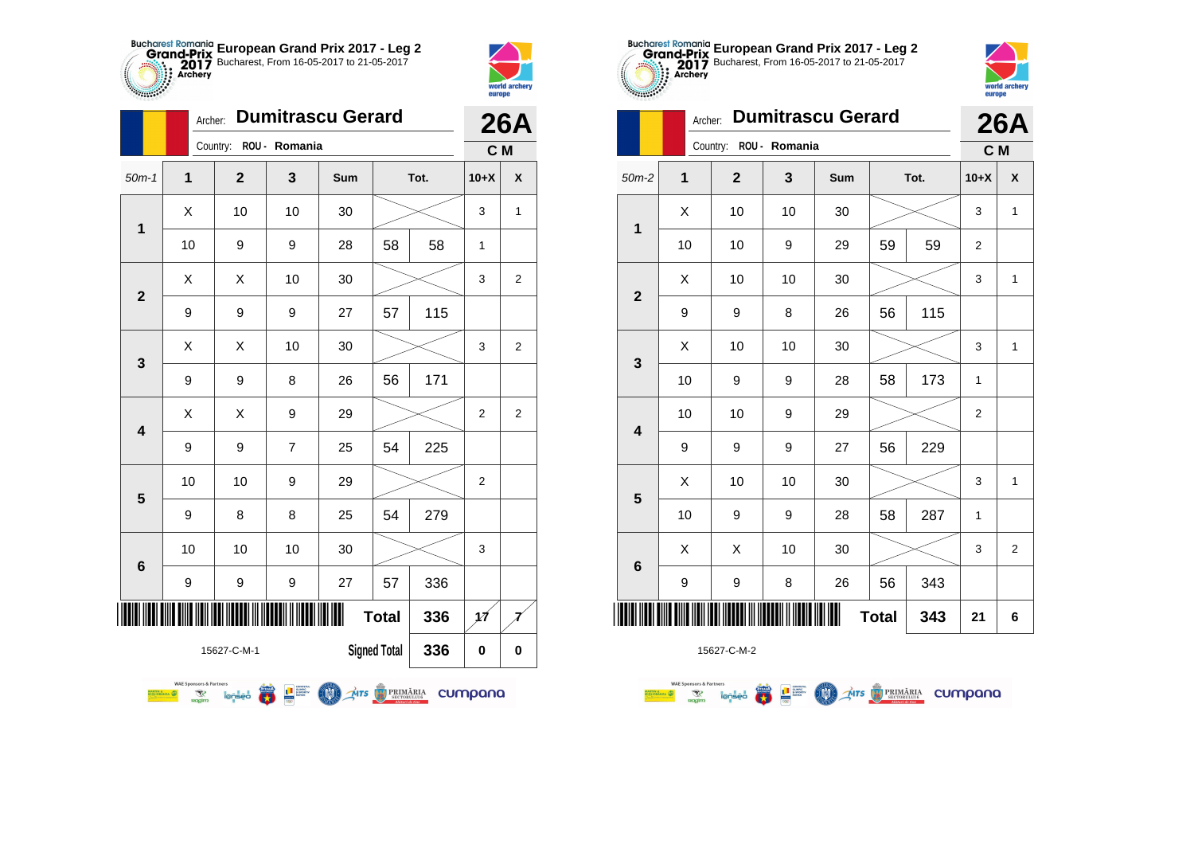# European Grand Prix 2017 - Leg 2

Bucharest, From 16-05-2017 to 21-05-2017

Archer: **Dumitrascu Gerard**

Country: ROU - Romania

**26A** C M

| 50m-1 | 1 | 2 | 3 | Sum | | Tot. | 10+X | X |
|---|---|---|---|---|---|---|---|---|
| 1 | X | 10 | 10 | 30 | | | 3 | 1 |
| | 10 | 9 | 9 | 28 | 58 | 58 | 1 | |
| 2 | X | X | 10 | 30 | | | 3 | 2 |
| | 9 | 9 | 9 | 27 | 57 | 115 | | |
| 3 | X | X | 10 | 30 | | | 3 | 2 |
| | 9 | 9 | 8 | 26 | 56 | 171 | | |
| 4 | X | X | 9 | 29 | | | 2 | 2 |
| | 9 | 9 | 7 | 25 | 54 | 225 | | |
| 5 | 10 | 10 | 9 | 29 | | | 2 | |
| | 9 | 8 | 8 | 25 | 54 | 279 | | |
| 6 | 10 | 10 | 10 | 30 | | | 3 | |
| | 9 | 9 | 9 | 27 | 57 | 336 | | |
| | | | | | Total | 336 | 17 | 7 |
| | | | | | Signed Total | 336 | 0 | 0 |

15627-C-M-1

# European Grand Prix 2017 - Leg 2

Bucharest, From 16-05-2017 to 21-05-2017

Archer: **Dumitrascu Gerard**

Country: ROU - Romania

**26A** C M

| 50m-2 | 1 | 2 | 3 | Sum | | Tot. | 10+X | X |
|---|---|---|---|---|---|---|---|---|
| 1 | X | 10 | 10 | 30 | | | 3 | 1 |
| | 10 | 10 | 9 | 29 | 59 | 59 | 2 | |
| 2 | X | 10 | 10 | 30 | | | 3 | 1 |
| | 9 | 9 | 8 | 26 | 56 | 115 | | |
| 3 | X | 10 | 10 | 30 | | | 3 | 1 |
| | 10 | 9 | 9 | 28 | 58 | 173 | 1 | |
| 4 | 10 | 10 | 9 | 29 | | | 2 | |
| | 9 | 9 | 9 | 27 | 56 | 229 | | |
| 5 | X | 10 | 10 | 30 | | | 3 | 1 |
| | 10 | 9 | 9 | 28 | 58 | 287 | 1 | |
| 6 | X | X | 10 | 30 | | | 3 | 2 |
| | 9 | 9 | 8 | 26 | 56 | 343 | | |
| | | | | | Total | 343 | 21 | 6 |

15627-C-M-2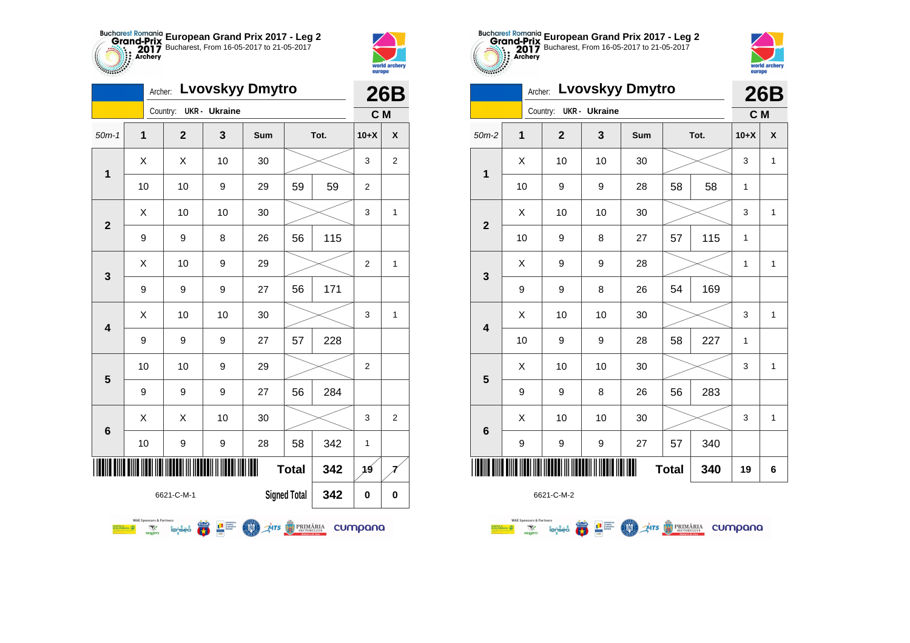# European Grand Prix 2017 - Leg 2

Bucharest, From 16-05-2017 to 21-05-2017

Archer: **Lvovskyy Dmytro**

Country: UKR - Ukraine

**26B**

**C M**

| 50m-1 | 1 | 2 | 3 | Sum | Tot. | | 10+X | X |
|---|---|---|---|---|---|---|---|---|
| 1 | X | X | 10 | 30 | | | 3 | 2 |
| | 10 | 10 | 9 | 29 | 59 | 59 | 2 | |
| 2 | X | 10 | 10 | 30 | | | 3 | 1 |
| | 9 | 9 | 8 | 26 | 56 | 115 | | |
| 3 | X | 10 | 9 | 29 | | | 2 | 1 |
| | 9 | 9 | 9 | 27 | 56 | 171 | | |
| 4 | X | 10 | 10 | 30 | | | 3 | 1 |
| | 9 | 9 | 9 | 27 | 57 | 228 | | |
| 5 | 10 | 10 | 9 | 29 | | | 2 | |
| | 9 | 9 | 9 | 27 | 56 | 284 | | |
| 6 | X | X | 10 | 30 | | | 3 | 2 |
| | 10 | 9 | 9 | 28 | 58 | 342 | 1 | |
| | | | | | Total | 342 | 19 | 7 |
| | | | | | Signed Total | 342 | 0 | 0 |

6621-C-M-1

# European Grand Prix 2017 - Leg 2

Bucharest, From 16-05-2017 to 21-05-2017

Archer: **Lvovskyy Dmytro**

Country: UKR - Ukraine

**26B**

**C M**

| 50m-2 | 1 | 2 | 3 | Sum | Tot. | | 10+X | X |
|---|---|---|---|---|---|---|---|---|
| 1 | X | 10 | 10 | 30 | | | 3 | 1 |
| | 10 | 9 | 9 | 28 | 58 | 58 | 1 | |
| 2 | X | 10 | 10 | 30 | | | 3 | 1 |
| | 10 | 9 | 8 | 27 | 57 | 115 | 1 | |
| 3 | X | 9 | 9 | 28 | | | 1 | 1 |
| | 9 | 9 | 8 | 26 | 54 | 169 | | |
| 4 | X | 10 | 10 | 30 | | | 3 | 1 |
| | 10 | 9 | 9 | 28 | 58 | 227 | 1 | |
| 5 | X | 10 | 10 | 30 | | | 3 | 1 |
| | 9 | 9 | 8 | 26 | 56 | 283 | | |
| 6 | X | 10 | 10 | 30 | | | 3 | 1 |
| | 9 | 9 | 9 | 27 | 57 | 340 | | |
| | | | | | Total | 340 | 19 | 6 |

6621-C-M-2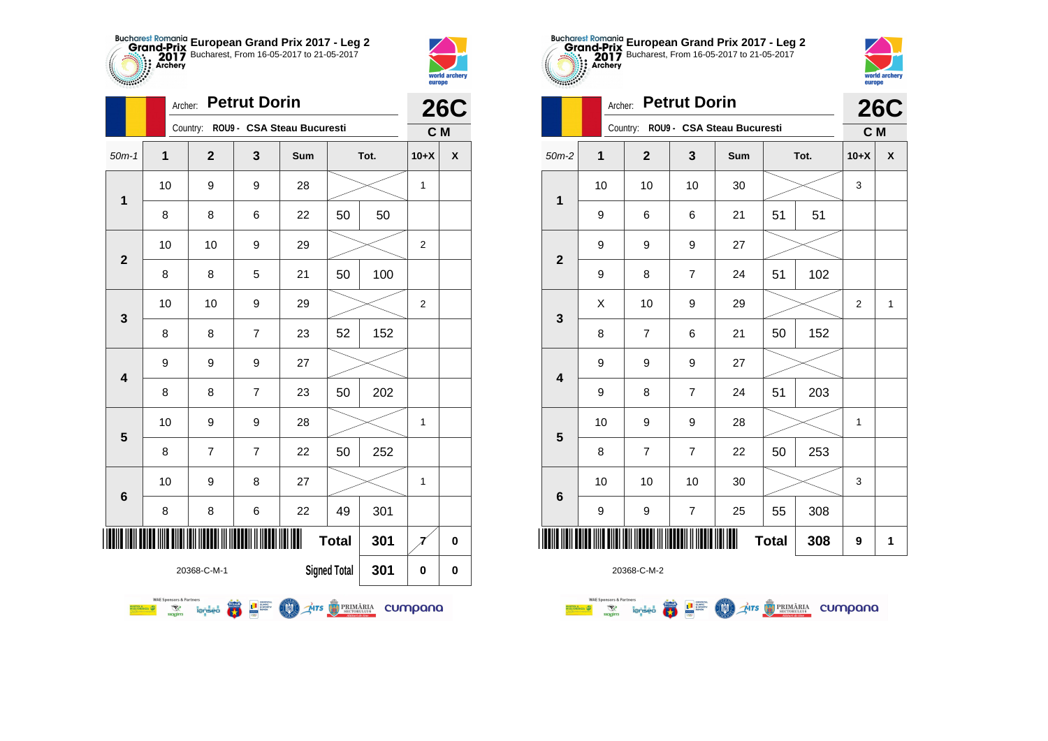# European Grand Prix 2017 - Leg 2

Bucharest, From 16-05-2017 to 21-05-2017

Archer: **Petrut Dorin**

Country: ROU9 - CSA Steau Bucuresti

**26C**

**C M**

| 50m-1 | 1 | 2 | 3 | Sum | Tot. | | 10+X | X |
|---|---|---|---|---|---|---|---|---|
| 1 | 10 | 9 | 9 | 28 | | | 1 | |
| | 8 | 8 | 6 | 22 | 50 | 50 | | |
| 2 | 10 | 10 | 9 | 29 | | | 2 | |
| | 8 | 8 | 5 | 21 | 50 | 100 | | |
| 3 | 10 | 10 | 9 | 29 | | | 2 | |
| | 8 | 8 | 7 | 23 | 52 | 152 | | |
| 4 | 9 | 9 | 9 | 27 | | | | |
| | 8 | 8 | 7 | 23 | 50 | 202 | | |
| 5 | 10 | 9 | 9 | 28 | | | 1 | |
| | 8 | 7 | 7 | 22 | 50 | 252 | | |
| 6 | 10 | 9 | 8 | 27 | | | 1 | |
| | 8 | 8 | 6 | 22 | 49 | 301 | | |
| | | | | | Total | 301 | 7 | 0 |
| | | | | | Signed Total | 301 | 0 | 0 |

20368-C-M-1

# European Grand Prix 2017 - Leg 2

Bucharest, From 16-05-2017 to 21-05-2017

Archer: **Petrut Dorin**

Country: ROU9 - CSA Steau Bucuresti

**26C**

**C M**

| 50m-2 | 1 | 2 | 3 | Sum | Tot. | | 10+X | X |
|---|---|---|---|---|---|---|---|---|
| 1 | 10 | 10 | 10 | 30 | | | 3 | |
| | 9 | 6 | 6 | 21 | 51 | 51 | | |
| 2 | 9 | 9 | 9 | 27 | | | | |
| | 9 | 8 | 7 | 24 | 51 | 102 | | |
| 3 | X | 10 | 9 | 29 | | | 2 | 1 |
| | 8 | 7 | 6 | 21 | 50 | 152 | | |
| 4 | 9 | 9 | 9 | 27 | | | | |
| | 9 | 8 | 7 | 24 | 51 | 203 | | |
| 5 | 10 | 9 | 9 | 28 | | | 1 | |
| | 8 | 7 | 7 | 22 | 50 | 253 | | |
| 6 | 10 | 10 | 10 | 30 | | | 3 | |
| | 9 | 9 | 7 | 25 | 55 | 308 | | |
| | | | | | Total | 308 | 9 | 1 |

20368-C-M-2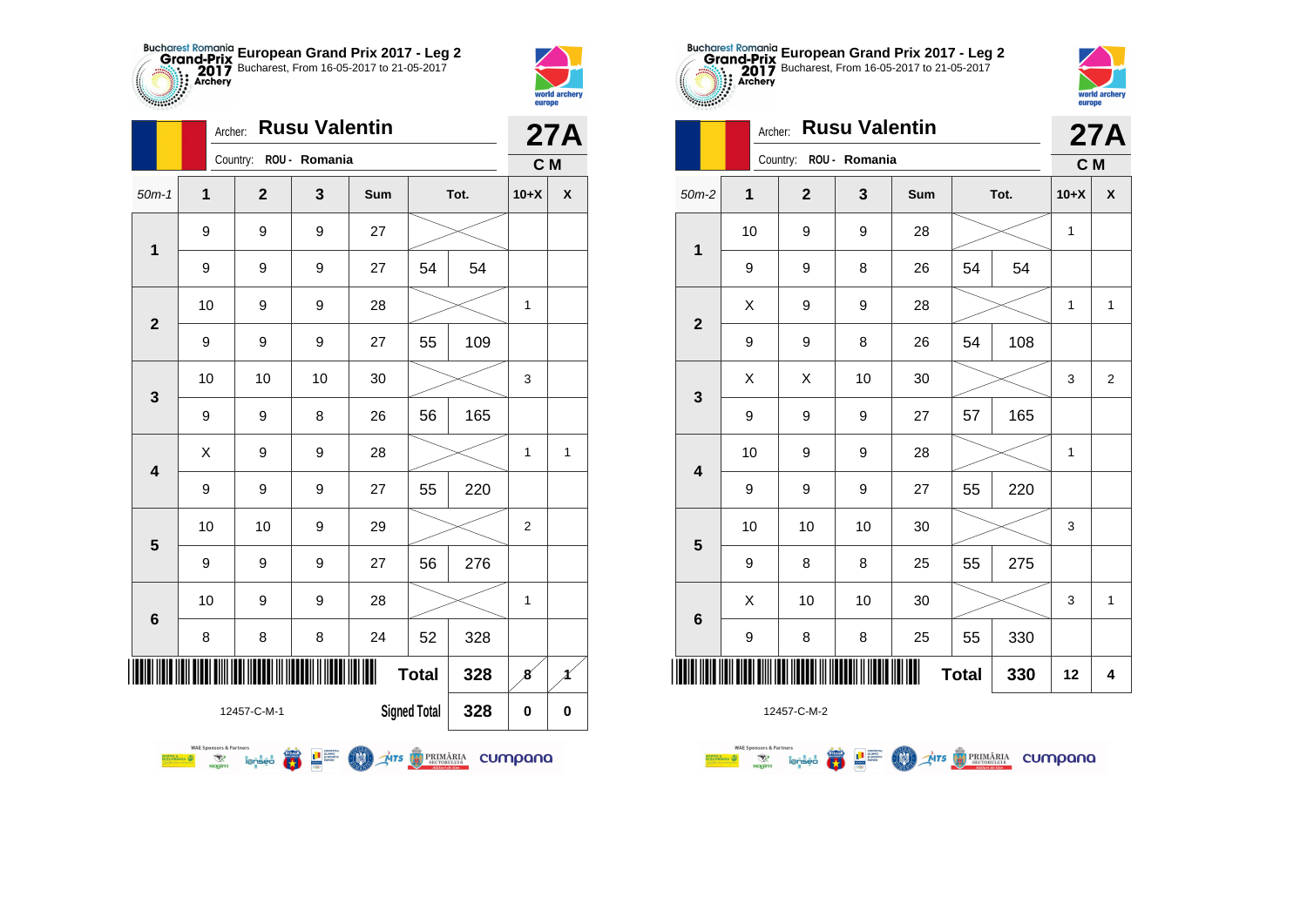**European Grand Prix 2017 - Leg 2**
Bucharest, From 16-05-2017 to 21-05-2017

Archer: **Rusu Valentin** — **27A**
Country: ROU - Romania — C M

| 50m-1 | 1 | 2 | 3 | Sum | | Tot. | 10+X | X |
|---|---|---|---|---|---|---|---|---|
| 1 | 9 | 9 | 9 | 27 | | | | |
| | 9 | 9 | 9 | 27 | 54 | 54 | | |
| 2 | 10 | 9 | 9 | 28 | | | 1 | |
| | 9 | 9 | 9 | 27 | 55 | 109 | | |
| 3 | 10 | 10 | 10 | 30 | | | 3 | |
| | 9 | 9 | 8 | 26 | 56 | 165 | | |
| 4 | X | 9 | 9 | 28 | | | 1 | 1 |
| | 9 | 9 | 9 | 27 | 55 | 220 | | |
| 5 | 10 | 10 | 9 | 29 | | | 2 | |
| | 9 | 9 | 9 | 27 | 56 | 276 | | |
| 6 | 10 | 9 | 9 | 28 | | | 1 | |
| | 8 | 8 | 8 | 24 | 52 | 328 | | |
| | | | | Total | | 328 | 8 | 1 |
| | | | | Signed Total | | 328 | 0 | 0 |

12457-C-M-1

**European Grand Prix 2017 - Leg 2**
Bucharest, From 16-05-2017 to 21-05-2017

Archer: **Rusu Valentin** — **27A**
Country: ROU - Romania — C M

| 50m-2 | 1 | 2 | 3 | Sum | | Tot. | 10+X | X |
|---|---|---|---|---|---|---|---|---|
| 1 | 10 | 9 | 9 | 28 | | | 1 | |
| | 9 | 9 | 8 | 26 | 54 | 54 | | |
| 2 | X | 9 | 9 | 28 | | | 1 | 1 |
| | 9 | 9 | 8 | 26 | 54 | 108 | | |
| 3 | X | X | 10 | 30 | | | 3 | 2 |
| | 9 | 9 | 9 | 27 | 57 | 165 | | |
| 4 | 10 | 9 | 9 | 28 | | | 1 | |
| | 9 | 9 | 9 | 27 | 55 | 220 | | |
| 5 | 10 | 10 | 10 | 30 | | | 3 | |
| | 9 | 8 | 8 | 25 | 55 | 275 | | |
| 6 | X | 10 | 10 | 30 | | | 3 | 1 |
| | 9 | 8 | 8 | 25 | 55 | 330 | | |
| | | | | Total | | 330 | 12 | 4 |

12457-C-M-2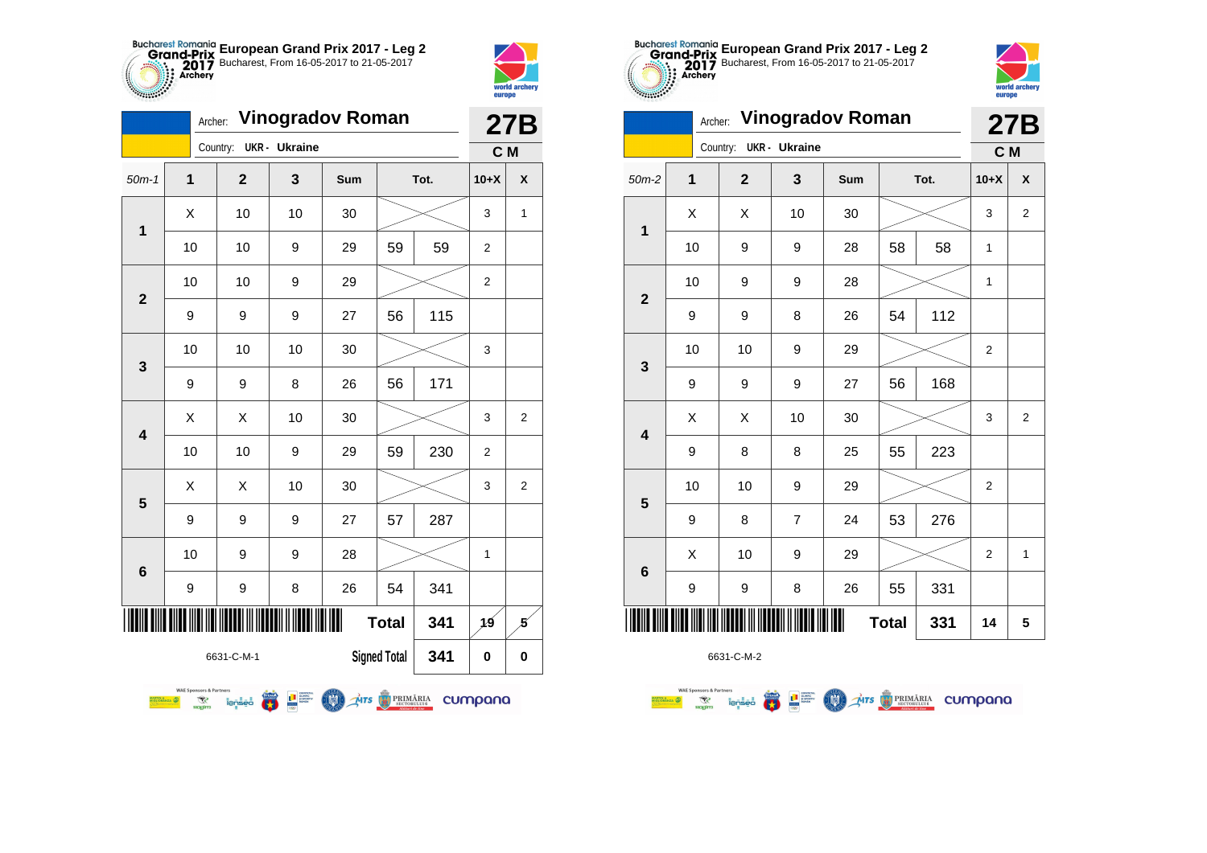**European Grand Prix 2017 - Leg 2**
Bucharest, From 16-05-2017 to 21-05-2017

Archer: **Vinogradov Roman** — **27B**
Country: UKR - Ukraine — **C M**

| 50m-1 | 1 | 2 | 3 | Sum | | Tot. | 10+X | X |
|---|---|---|---|---|---|---|---|---|
| 1 | X | 10 | 10 | 30 | | | 3 | 1 |
| | 10 | 10 | 9 | 29 | 59 | 59 | 2 | |
| 2 | 10 | 10 | 9 | 29 | | | 2 | |
| | 9 | 9 | 9 | 27 | 56 | 115 | | |
| 3 | 10 | 10 | 10 | 30 | | | 3 | |
| | 9 | 9 | 8 | 26 | 56 | 171 | | |
| 4 | X | X | 10 | 30 | | | 3 | 2 |
| | 10 | 10 | 9 | 29 | 59 | 230 | 2 | |
| 5 | X | X | 10 | 30 | | | 3 | 2 |
| | 9 | 9 | 9 | 27 | 57 | 287 | | |
| 6 | 10 | 9 | 9 | 28 | | | 1 | |
| | 9 | 9 | 8 | 26 | 54 | 341 | | |
| | | | | | Total | 341 | 19 | 5 |
| | | | | | Signed Total | 341 | 0 | 0 |

6631-C-M-1

**European Grand Prix 2017 - Leg 2**
Bucharest, From 16-05-2017 to 21-05-2017

Archer: **Vinogradov Roman** — **27B**
Country: UKR - Ukraine — **C M**

| 50m-2 | 1 | 2 | 3 | Sum | | Tot. | 10+X | X |
|---|---|---|---|---|---|---|---|---|
| 1 | X | X | 10 | 30 | | | 3 | 2 |
| | 10 | 9 | 9 | 28 | 58 | 58 | 1 | |
| 2 | 10 | 9 | 9 | 28 | | | 1 | |
| | 9 | 9 | 8 | 26 | 54 | 112 | | |
| 3 | 10 | 10 | 9 | 29 | | | 2 | |
| | 9 | 9 | 9 | 27 | 56 | 168 | | |
| 4 | X | X | 10 | 30 | | | 3 | 2 |
| | 9 | 8 | 8 | 25 | 55 | 223 | | |
| 5 | 10 | 10 | 9 | 29 | | | 2 | |
| | 9 | 8 | 7 | 24 | 53 | 276 | | |
| 6 | X | 10 | 9 | 29 | | | 2 | 1 |
| | 9 | 9 | 8 | 26 | 55 | 331 | | |
| | | | | | Total | 331 | 14 | 5 |

6631-C-M-2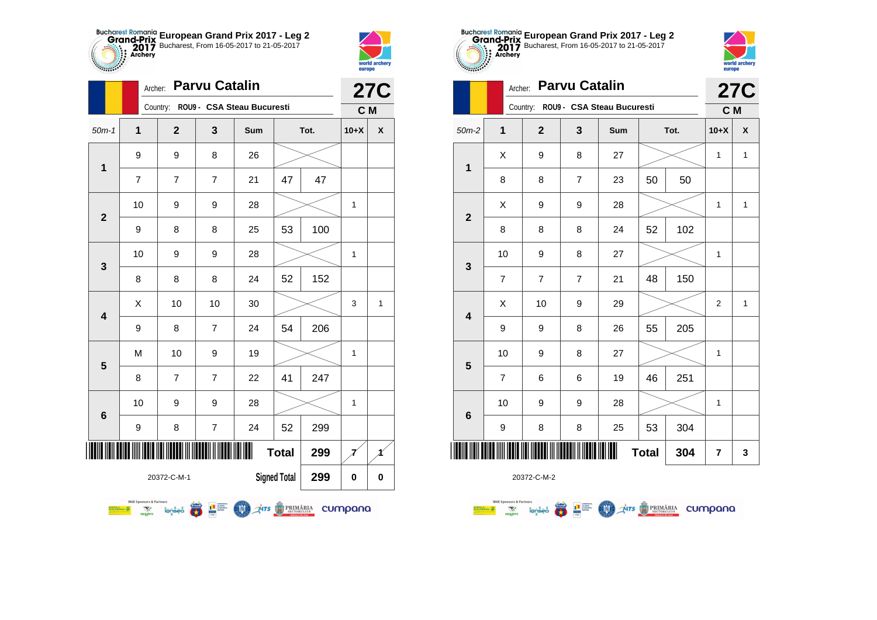# European Grand Prix 2017 - Leg 2

Bucharest, From 16-05-2017 to 21-05-2017

Archer: **Parvu Catalin**

Country: ROU9 - CSA Steau Bucuresti

**27C**

**C M**

| 50m-1 | 1 | 2 | 3 | Sum | Tot. | | 10+X | X |
|---|---|---|---|---|---|---|---|---|
| 1 | 9 | 9 | 8 | 26 | | | | |
| | 7 | 7 | 7 | 21 | 47 | 47 | | |
| 2 | 10 | 9 | 9 | 28 | | | 1 | |
| | 9 | 8 | 8 | 25 | 53 | 100 | | |
| 3 | 10 | 9 | 9 | 28 | | | 1 | |
| | 8 | 8 | 8 | 24 | 52 | 152 | | |
| 4 | X | 10 | 10 | 30 | | | 3 | 1 |
| | 9 | 8 | 7 | 24 | 54 | 206 | | |
| 5 | M | 10 | 9 | 19 | | | 1 | |
| | 8 | 7 | 7 | 22 | 41 | 247 | | |
| 6 | 10 | 9 | 9 | 28 | | | 1 | |
| | 9 | 8 | 7 | 24 | 52 | 299 | | |
| | | | | | Total | 299 | 7 | 1 |
| | | | | | Signed Total | 299 | 0 | 0 |

20372-C-M-1

# European Grand Prix 2017 - Leg 2

Bucharest, From 16-05-2017 to 21-05-2017

Archer: **Parvu Catalin**

Country: ROU9 - CSA Steau Bucuresti

**27C**

**C M**

| 50m-2 | 1 | 2 | 3 | Sum | Tot. | | 10+X | X |
|---|---|---|---|---|---|---|---|---|
| 1 | X | 9 | 8 | 27 | | | 1 | 1 |
| | 8 | 8 | 7 | 23 | 50 | 50 | | |
| 2 | X | 9 | 9 | 28 | | | 1 | 1 |
| | 8 | 8 | 8 | 24 | 52 | 102 | | |
| 3 | 10 | 9 | 8 | 27 | | | 1 | |
| | 7 | 7 | 7 | 21 | 48 | 150 | | |
| 4 | X | 10 | 9 | 29 | | | 2 | 1 |
| | 9 | 9 | 8 | 26 | 55 | 205 | | |
| 5 | 10 | 9 | 8 | 27 | | | 1 | |
| | 7 | 6 | 6 | 19 | 46 | 251 | | |
| 6 | 10 | 9 | 9 | 28 | | | 1 | |
| | 9 | 8 | 8 | 25 | 53 | 304 | | |
| | | | | | Total | 304 | 7 | 3 |

20372-C-M-2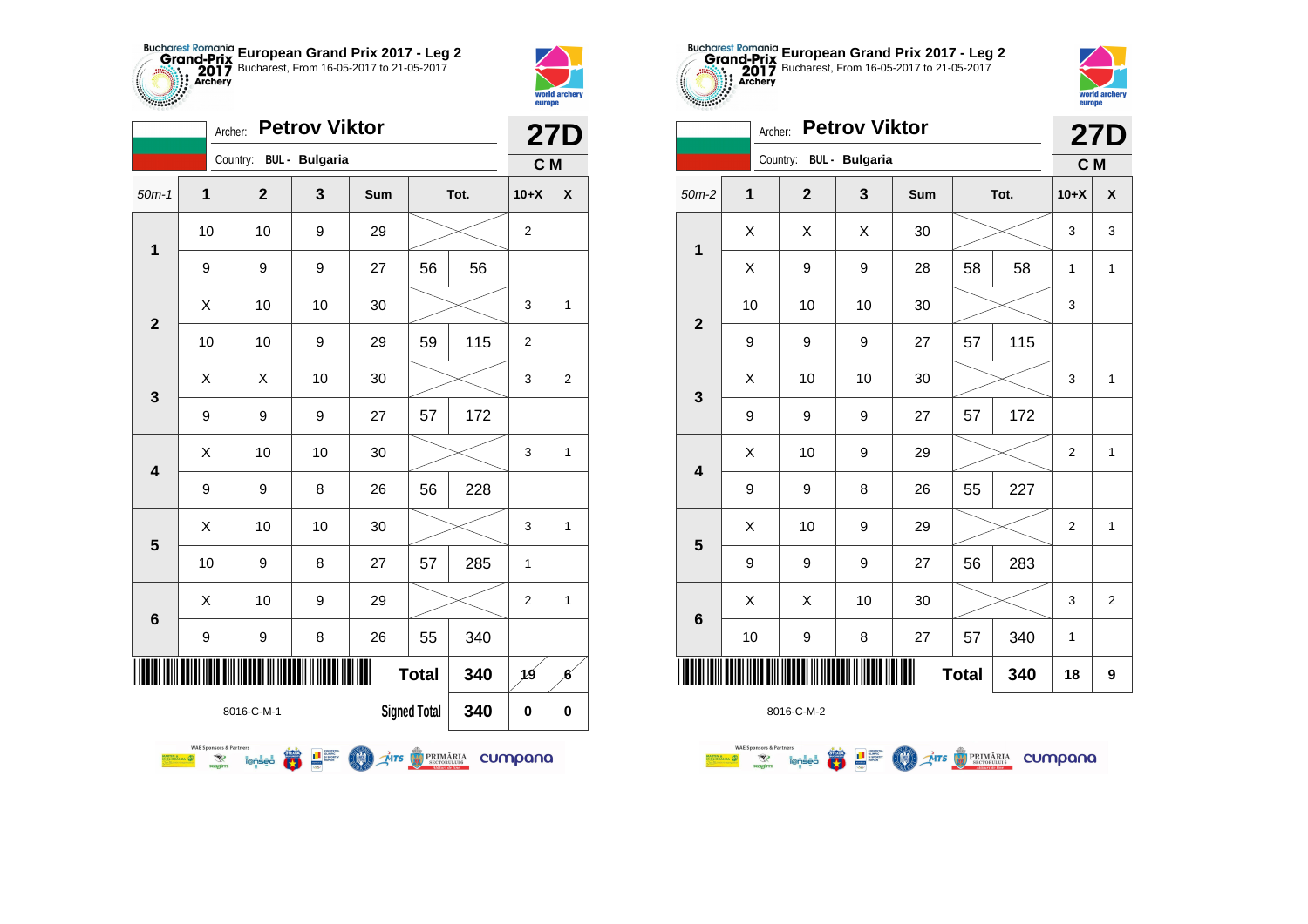## European Grand Prix 2017 - Leg 2

Bucharest, From 16-05-2017 to 21-05-2017

Archer: **Petrov Viktor** — **27D**

Country: BUL - Bulgaria — **C M**

| 50m-1 | 1 | 2 | 3 | Sum | Tot. | | 10+X | X |
|---|---|---|---|---|---|---|---|---|
| 1 | 10 | 10 | 9 | 29 | | | 2 | |
| | 9 | 9 | 9 | 27 | 56 | 56 | | |
| 2 | X | 10 | 10 | 30 | | | 3 | 1 |
| | 10 | 10 | 9 | 29 | 59 | 115 | 2 | |
| 3 | X | X | 10 | 30 | | | 3 | 2 |
| | 9 | 9 | 9 | 27 | 57 | 172 | | |
| 4 | X | 10 | 10 | 30 | | | 3 | 1 |
| | 9 | 9 | 8 | 26 | 56 | 228 | | |
| 5 | X | 10 | 10 | 30 | | | 3 | 1 |
| | 10 | 9 | 8 | 27 | 57 | 285 | 1 | |
| 6 | X | 10 | 9 | 29 | | | 2 | 1 |
| | 9 | 9 | 8 | 26 | 55 | 340 | | |
| | | | | | Total | 340 | 19 | 6 |
| | | | | | Signed Total | 340 | 0 | 0 |

8016-C-M-1

## European Grand Prix 2017 - Leg 2

Bucharest, From 16-05-2017 to 21-05-2017

Archer: **Petrov Viktor** — **27D**

Country: BUL - Bulgaria — **C M**

| 50m-2 | 1 | 2 | 3 | Sum | Tot. | | 10+X | X |
|---|---|---|---|---|---|---|---|---|
| 1 | X | X | X | 30 | | | 3 | 3 |
| | X | 9 | 9 | 28 | 58 | 58 | 1 | 1 |
| 2 | 10 | 10 | 10 | 30 | | | 3 | |
| | 9 | 9 | 9 | 27 | 57 | 115 | | |
| 3 | X | 10 | 10 | 30 | | | 3 | 1 |
| | 9 | 9 | 9 | 27 | 57 | 172 | | |
| 4 | X | 10 | 9 | 29 | | | 2 | 1 |
| | 9 | 9 | 8 | 26 | 55 | 227 | | |
| 5 | X | 10 | 9 | 29 | | | 2 | 1 |
| | 9 | 9 | 9 | 27 | 56 | 283 | | |
| 6 | X | X | 10 | 30 | | | 3 | 2 |
| | 10 | 9 | 8 | 27 | 57 | 340 | 1 | |
| | | | | | Total | 340 | 18 | 9 |

8016-C-M-2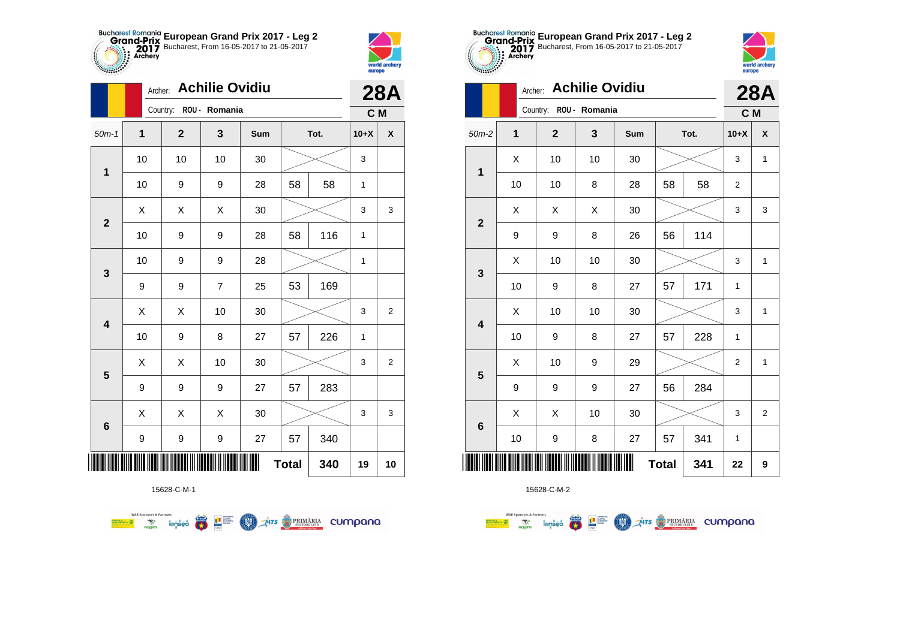## European Grand Prix 2017 - Leg 2

Bucharest, From 16-05-2017 to 21-05-2017

Archer: **Achilie Ovidiu**

Country: ROU - Romania

**28A**

**C M**

| 50m-1 | 1 | 2 | 3 | Sum | Tot. | | 10+X | X |
|---|---|---|---|---|---|---|---|---|
| 1 | 10 | 10 | 10 | 30 | | | 3 | |
| | 10 | 9 | 9 | 28 | 58 | 58 | 1 | |
| 2 | X | X | X | 30 | | | 3 | 3 |
| | 10 | 9 | 9 | 28 | 58 | 116 | 1 | |
| 3 | 10 | 9 | 9 | 28 | | | 1 | |
| | 9 | 9 | 7 | 25 | 53 | 169 | | |
| 4 | X | X | 10 | 30 | | | 3 | 2 |
| | 10 | 9 | 8 | 27 | 57 | 226 | 1 | |
| 5 | X | X | 10 | 30 | | | 3 | 2 |
| | 9 | 9 | 9 | 27 | 57 | 283 | | |
| 6 | X | X | X | 30 | | | 3 | 3 |
| | 9 | 9 | 9 | 27 | 57 | 340 | | |
| | | | | | **Total** | **340** | **19** | **10** |

15628-C-M-1

## European Grand Prix 2017 - Leg 2

Bucharest, From 16-05-2017 to 21-05-2017

Archer: **Achilie Ovidiu**

Country: ROU - Romania

**28A**

**C M**

| 50m-2 | 1 | 2 | 3 | Sum | Tot. | | 10+X | X |
|---|---|---|---|---|---|---|---|---|
| 1 | X | 10 | 10 | 30 | | | 3 | 1 |
| | 10 | 10 | 8 | 28 | 58 | 58 | 2 | |
| 2 | X | X | X | 30 | | | 3 | 3 |
| | 9 | 9 | 8 | 26 | 56 | 114 | | |
| 3 | X | 10 | 10 | 30 | | | 3 | 1 |
| | 10 | 9 | 8 | 27 | 57 | 171 | 1 | |
| 4 | X | 10 | 10 | 30 | | | 3 | 1 |
| | 10 | 9 | 8 | 27 | 57 | 228 | 1 | |
| 5 | X | 10 | 9 | 29 | | | 2 | 1 |
| | 9 | 9 | 9 | 27 | 56 | 284 | | |
| 6 | X | X | 10 | 30 | | | 3 | 2 |
| | 10 | 9 | 8 | 27 | 57 | 341 | 1 | |
| | | | | | **Total** | **341** | **22** | **9** |

15628-C-M-2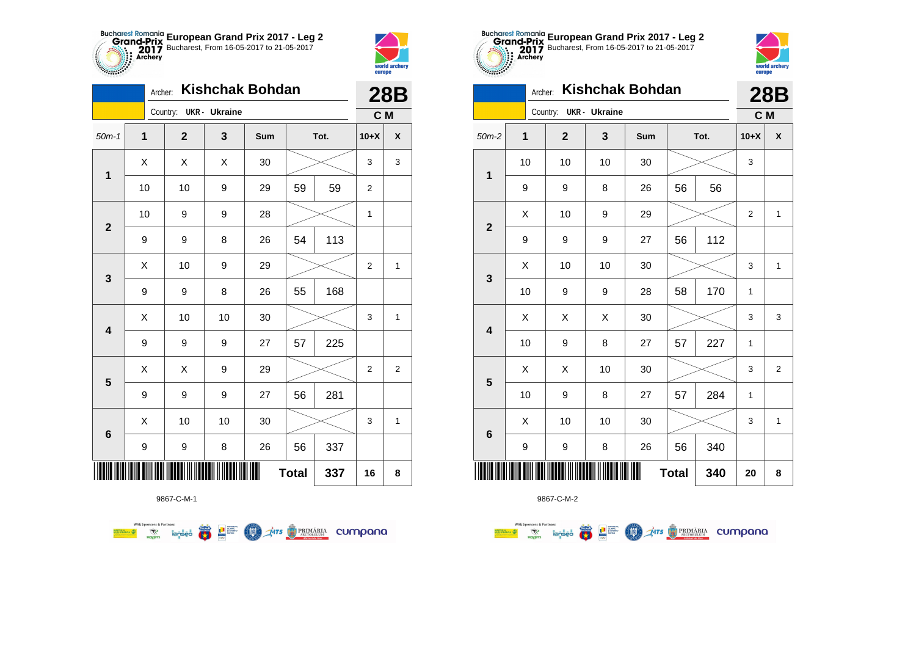**European Grand Prix 2017 - Leg 2**
Bucharest, From 16-05-2017 to 21-05-2017

Archer: **Kishchak Bohdan** — **28B**
Country: UKR - Ukraine — C M

| 50m-1 | 1 | 2 | 3 | Sum | Tot. | | 10+X | X |
|---|---|---|---|---|---|---|---|---|
| 1 | X | X | X | 30 | | | 3 | 3 |
| | 10 | 10 | 9 | 29 | 59 | 59 | 2 | |
| 2 | 10 | 9 | 9 | 28 | | | 1 | |
| | 9 | 9 | 8 | 26 | 54 | 113 | | |
| 3 | X | 10 | 9 | 29 | | | 2 | 1 |
| | 9 | 9 | 8 | 26 | 55 | 168 | | |
| 4 | X | 10 | 10 | 30 | | | 3 | 1 |
| | 9 | 9 | 9 | 27 | 57 | 225 | | |
| 5 | X | X | 9 | 29 | | | 2 | 2 |
| | 9 | 9 | 9 | 27 | 56 | 281 | | |
| 6 | X | 10 | 10 | 30 | | | 3 | 1 |
| | 9 | 9 | 8 | 26 | 56 | 337 | | |
| | | | | | Total | 337 | 16 | 8 |

9867-C-M-1

**European Grand Prix 2017 - Leg 2**
Bucharest, From 16-05-2017 to 21-05-2017

Archer: **Kishchak Bohdan** — **28B**
Country: UKR - Ukraine — C M

| 50m-2 | 1 | 2 | 3 | Sum | Tot. | | 10+X | X |
|---|---|---|---|---|---|---|---|---|
| 1 | 10 | 10 | 10 | 30 | | | 3 | |
| | 9 | 9 | 8 | 26 | 56 | 56 | | |
| 2 | X | 10 | 9 | 29 | | | 2 | 1 |
| | 9 | 9 | 9 | 27 | 56 | 112 | | |
| 3 | X | 10 | 10 | 30 | | | 3 | 1 |
| | 10 | 9 | 9 | 28 | 58 | 170 | 1 | |
| 4 | X | X | X | 30 | | | 3 | 3 |
| | 10 | 9 | 8 | 27 | 57 | 227 | 1 | |
| 5 | X | X | 10 | 30 | | | 3 | 2 |
| | 10 | 9 | 8 | 27 | 57 | 284 | 1 | |
| 6 | X | 10 | 10 | 30 | | | 3 | 1 |
| | 9 | 9 | 8 | 26 | 56 | 340 | | |
| | | | | | Total | 340 | 20 | 8 |

9867-C-M-2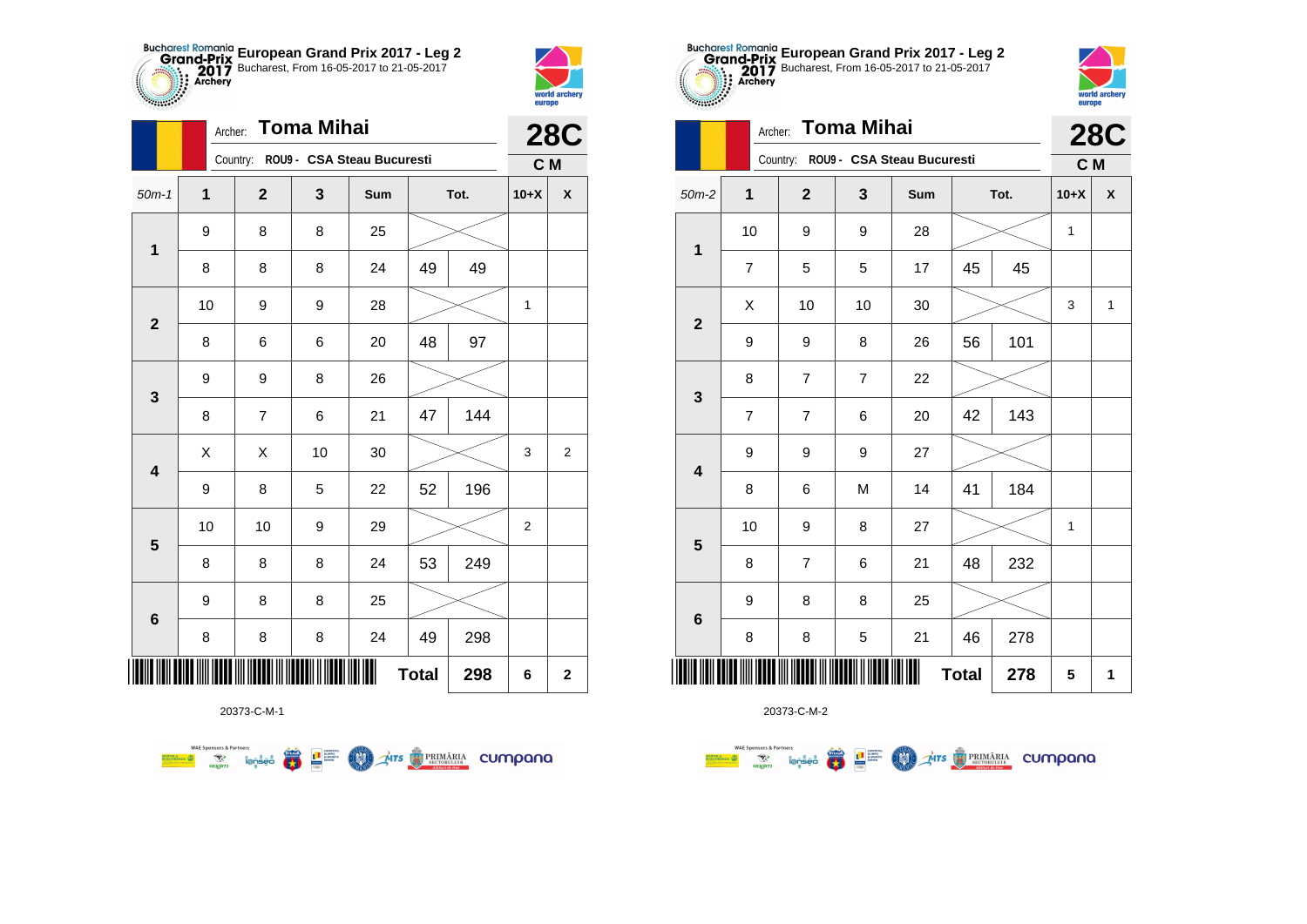# European Grand Prix 2017 - Leg 2

Bucharest, From 16-05-2017 to 21-05-2017

Archer: **Toma Mihai**

Country: ROU9 - CSA Steau Bucuresti

**28C** C M

| 50m-1 | 1 | 2 | 3 | Sum | Tot. | | 10+X | X |
|---|---|---|---|---|---|---|---|---|
| 1 | 9 | 8 | 8 | 25 | | | | |
| | 8 | 8 | 8 | 24 | 49 | 49 | | |
| 2 | 10 | 9 | 9 | 28 | | | 1 | |
| | 8 | 6 | 6 | 20 | 48 | 97 | | |
| 3 | 9 | 9 | 8 | 26 | | | | |
| | 8 | 7 | 6 | 21 | 47 | 144 | | |
| 4 | X | X | 10 | 30 | | | 3 | 2 |
| | 9 | 8 | 5 | 22 | 52 | 196 | | |
| 5 | 10 | 10 | 9 | 29 | | | 2 | |
| | 8 | 8 | 8 | 24 | 53 | 249 | | |
| 6 | 9 | 8 | 8 | 25 | | | | |
| | 8 | 8 | 8 | 24 | 49 | 298 | | |
| | | | | | Total | 298 | 6 | 2 |

20373-C-M-1

# European Grand Prix 2017 - Leg 2

Bucharest, From 16-05-2017 to 21-05-2017

Archer: **Toma Mihai**

Country: ROU9 - CSA Steau Bucuresti

**28C** C M

| 50m-2 | 1 | 2 | 3 | Sum | Tot. | | 10+X | X |
|---|---|---|---|---|---|---|---|---|
| 1 | 10 | 9 | 9 | 28 | | | 1 | |
| | 7 | 5 | 5 | 17 | 45 | 45 | | |
| 2 | X | 10 | 10 | 30 | | | 3 | 1 |
| | 9 | 9 | 8 | 26 | 56 | 101 | | |
| 3 | 8 | 7 | 7 | 22 | | | | |
| | 7 | 7 | 6 | 20 | 42 | 143 | | |
| 4 | 9 | 9 | 9 | 27 | | | | |
| | 8 | 6 | M | 14 | 41 | 184 | | |
| 5 | 10 | 9 | 8 | 27 | | | 1 | |
| | 8 | 7 | 6 | 21 | 48 | 232 | | |
| 6 | 9 | 8 | 8 | 25 | | | | |
| | 8 | 8 | 5 | 21 | 46 | 278 | | |
| | | | | | Total | 278 | 5 | 1 |

20373-C-M-2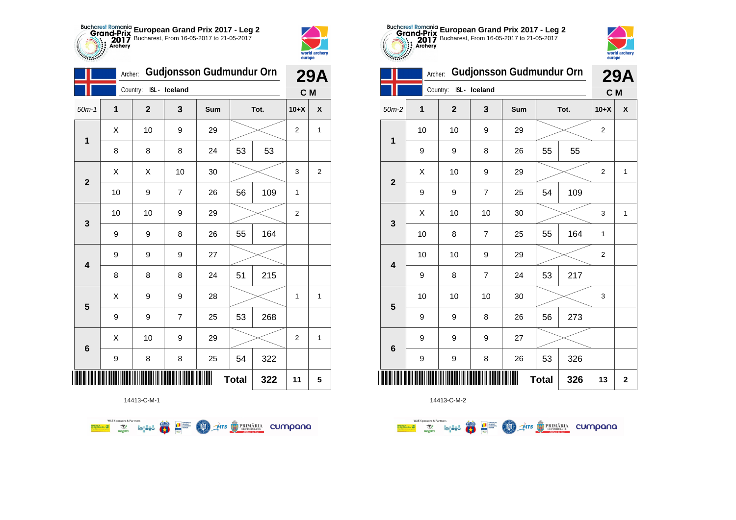# European Grand Prix 2017 - Leg 2

Bucharest, From 16-05-2017 to 21-05-2017

Archer: **Gudjonsson Gudmundur Orn**

Country: ISL - Iceland

**29A**

**C M**

| 50m-1 | 1 | 2 | 3 | Sum | Tot. | | 10+X | X |
|---|---|---|---|---|---|---|---|---|
| 1 | X | 10 | 9 | 29 | | | 2 | 1 |
| | 8 | 8 | 8 | 24 | 53 | 53 | | |
| 2 | X | X | 10 | 30 | | | 3 | 2 |
| | 10 | 9 | 7 | 26 | 56 | 109 | 1 | |
| 3 | 10 | 10 | 9 | 29 | | | 2 | |
| | 9 | 9 | 8 | 26 | 55 | 164 | | |
| 4 | 9 | 9 | 9 | 27 | | | | |
| | 8 | 8 | 8 | 24 | 51 | 215 | | |
| 5 | X | 9 | 9 | 28 | | | 1 | 1 |
| | 9 | 9 | 7 | 25 | 53 | 268 | | |
| 6 | X | 10 | 9 | 29 | | | 2 | 1 |
| | 9 | 8 | 8 | 25 | 54 | 322 | | |
| | | | | | **Total** | **322** | **11** | **5** |

14413-C-M-1

# European Grand Prix 2017 - Leg 2

Bucharest, From 16-05-2017 to 21-05-2017

Archer: **Gudjonsson Gudmundur Orn**

Country: ISL - Iceland

**29A**

**C M**

| 50m-2 | 1 | 2 | 3 | Sum | Tot. | | 10+X | X |
|---|---|---|---|---|---|---|---|---|
| 1 | 10 | 10 | 9 | 29 | | | 2 | |
| | 9 | 9 | 8 | 26 | 55 | 55 | | |
| 2 | X | 10 | 9 | 29 | | | 2 | 1 |
| | 9 | 9 | 7 | 25 | 54 | 109 | | |
| 3 | X | 10 | 10 | 30 | | | 3 | 1 |
| | 10 | 8 | 7 | 25 | 55 | 164 | 1 | |
| 4 | 10 | 10 | 9 | 29 | | | 2 | |
| | 9 | 8 | 7 | 24 | 53 | 217 | | |
| 5 | 10 | 10 | 10 | 30 | | | 3 | |
| | 9 | 9 | 8 | 26 | 56 | 273 | | |
| 6 | 9 | 9 | 9 | 27 | | | | |
| | 9 | 9 | 8 | 26 | 53 | 326 | | |
| | | | | | **Total** | **326** | **13** | **2** |

14413-C-M-2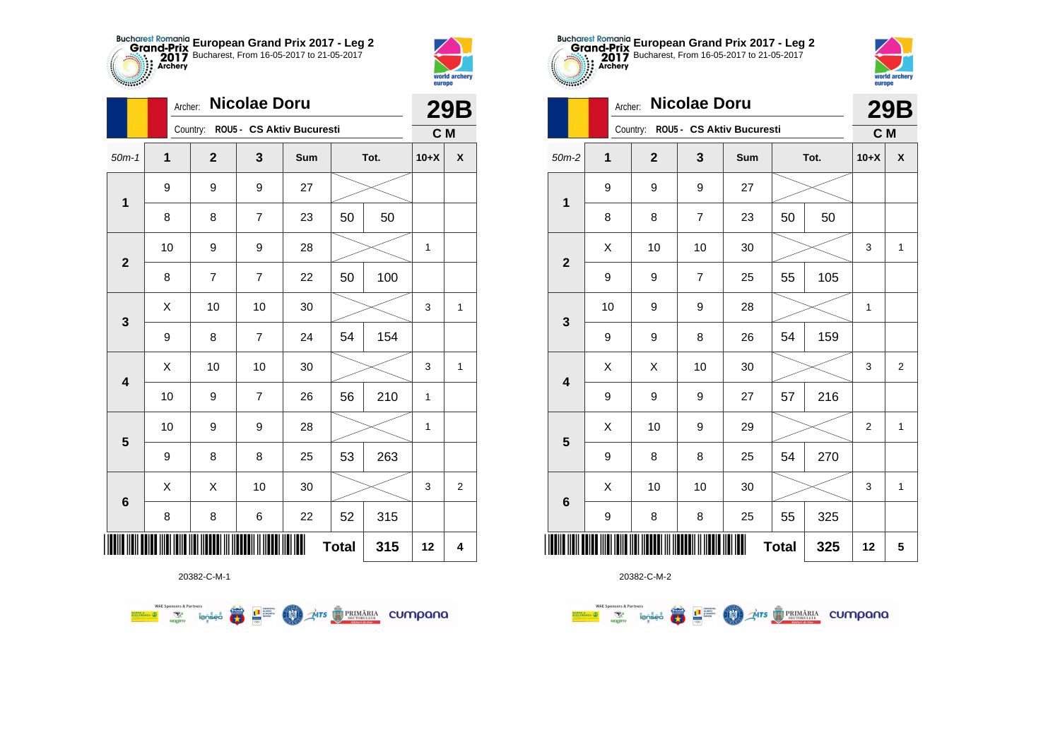## European Grand Prix 2017 - Leg 2

Bucharest, From 16-05-2017 to 21-05-2017

Archer: **Nicolae Doru**

Country: ROU5 - CS Aktiv Bucuresti

**29B** — C M

| 50m-1 | 1 | 2 | 3 | Sum | Tot. | | 10+X | X |
|---|---|---|---|---|---|---|---|---|
| 1 | 9 | 9 | 9 | 27 | | | | |
| | 8 | 8 | 7 | 23 | 50 | 50 | | |
| 2 | 10 | 9 | 9 | 28 | | | 1 | |
| | 8 | 7 | 7 | 22 | 50 | 100 | | |
| 3 | X | 10 | 10 | 30 | | | 3 | 1 |
| | 9 | 8 | 7 | 24 | 54 | 154 | | |
| 4 | X | 10 | 10 | 30 | | | 3 | 1 |
| | 10 | 9 | 7 | 26 | 56 | 210 | 1 | |
| 5 | 10 | 9 | 9 | 28 | | | 1 | |
| | 9 | 8 | 8 | 25 | 53 | 263 | | |
| 6 | X | X | 10 | 30 | | | 3 | 2 |
| | 8 | 8 | 6 | 22 | 52 | 315 | | |
| | | | | | Total | 315 | 12 | 4 |

20382-C-M-1

## European Grand Prix 2017 - Leg 2

Bucharest, From 16-05-2017 to 21-05-2017

Archer: **Nicolae Doru**

Country: ROU5 - CS Aktiv Bucuresti

**29B** — C M

| 50m-2 | 1 | 2 | 3 | Sum | Tot. | | 10+X | X |
|---|---|---|---|---|---|---|---|---|
| 1 | 9 | 9 | 9 | 27 | | | | |
| | 8 | 8 | 7 | 23 | 50 | 50 | | |
| 2 | X | 10 | 10 | 30 | | | 3 | 1 |
| | 9 | 9 | 7 | 25 | 55 | 105 | | |
| 3 | 10 | 9 | 9 | 28 | | | 1 | |
| | 9 | 9 | 8 | 26 | 54 | 159 | | |
| 4 | X | X | 10 | 30 | | | 3 | 2 |
| | 9 | 9 | 9 | 27 | 57 | 216 | | |
| 5 | X | 10 | 9 | 29 | | | 2 | 1 |
| | 9 | 8 | 8 | 25 | 54 | 270 | | |
| 6 | X | 10 | 10 | 30 | | | 3 | 1 |
| | 9 | 8 | 8 | 25 | 55 | 325 | | |
| | | | | | Total | 325 | 12 | 5 |

20382-C-M-2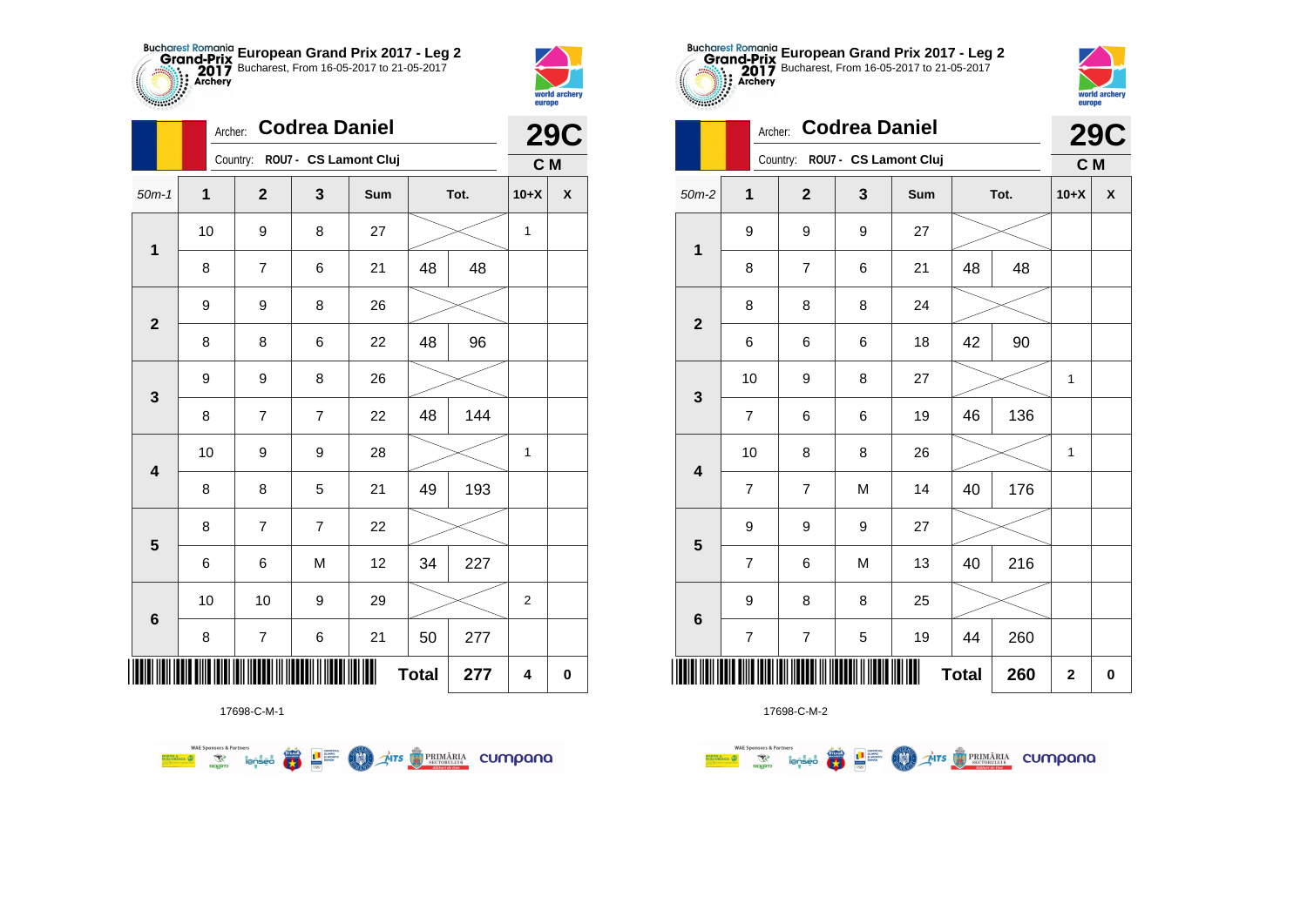## European Grand Prix 2017 - Leg 2

Bucharest, From 16-05-2017 to 21-05-2017

Archer: **Codrea Daniel**

Country: ROU7 - CS Lamont Cluj

**29C**

**C M**

| 50m-1 | 1 | 2 | 3 | Sum | Tot. | | 10+X | X |
|---|---|---|---|---|---|---|---|---|
| 1 | 10 | 9 | 8 | 27 | | | 1 | |
| | 8 | 7 | 6 | 21 | 48 | 48 | | |
| 2 | 9 | 9 | 8 | 26 | | | | |
| | 8 | 8 | 6 | 22 | 48 | 96 | | |
| 3 | 9 | 9 | 8 | 26 | | | | |
| | 8 | 7 | 7 | 22 | 48 | 144 | | |
| 4 | 10 | 9 | 9 | 28 | | | 1 | |
| | 8 | 8 | 5 | 21 | 49 | 193 | | |
| 5 | 8 | 7 | 7 | 22 | | | | |
| | 6 | 6 | M | 12 | 34 | 227 | | |
| 6 | 10 | 10 | 9 | 29 | | | 2 | |
| | 8 | 7 | 6 | 21 | 50 | 277 | | |
| | | | | | **Total** | **277** | **4** | **0** |

17698-C-M-1

## European Grand Prix 2017 - Leg 2

Bucharest, From 16-05-2017 to 21-05-2017

Archer: **Codrea Daniel**

Country: ROU7 - CS Lamont Cluj

**29C**

**C M**

| 50m-2 | 1 | 2 | 3 | Sum | Tot. | | 10+X | X |
|---|---|---|---|---|---|---|---|---|
| 1 | 9 | 9 | 9 | 27 | | | | |
| | 8 | 7 | 6 | 21 | 48 | 48 | | |
| 2 | 8 | 8 | 8 | 24 | | | | |
| | 6 | 6 | 6 | 18 | 42 | 90 | | |
| 3 | 10 | 9 | 8 | 27 | | | 1 | |
| | 7 | 6 | 6 | 19 | 46 | 136 | | |
| 4 | 10 | 8 | 8 | 26 | | | 1 | |
| | 7 | 7 | M | 14 | 40 | 176 | | |
| 5 | 9 | 9 | 9 | 27 | | | | |
| | 7 | 6 | M | 13 | 40 | 216 | | |
| 6 | 9 | 8 | 8 | 25 | | | | |
| | 7 | 7 | 5 | 19 | 44 | 260 | | |
| | | | | | **Total** | **260** | **2** | **0** |

17698-C-M-2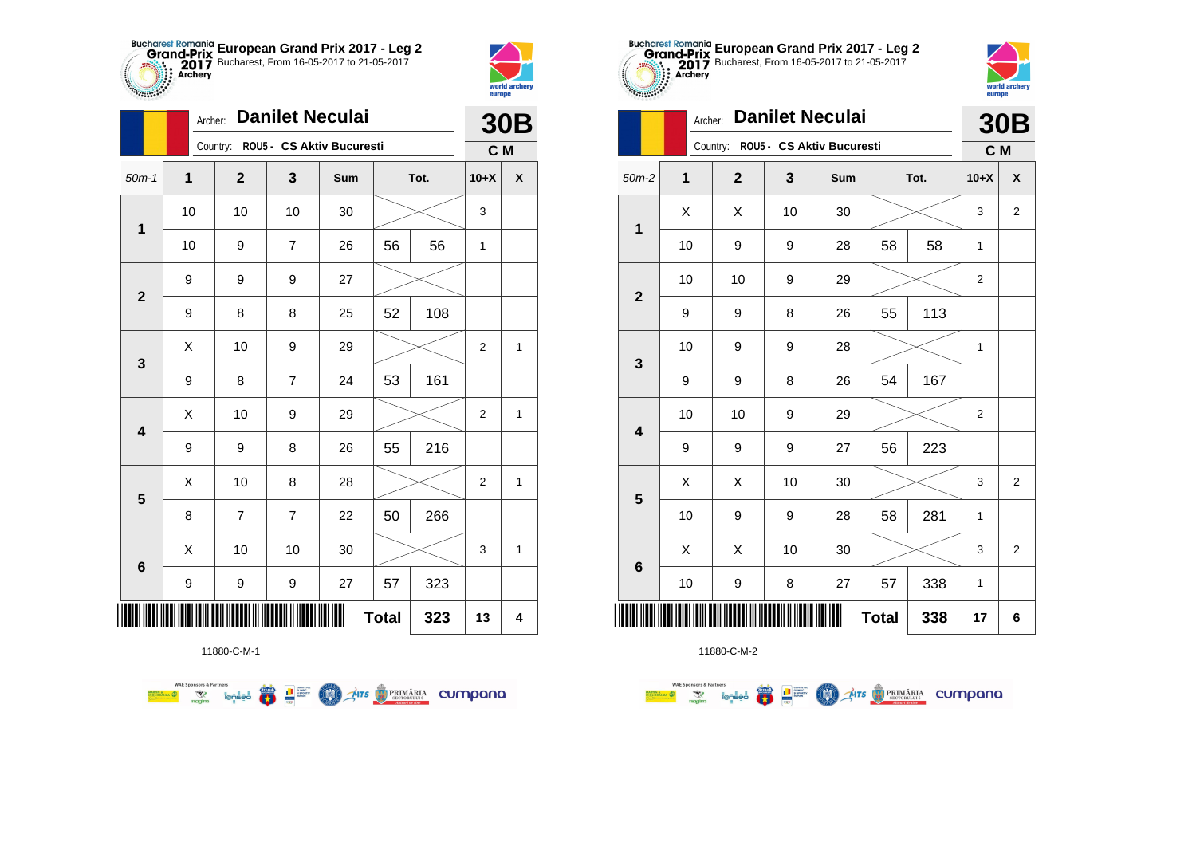## European Grand Prix 2017 - Leg 2

Bucharest, From 16-05-2017 to 21-05-2017

Archer: **Danilet Neculai**

Country: **ROU5 - CS Aktiv Bucuresti**

**30B**

**C M**

| 50m-1 | 1 | 2 | 3 | Sum | Tot. | | 10+X | X |
|---|---|---|---|---|---|---|---|---|
| 1 | 10 | 10 | 10 | 30 | | | 3 | |
| | 10 | 9 | 7 | 26 | 56 | 56 | 1 | |
| 2 | 9 | 9 | 9 | 27 | | | | |
| | 9 | 8 | 8 | 25 | 52 | 108 | | |
| 3 | X | 10 | 9 | 29 | | | 2 | 1 |
| | 9 | 8 | 7 | 24 | 53 | 161 | | |
| 4 | X | 10 | 9 | 29 | | | 2 | 1 |
| | 9 | 9 | 8 | 26 | 55 | 216 | | |
| 5 | X | 10 | 8 | 28 | | | 2 | 1 |
| | 8 | 7 | 7 | 22 | 50 | 266 | | |
| 6 | X | 10 | 10 | 30 | | | 3 | 1 |
| | 9 | 9 | 9 | 27 | 57 | 323 | | |
| | | | | | Total | 323 | 13 | 4 |

11880-C-M-1

## European Grand Prix 2017 - Leg 2

Bucharest, From 16-05-2017 to 21-05-2017

Archer: **Danilet Neculai**

Country: **ROU5 - CS Aktiv Bucuresti**

**30B**

**C M**

| 50m-2 | 1 | 2 | 3 | Sum | Tot. | | 10+X | X |
|---|---|---|---|---|---|---|---|---|
| 1 | X | X | 10 | 30 | | | 3 | 2 |
| | 10 | 9 | 9 | 28 | 58 | 58 | 1 | |
| 2 | 10 | 10 | 9 | 29 | | | 2 | |
| | 9 | 9 | 8 | 26 | 55 | 113 | | |
| 3 | 10 | 9 | 9 | 28 | | | 1 | |
| | 9 | 9 | 8 | 26 | 54 | 167 | | |
| 4 | 10 | 10 | 9 | 29 | | | 2 | |
| | 9 | 9 | 9 | 27 | 56 | 223 | | |
| 5 | X | X | 10 | 30 | | | 3 | 2 |
| | 10 | 9 | 9 | 28 | 58 | 281 | 1 | |
| 6 | X | X | 10 | 30 | | | 3 | 2 |
| | 10 | 9 | 8 | 27 | 57 | 338 | 1 | |
| | | | | | Total | 338 | 17 | 6 |

11880-C-M-2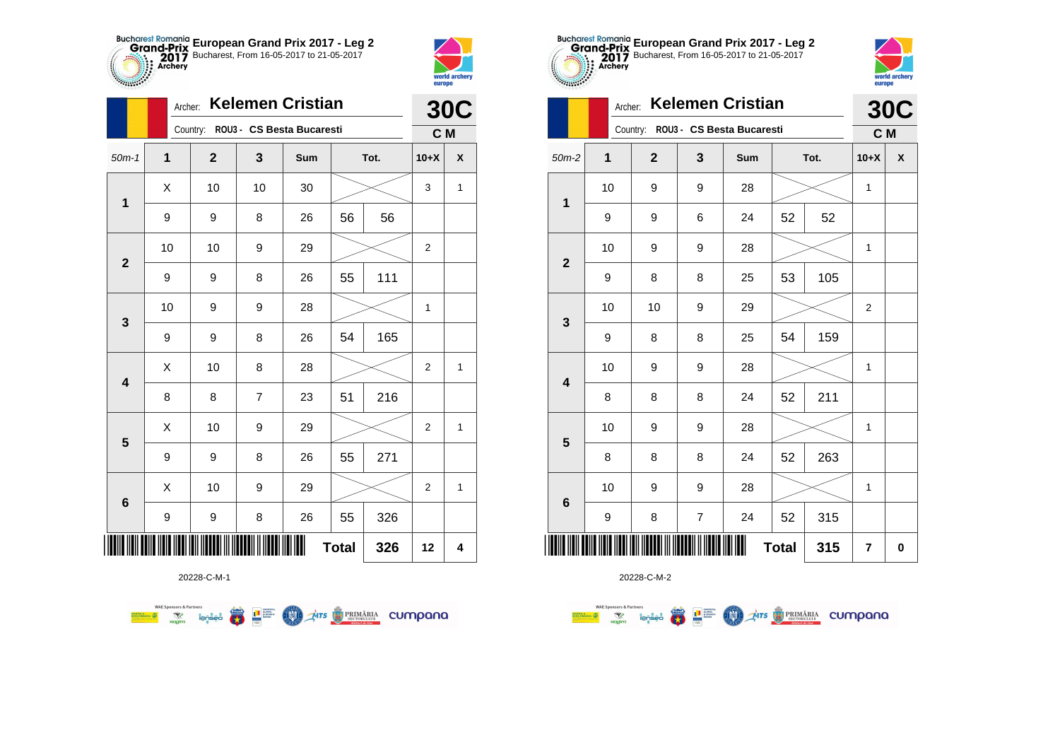**European Grand Prix 2017 - Leg 2**
Bucharest, From 16-05-2017 to 21-05-2017

Archer: **Kelemen Cristian**
Country: **ROU3 - CS Besta Bucaresti**

**30C** — **C M**

| 50m-1 | 1 | 2 | 3 | Sum | Tot. | | 10+X | X |
|---|---|---|---|---|---|---|---|---|
| 1 | X | 10 | 10 | 30 | | | 3 | 1 |
| | 9 | 9 | 8 | 26 | 56 | 56 | | |
| 2 | 10 | 10 | 9 | 29 | | | 2 | |
| | 9 | 9 | 8 | 26 | 55 | 111 | | |
| 3 | 10 | 9 | 9 | 28 | | | 1 | |
| | 9 | 9 | 8 | 26 | 54 | 165 | | |
| 4 | X | 10 | 8 | 28 | | | 2 | 1 |
| | 8 | 8 | 7 | 23 | 51 | 216 | | |
| 5 | X | 10 | 9 | 29 | | | 2 | 1 |
| | 9 | 9 | 8 | 26 | 55 | 271 | | |
| 6 | X | 10 | 9 | 29 | | | 2 | 1 |
| | 9 | 9 | 8 | 26 | 55 | 326 | | |
| | | | | | **Total** | **326** | **12** | **4** |

20228-C-M-1

**European Grand Prix 2017 - Leg 2**
Bucharest, From 16-05-2017 to 21-05-2017

Archer: **Kelemen Cristian**
Country: **ROU3 - CS Besta Bucaresti**

**30C** — **C M**

| 50m-2 | 1 | 2 | 3 | Sum | Tot. | | 10+X | X |
|---|---|---|---|---|---|---|---|---|
| 1 | 10 | 9 | 9 | 28 | | | 1 | |
| | 9 | 9 | 6 | 24 | 52 | 52 | | |
| 2 | 10 | 9 | 9 | 28 | | | 1 | |
| | 9 | 8 | 8 | 25 | 53 | 105 | | |
| 3 | 10 | 10 | 9 | 29 | | | 2 | |
| | 9 | 8 | 8 | 25 | 54 | 159 | | |
| 4 | 10 | 9 | 9 | 28 | | | 1 | |
| | 8 | 8 | 8 | 24 | 52 | 211 | | |
| 5 | 10 | 9 | 9 | 28 | | | 1 | |
| | 8 | 8 | 8 | 24 | 52 | 263 | | |
| 6 | 10 | 9 | 9 | 28 | | | 1 | |
| | 9 | 8 | 7 | 24 | 52 | 315 | | |
| | | | | | **Total** | **315** | **7** | **0** |

20228-C-M-2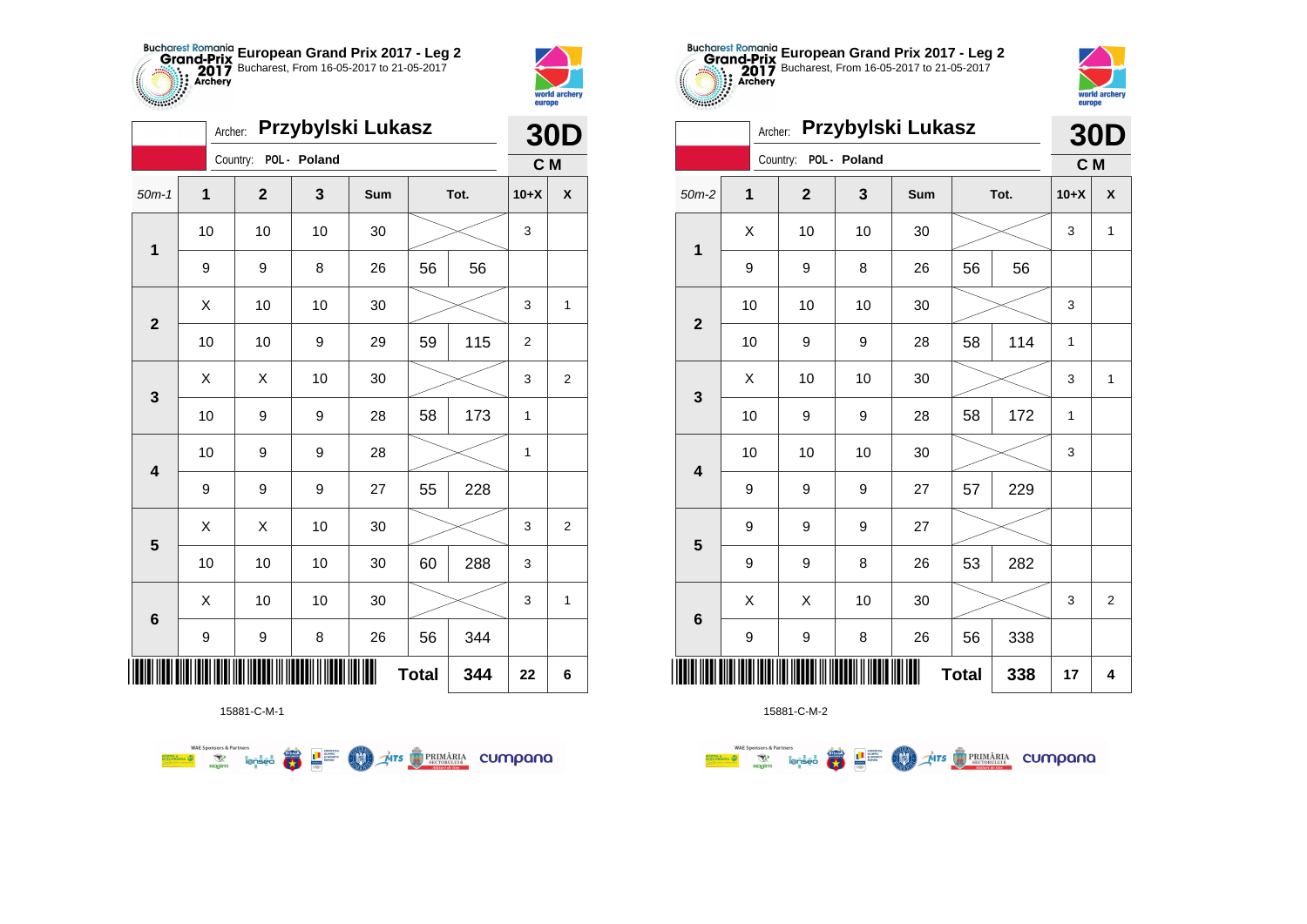**European Grand Prix 2017 - Leg 2**
Bucharest, From 16-05-2017 to 21-05-2017

Archer: **Przybylski Lukasz**
Country: POL - Poland

**30D**
**C M**

| 50m-1 | 1 | 2 | 3 | Sum | Tot. | | 10+X | X |
|---|---|---|---|---|---|---|---|---|
| 1 | 10 | 10 | 10 | 30 | | | 3 | |
| | 9 | 9 | 8 | 26 | 56 | 56 | | |
| 2 | X | 10 | 10 | 30 | | | 3 | 1 |
| | 10 | 10 | 9 | 29 | 59 | 115 | 2 | |
| 3 | X | X | 10 | 30 | | | 3 | 2 |
| | 10 | 9 | 9 | 28 | 58 | 173 | 1 | |
| 4 | 10 | 9 | 9 | 28 | | | 1 | |
| | 9 | 9 | 9 | 27 | 55 | 228 | | |
| 5 | X | X | 10 | 30 | | | 3 | 2 |
| | 10 | 10 | 10 | 30 | 60 | 288 | 3 | |
| 6 | X | 10 | 10 | 30 | | | 3 | 1 |
| | 9 | 9 | 8 | 26 | 56 | 344 | | |
| | | | | | **Total** | **344** | **22** | **6** |

15881-C-M-1

**European Grand Prix 2017 - Leg 2**
Bucharest, From 16-05-2017 to 21-05-2017

Archer: **Przybylski Lukasz**
Country: POL - Poland

**30D**
**C M**

| 50m-2 | 1 | 2 | 3 | Sum | Tot. | | 10+X | X |
|---|---|---|---|---|---|---|---|---|
| 1 | X | 10 | 10 | 30 | | | 3 | 1 |
| | 9 | 9 | 8 | 26 | 56 | 56 | | |
| 2 | 10 | 10 | 10 | 30 | | | 3 | |
| | 10 | 9 | 9 | 28 | 58 | 114 | 1 | |
| 3 | X | 10 | 10 | 30 | | | 3 | 1 |
| | 10 | 9 | 9 | 28 | 58 | 172 | 1 | |
| 4 | 10 | 10 | 10 | 30 | | | 3 | |
| | 9 | 9 | 9 | 27 | 57 | 229 | | |
| 5 | 9 | 9 | 9 | 27 | | | | |
| | 9 | 9 | 8 | 26 | 53 | 282 | | |
| 6 | X | X | 10 | 30 | | | 3 | 2 |
| | 9 | 9 | 8 | 26 | 56 | 338 | | |
| | | | | | **Total** | **338** | **17** | **4** |

15881-C-M-2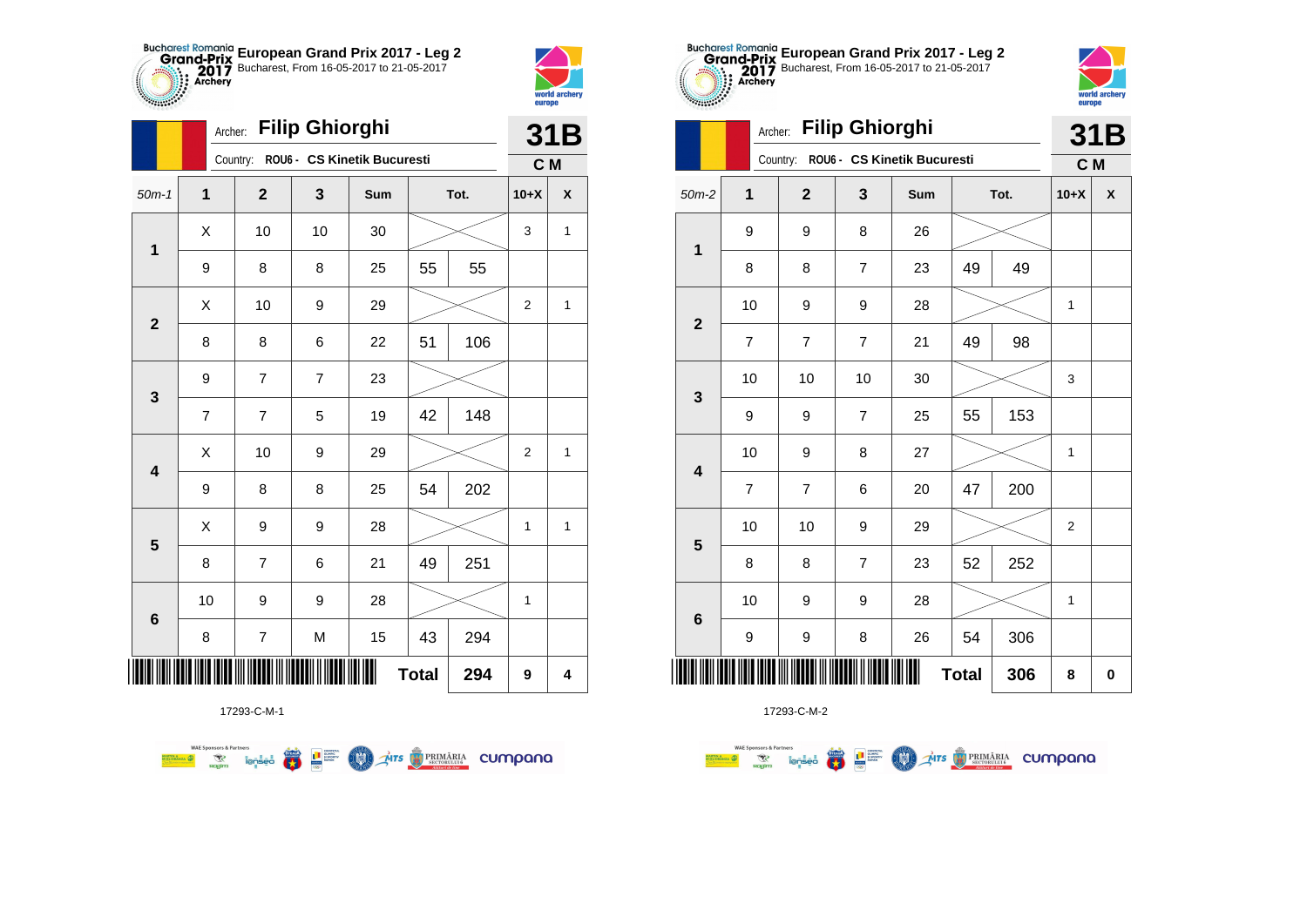**Bucharest Romania Grand-Prix 2017 Archery — European Grand Prix 2017 - Leg 2**
Bucharest, From 16-05-2017 to 21-05-2017

Archer: **Filip Ghiorghi** — **31B**
Country: ROU6 - CS Kinetik Bucuresti — **C M**

| 50m-1 | 1 | 2 | 3 | Sum | Tot. | | 10+X | X |
|---|---|---|---|---|---|---|---|---|
| 1 | X | 10 | 10 | 30 | | | 3 | 1 |
| | 9 | 8 | 8 | 25 | 55 | 55 | | |
| 2 | X | 10 | 9 | 29 | | | 2 | 1 |
| | 8 | 8 | 6 | 22 | 51 | 106 | | |
| 3 | 9 | 7 | 7 | 23 | | | | |
| | 7 | 7 | 5 | 19 | 42 | 148 | | |
| 4 | X | 10 | 9 | 29 | | | 2 | 1 |
| | 9 | 8 | 8 | 25 | 54 | 202 | | |
| 5 | X | 9 | 9 | 28 | | | 1 | 1 |
| | 8 | 7 | 6 | 21 | 49 | 251 | | |
| 6 | 10 | 9 | 9 | 28 | | | 1 | |
| | 8 | 7 | M | 15 | 43 | 294 | | |
| | | | | | **Total** | **294** | **9** | **4** |

17293-C-M-1

**Bucharest Romania Grand-Prix 2017 Archery — European Grand Prix 2017 - Leg 2**
Bucharest, From 16-05-2017 to 21-05-2017

Archer: **Filip Ghiorghi** — **31B**
Country: ROU6 - CS Kinetik Bucuresti — **C M**

| 50m-2 | 1 | 2 | 3 | Sum | Tot. | | 10+X | X |
|---|---|---|---|---|---|---|---|---|
| 1 | 9 | 9 | 8 | 26 | | | | |
| | 8 | 8 | 7 | 23 | 49 | 49 | | |
| 2 | 10 | 9 | 9 | 28 | | | 1 | |
| | 7 | 7 | 7 | 21 | 49 | 98 | | |
| 3 | 10 | 10 | 10 | 30 | | | 3 | |
| | 9 | 9 | 7 | 25 | 55 | 153 | | |
| 4 | 10 | 9 | 8 | 27 | | | 1 | |
| | 7 | 7 | 6 | 20 | 47 | 200 | | |
| 5 | 10 | 10 | 9 | 29 | | | 2 | |
| | 8 | 8 | 7 | 23 | 52 | 252 | | |
| 6 | 10 | 9 | 9 | 28 | | | 1 | |
| | 9 | 9 | 8 | 26 | 54 | 306 | | |
| | | | | | **Total** | **306** | **8** | **0** |

17293-C-M-2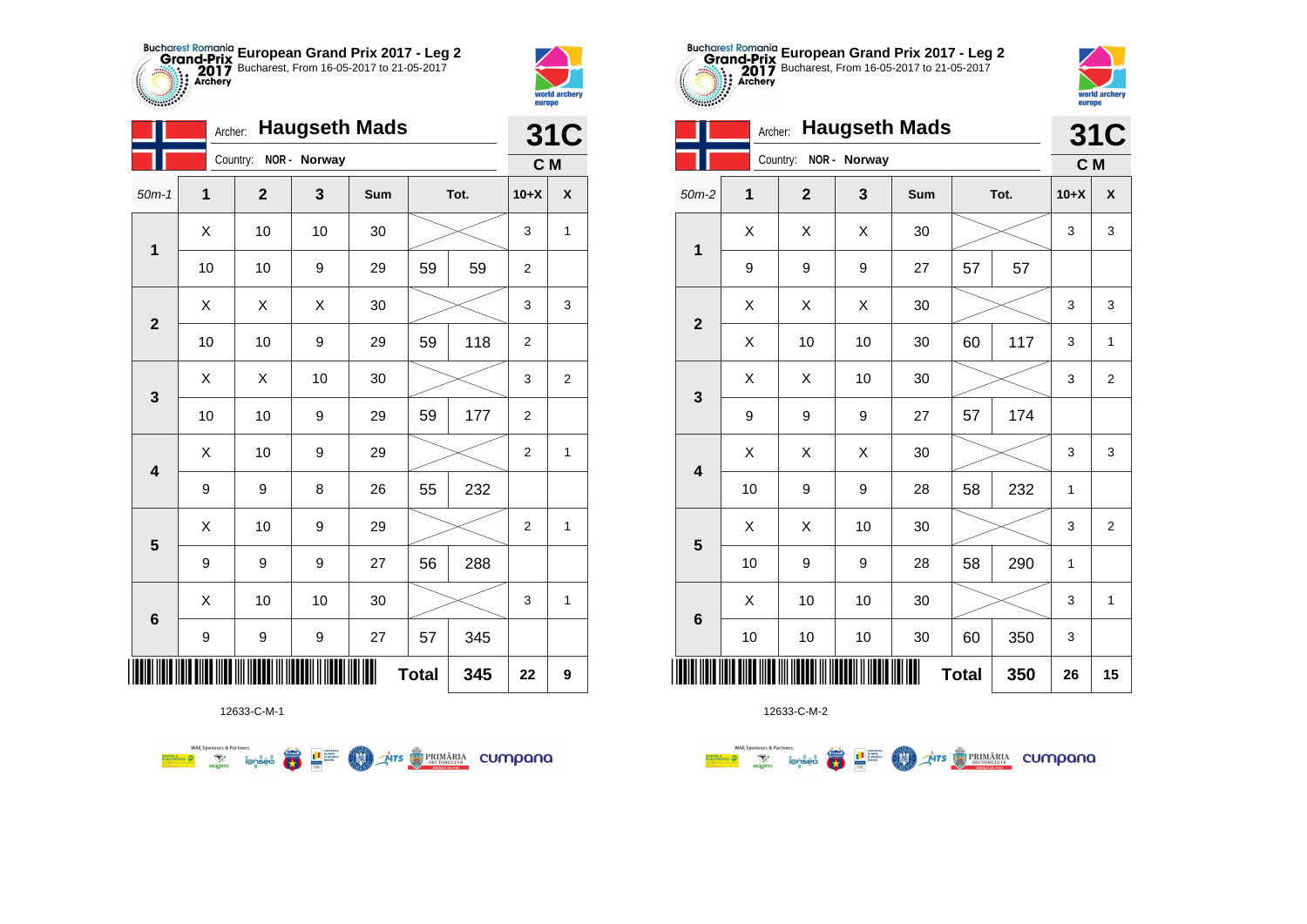**European Grand Prix 2017 - Leg 2**
Bucharest, From 16-05-2017 to 21-05-2017

Archer: **Haugseth Mads**
Country: NOR - Norway

**31C**
**C M**

| 50m-1 | 1 | 2 | 3 | Sum | Tot. | | 10+X | X |
|---|---|---|---|---|---|---|---|---|
| 1 | X | 10 | 10 | 30 | | | 3 | 1 |
| | 10 | 10 | 9 | 29 | 59 | 59 | 2 | |
| 2 | X | X | X | 30 | | | 3 | 3 |
| | 10 | 10 | 9 | 29 | 59 | 118 | 2 | |
| 3 | X | X | 10 | 30 | | | 3 | 2 |
| | 10 | 10 | 9 | 29 | 59 | 177 | 2 | |
| 4 | X | 10 | 9 | 29 | | | 2 | 1 |
| | 9 | 9 | 8 | 26 | 55 | 232 | | |
| 5 | X | 10 | 9 | 29 | | | 2 | 1 |
| | 9 | 9 | 9 | 27 | 56 | 288 | | |
| 6 | X | 10 | 10 | 30 | | | 3 | 1 |
| | 9 | 9 | 9 | 27 | 57 | 345 | | |
| | | | | | **Total** | **345** | **22** | **9** |

12633-C-M-1

**European Grand Prix 2017 - Leg 2**
Bucharest, From 16-05-2017 to 21-05-2017

Archer: **Haugseth Mads**
Country: NOR - Norway

**31C**
**C M**

| 50m-2 | 1 | 2 | 3 | Sum | Tot. | | 10+X | X |
|---|---|---|---|---|---|---|---|---|
| 1 | X | X | X | 30 | | | 3 | 3 |
| | 9 | 9 | 9 | 27 | 57 | 57 | | |
| 2 | X | X | X | 30 | | | 3 | 3 |
| | X | 10 | 10 | 30 | 60 | 117 | 3 | 1 |
| 3 | X | X | 10 | 30 | | | 3 | 2 |
| | 9 | 9 | 9 | 27 | 57 | 174 | | |
| 4 | X | X | X | 30 | | | 3 | 3 |
| | 10 | 9 | 9 | 28 | 58 | 232 | 1 | |
| 5 | X | X | 10 | 30 | | | 3 | 2 |
| | 10 | 9 | 9 | 28 | 58 | 290 | 1 | |
| 6 | X | 10 | 10 | 30 | | | 3 | 1 |
| | 10 | 10 | 10 | 30 | 60 | 350 | 3 | |
| | | | | | **Total** | **350** | **26** | **15** |

12633-C-M-2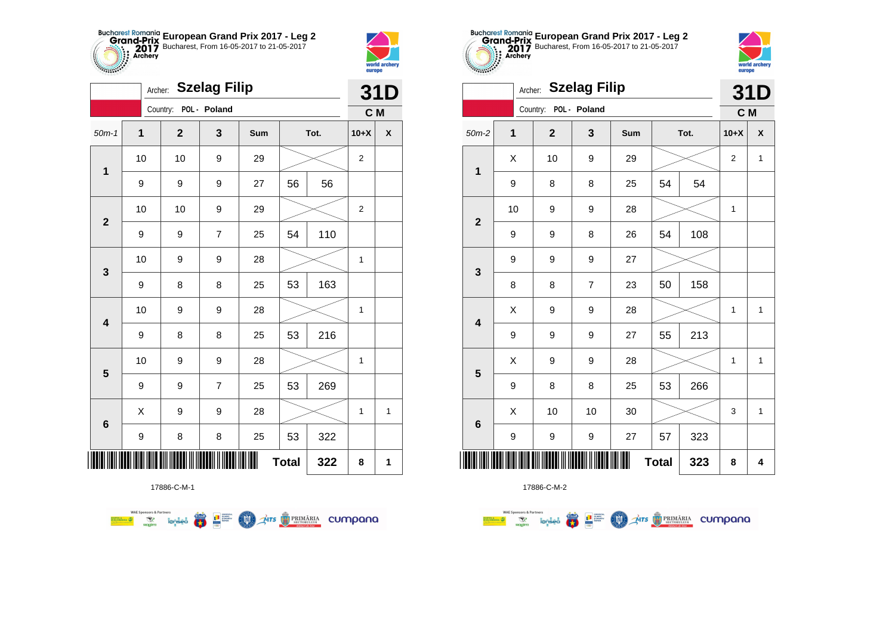**Bucharest Romania Grand-Prix 2017 Archery** European Grand Prix 2017 - Leg 2
Bucharest, From 16-05-2017 to 21-05-2017

Archer: **Szelag Filip**
Country: POL - Poland

**31D**
**C M**

| 50m-1 | 1 | 2 | 3 | Sum | Tot. | | 10+X | X |
|---|---|---|---|---|---|---|---|---|
| **1** | 10 | 10 | 9 | 29 | | | 2 | |
| | 9 | 9 | 9 | 27 | 56 | 56 | | |
| **2** | 10 | 10 | 9 | 29 | | | 2 | |
| | 9 | 9 | 7 | 25 | 54 | 110 | | |
| **3** | 10 | 9 | 9 | 28 | | | 1 | |
| | 9 | 8 | 8 | 25 | 53 | 163 | | |
| **4** | 10 | 9 | 9 | 28 | | | 1 | |
| | 9 | 8 | 8 | 25 | 53 | 216 | | |
| **5** | 10 | 9 | 9 | 28 | | | 1 | |
| | 9 | 9 | 7 | 25 | 53 | 269 | | |
| **6** | X | 9 | 9 | 28 | | | 1 | 1 |
| | 9 | 8 | 8 | 25 | 53 | 322 | | |
| | | | | | **Total** | **322** | **8** | **1** |

17886-C-M-1

**Bucharest Romania Grand-Prix 2017 Archery** European Grand Prix 2017 - Leg 2
Bucharest, From 16-05-2017 to 21-05-2017

Archer: **Szelag Filip**
Country: POL - Poland

**31D**
**C M**

| 50m-2 | 1 | 2 | 3 | Sum | Tot. | | 10+X | X |
|---|---|---|---|---|---|---|---|---|
| **1** | X | 10 | 9 | 29 | | | 2 | 1 |
| | 9 | 8 | 8 | 25 | 54 | 54 | | |
| **2** | 10 | 9 | 9 | 28 | | | 1 | |
| | 9 | 9 | 8 | 26 | 54 | 108 | | |
| **3** | 9 | 9 | 9 | 27 | | | | |
| | 8 | 8 | 7 | 23 | 50 | 158 | | |
| **4** | X | 9 | 9 | 28 | | | 1 | 1 |
| | 9 | 9 | 9 | 27 | 55 | 213 | | |
| **5** | X | 9 | 9 | 28 | | | 1 | 1 |
| | 9 | 8 | 8 | 25 | 53 | 266 | | |
| **6** | X | 10 | 10 | 30 | | | 3 | 1 |
| | 9 | 9 | 9 | 27 | 57 | 323 | | |
| | | | | | **Total** | **323** | **8** | **4** |

17886-C-M-2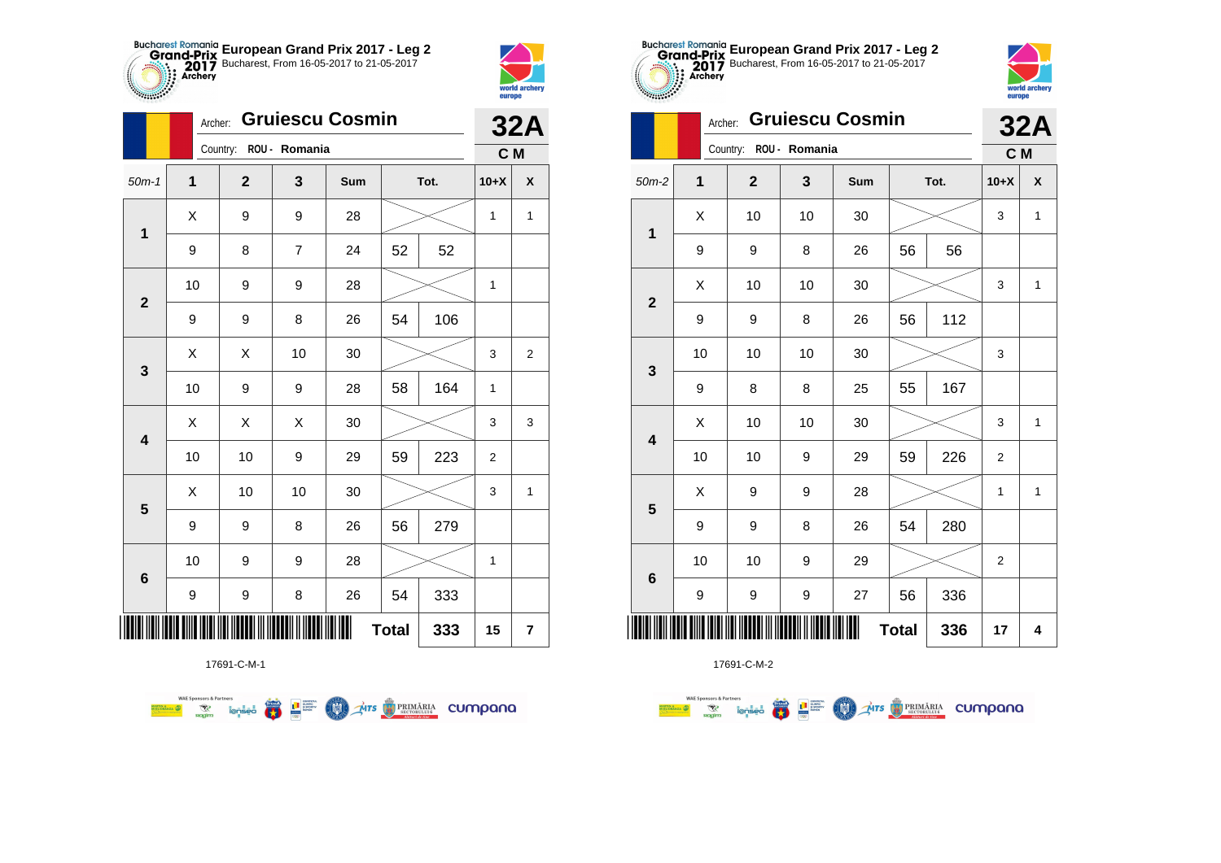## European Grand Prix 2017 - Leg 2

Bucharest, From 16-05-2017 to 21-05-2017

Archer: **Gruiescu Cosmin**

Country: ROU - Romania

**32A**

**C M**

| 50m-1 | 1 | 2 | 3 | Sum | Tot. | | 10+X | X |
|---|---|---|---|---|---|---|---|---|
| 1 | X | 9 | 9 | 28 | | | 1 | 1 |
| | 9 | 8 | 7 | 24 | 52 | 52 | | |
| 2 | 10 | 9 | 9 | 28 | | | 1 | |
| | 9 | 9 | 8 | 26 | 54 | 106 | | |
| 3 | X | X | 10 | 30 | | | 3 | 2 |
| | 10 | 9 | 9 | 28 | 58 | 164 | 1 | |
| 4 | X | X | X | 30 | | | 3 | 3 |
| | 10 | 10 | 9 | 29 | 59 | 223 | 2 | |
| 5 | X | 10 | 10 | 30 | | | 3 | 1 |
| | 9 | 9 | 8 | 26 | 56 | 279 | | |
| 6 | 10 | 9 | 9 | 28 | | | 1 | |
| | 9 | 9 | 8 | 26 | 54 | 333 | | |
| | | | | | **Total** | **333** | **15** | **7** |

17691-C-M-1

## European Grand Prix 2017 - Leg 2

Bucharest, From 16-05-2017 to 21-05-2017

Archer: **Gruiescu Cosmin**

Country: ROU - Romania

**32A**

**C M**

| 50m-2 | 1 | 2 | 3 | Sum | Tot. | | 10+X | X |
|---|---|---|---|---|---|---|---|---|
| 1 | X | 10 | 10 | 30 | | | 3 | 1 |
| | 9 | 9 | 8 | 26 | 56 | 56 | | |
| 2 | X | 10 | 10 | 30 | | | 3 | 1 |
| | 9 | 9 | 8 | 26 | 56 | 112 | | |
| 3 | 10 | 10 | 10 | 30 | | | 3 | |
| | 9 | 8 | 8 | 25 | 55 | 167 | | |
| 4 | X | 10 | 10 | 30 | | | 3 | 1 |
| | 10 | 10 | 9 | 29 | 59 | 226 | 2 | |
| 5 | X | 9 | 9 | 28 | | | 1 | 1 |
| | 9 | 9 | 8 | 26 | 54 | 280 | | |
| 6 | 10 | 10 | 9 | 29 | | | 2 | |
| | 9 | 9 | 9 | 27 | 56 | 336 | | |
| | | | | | **Total** | **336** | **17** | **4** |

17691-C-M-2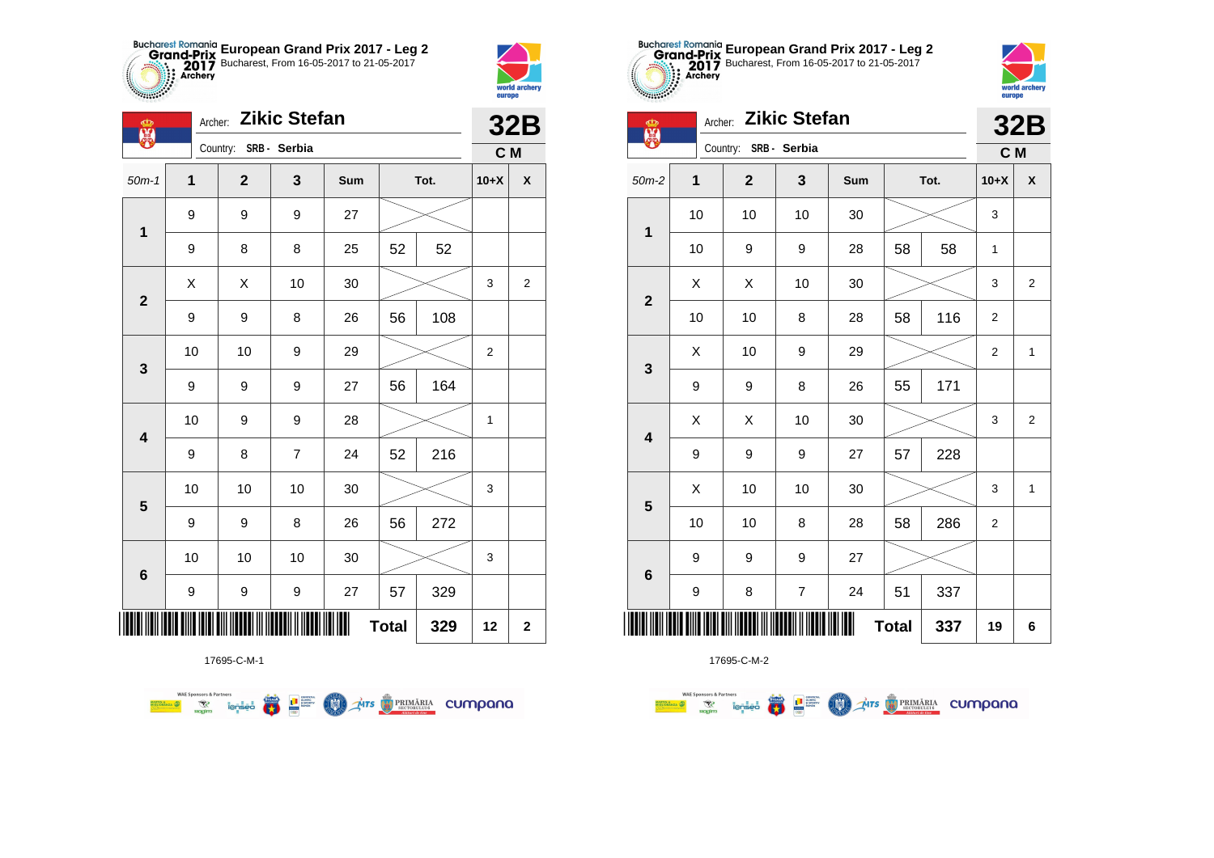**European Grand Prix 2017 - Leg 2**
Bucharest, From 16-05-2017 to 21-05-2017

Archer: **Zikic Stefan**
Country: SRB - Serbia

**32B**
**C M**

| 50m-1 | 1 | 2 | 3 | Sum | Tot. | | 10+X | X |
|---|---|---|---|---|---|---|---|---|
| 1 | 9 | 9 | 9 | 27 | | | | |
| | 9 | 8 | 8 | 25 | 52 | 52 | | |
| 2 | X | X | 10 | 30 | | | 3 | 2 |
| | 9 | 9 | 8 | 26 | 56 | 108 | | |
| 3 | 10 | 10 | 9 | 29 | | | 2 | |
| | 9 | 9 | 9 | 27 | 56 | 164 | | |
| 4 | 10 | 9 | 9 | 28 | | | 1 | |
| | 9 | 8 | 7 | 24 | 52 | 216 | | |
| 5 | 10 | 10 | 10 | 30 | | | 3 | |
| | 9 | 9 | 8 | 26 | 56 | 272 | | |
| 6 | 10 | 10 | 10 | 30 | | | 3 | |
| | 9 | 9 | 9 | 27 | 57 | 329 | | |
| | | | | | Total | 329 | 12 | 2 |

17695-C-M-1

**European Grand Prix 2017 - Leg 2**
Bucharest, From 16-05-2017 to 21-05-2017

Archer: **Zikic Stefan**
Country: SRB - Serbia

**32B**
**C M**

| 50m-2 | 1 | 2 | 3 | Sum | Tot. | | 10+X | X |
|---|---|---|---|---|---|---|---|---|
| 1 | 10 | 10 | 10 | 30 | | | 3 | |
| | 10 | 9 | 9 | 28 | 58 | 58 | 1 | |
| 2 | X | X | 10 | 30 | | | 3 | 2 |
| | 10 | 10 | 8 | 28 | 58 | 116 | 2 | |
| 3 | X | 10 | 9 | 29 | | | 2 | 1 |
| | 9 | 9 | 8 | 26 | 55 | 171 | | |
| 4 | X | X | 10 | 30 | | | 3 | 2 |
| | 9 | 9 | 9 | 27 | 57 | 228 | | |
| 5 | X | 10 | 10 | 30 | | | 3 | 1 |
| | 10 | 10 | 8 | 28 | 58 | 286 | 2 | |
| 6 | 9 | 9 | 9 | 27 | | | | |
| | 9 | 8 | 7 | 24 | 51 | 337 | | |
| | | | | | Total | 337 | 19 | 6 |

17695-C-M-2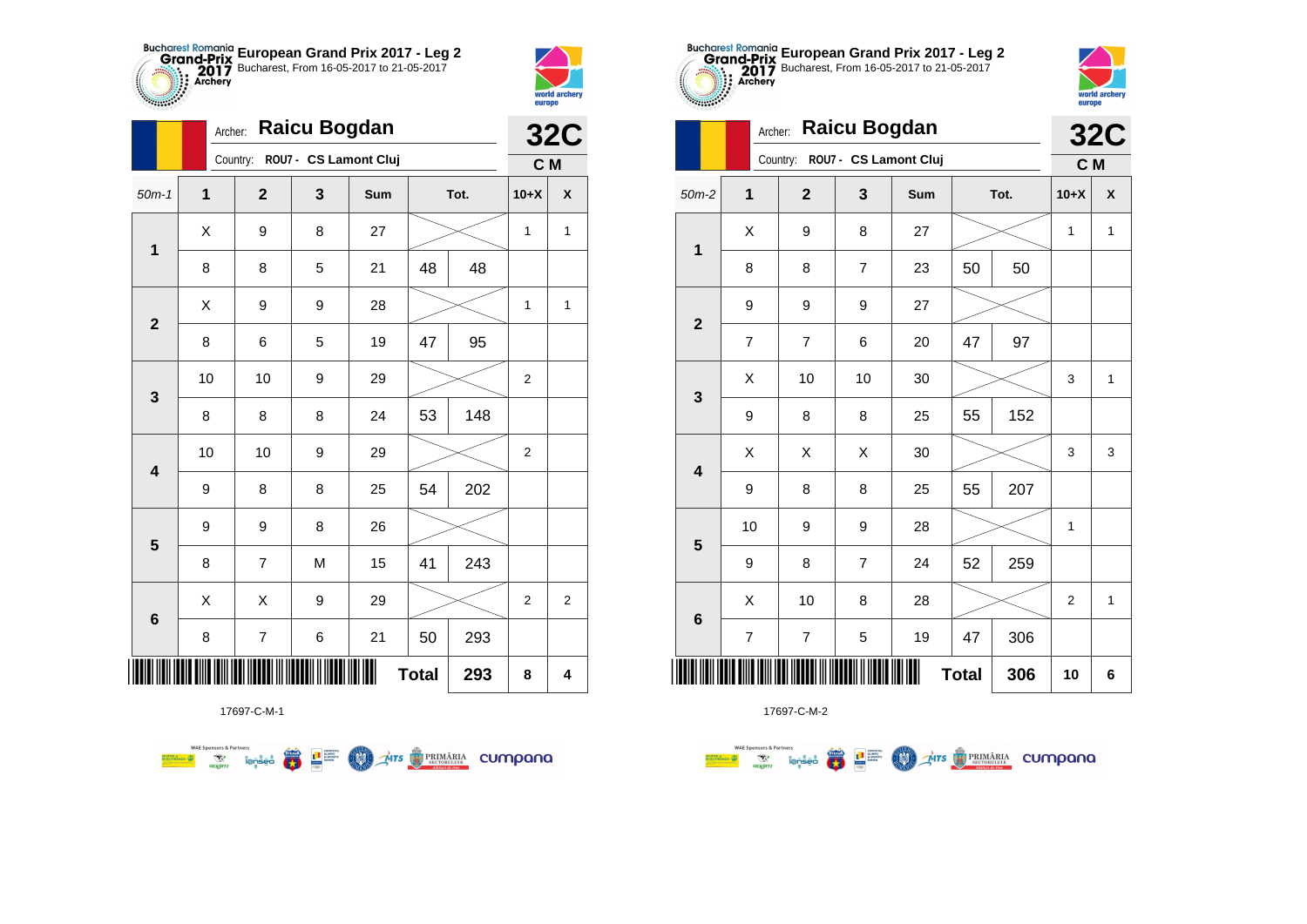**Bucharest Romania Grand-Prix 2017 Archery** — **European Grand Prix 2017 - Leg 2**
Bucharest, From 16-05-2017 to 21-05-2017

Archer: **Raicu Bogdan**
Country: ROU7 - CS Lamont Cluj
**32C**
**C M**

| 50m-1 | 1 | 2 | 3 | Sum | Tot. | | 10+X | X |
|---|---|---|---|---|---|---|---|---|
| 1 | X | 9 | 8 | 27 | | | 1 | 1 |
| | 8 | 8 | 5 | 21 | 48 | 48 | | |
| 2 | X | 9 | 9 | 28 | | | 1 | 1 |
| | 8 | 6 | 5 | 19 | 47 | 95 | | |
| 3 | 10 | 10 | 9 | 29 | | | 2 | |
| | 8 | 8 | 8 | 24 | 53 | 148 | | |
| 4 | 10 | 10 | 9 | 29 | | | 2 | |
| | 9 | 8 | 8 | 25 | 54 | 202 | | |
| 5 | 9 | 9 | 8 | 26 | | | | |
| | 8 | 7 | M | 15 | 41 | 243 | | |
| 6 | X | X | 9 | 29 | | | 2 | 2 |
| | 8 | 7 | 6 | 21 | 50 | 293 | | |
| | | | | | Total | 293 | 8 | 4 |

17697-C-M-1

**Bucharest Romania Grand-Prix 2017 Archery** — **European Grand Prix 2017 - Leg 2**
Bucharest, From 16-05-2017 to 21-05-2017

Archer: **Raicu Bogdan**
Country: ROU7 - CS Lamont Cluj
**32C**
**C M**

| 50m-2 | 1 | 2 | 3 | Sum | Tot. | | 10+X | X |
|---|---|---|---|---|---|---|---|---|
| 1 | X | 9 | 8 | 27 | | | 1 | 1 |
| | 8 | 8 | 7 | 23 | 50 | 50 | | |
| 2 | 9 | 9 | 9 | 27 | | | | |
| | 7 | 7 | 6 | 20 | 47 | 97 | | |
| 3 | X | 10 | 10 | 30 | | | 3 | 1 |
| | 9 | 8 | 8 | 25 | 55 | 152 | | |
| 4 | X | X | X | 30 | | | 3 | 3 |
| | 9 | 8 | 8 | 25 | 55 | 207 | | |
| 5 | 10 | 9 | 9 | 28 | | | 1 | |
| | 9 | 8 | 7 | 24 | 52 | 259 | | |
| 6 | X | 10 | 8 | 28 | | | 2 | 1 |
| | 7 | 7 | 5 | 19 | 47 | 306 | | |
| | | | | | Total | 306 | 10 | 6 |

17697-C-M-2